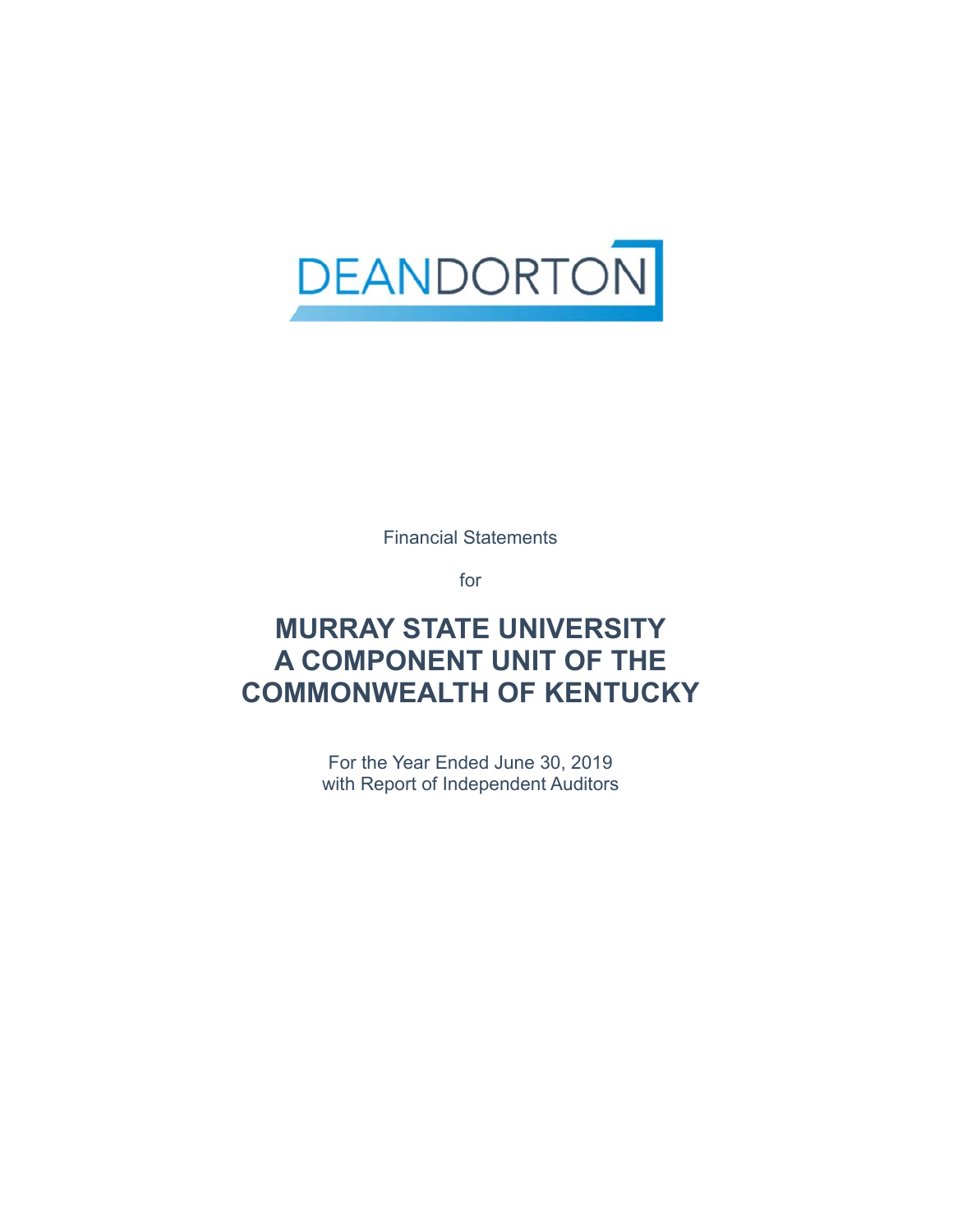DEANDORTON

Financial Statements

for

# MURRAY STATE UNIVERSITY
# A COMPONENT UNIT OF THE
# COMMONWEALTH OF KENTUCKY

For the Year Ended June 30, 2019
with Report of Independent Auditors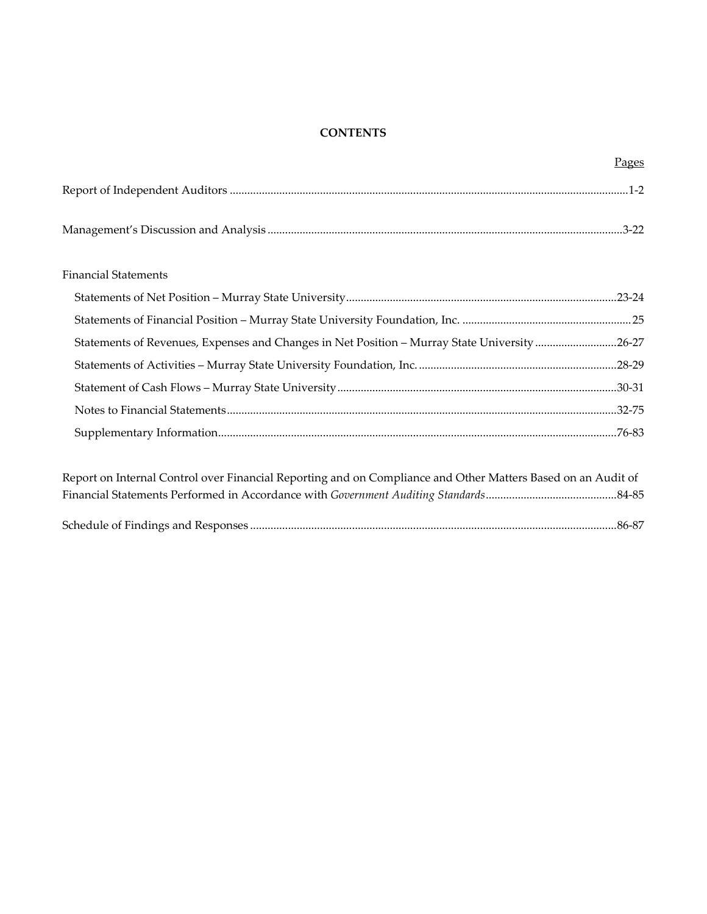# CONTENTS

| | Pages |
|---|---|
| Report of Independent Auditors | 1-2 |
| Management's Discussion and Analysis | 3-22 |
| Financial Statements | |
| Statements of Net Position – Murray State University | 23-24 |
| Statements of Financial Position – Murray State University Foundation, Inc. | 25 |
| Statements of Revenues, Expenses and Changes in Net Position – Murray State University | 26-27 |
| Statements of Activities – Murray State University Foundation, Inc. | 28-29 |
| Statement of Cash Flows – Murray State University | 30-31 |
| Notes to Financial Statements | 32-75 |
| Supplementary Information | 76-83 |
| Report on Internal Control over Financial Reporting and on Compliance and Other Matters Based on an Audit of Financial Statements Performed in Accordance with *Government Auditing Standards* | 84-85 |
| Schedule of Findings and Responses | 86-87 |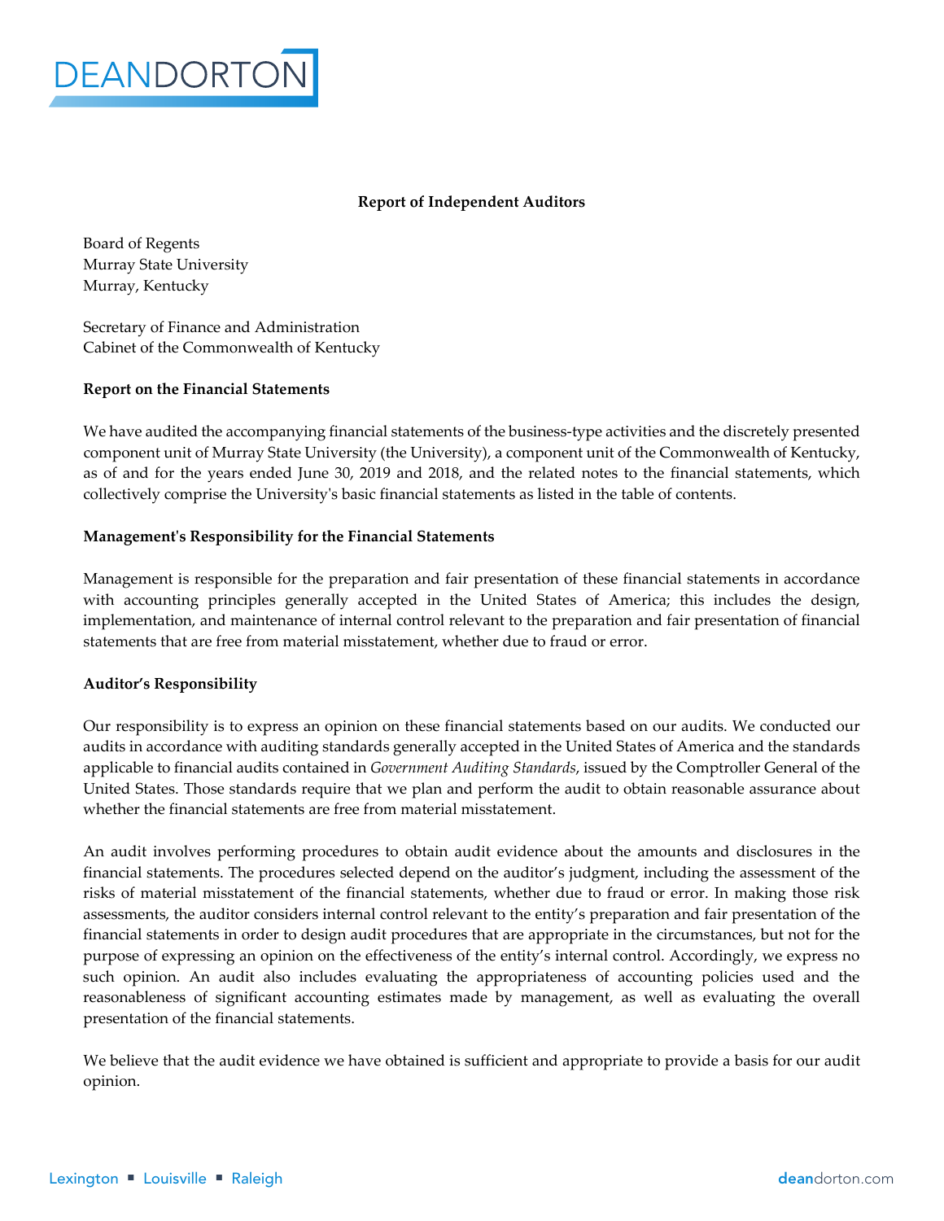**Report of Independent Auditors**

Board of Regents
Murray State University
Murray, Kentucky

Secretary of Finance and Administration
Cabinet of the Commonwealth of Kentucky

**Report on the Financial Statements**

We have audited the accompanying financial statements of the business-type activities and the discretely presented component unit of Murray State University (the University), a component unit of the Commonwealth of Kentucky, as of and for the years ended June 30, 2019 and 2018, and the related notes to the financial statements, which collectively comprise the University's basic financial statements as listed in the table of contents.

**Management's Responsibility for the Financial Statements**

Management is responsible for the preparation and fair presentation of these financial statements in accordance with accounting principles generally accepted in the United States of America; this includes the design, implementation, and maintenance of internal control relevant to the preparation and fair presentation of financial statements that are free from material misstatement, whether due to fraud or error.

**Auditor's Responsibility**

Our responsibility is to express an opinion on these financial statements based on our audits. We conducted our audits in accordance with auditing standards generally accepted in the United States of America and the standards applicable to financial audits contained in *Government Auditing Standards*, issued by the Comptroller General of the United States. Those standards require that we plan and perform the audit to obtain reasonable assurance about whether the financial statements are free from material misstatement.

An audit involves performing procedures to obtain audit evidence about the amounts and disclosures in the financial statements. The procedures selected depend on the auditor's judgment, including the assessment of the risks of material misstatement of the financial statements, whether due to fraud or error. In making those risk assessments, the auditor considers internal control relevant to the entity's preparation and fair presentation of the financial statements in order to design audit procedures that are appropriate in the circumstances, but not for the purpose of expressing an opinion on the effectiveness of the entity's internal control. Accordingly, we express no such opinion. An audit also includes evaluating the appropriateness of accounting policies used and the reasonableness of significant accounting estimates made by management, as well as evaluating the overall presentation of the financial statements.

We believe that the audit evidence we have obtained is sufficient and appropriate to provide a basis for our audit opinion.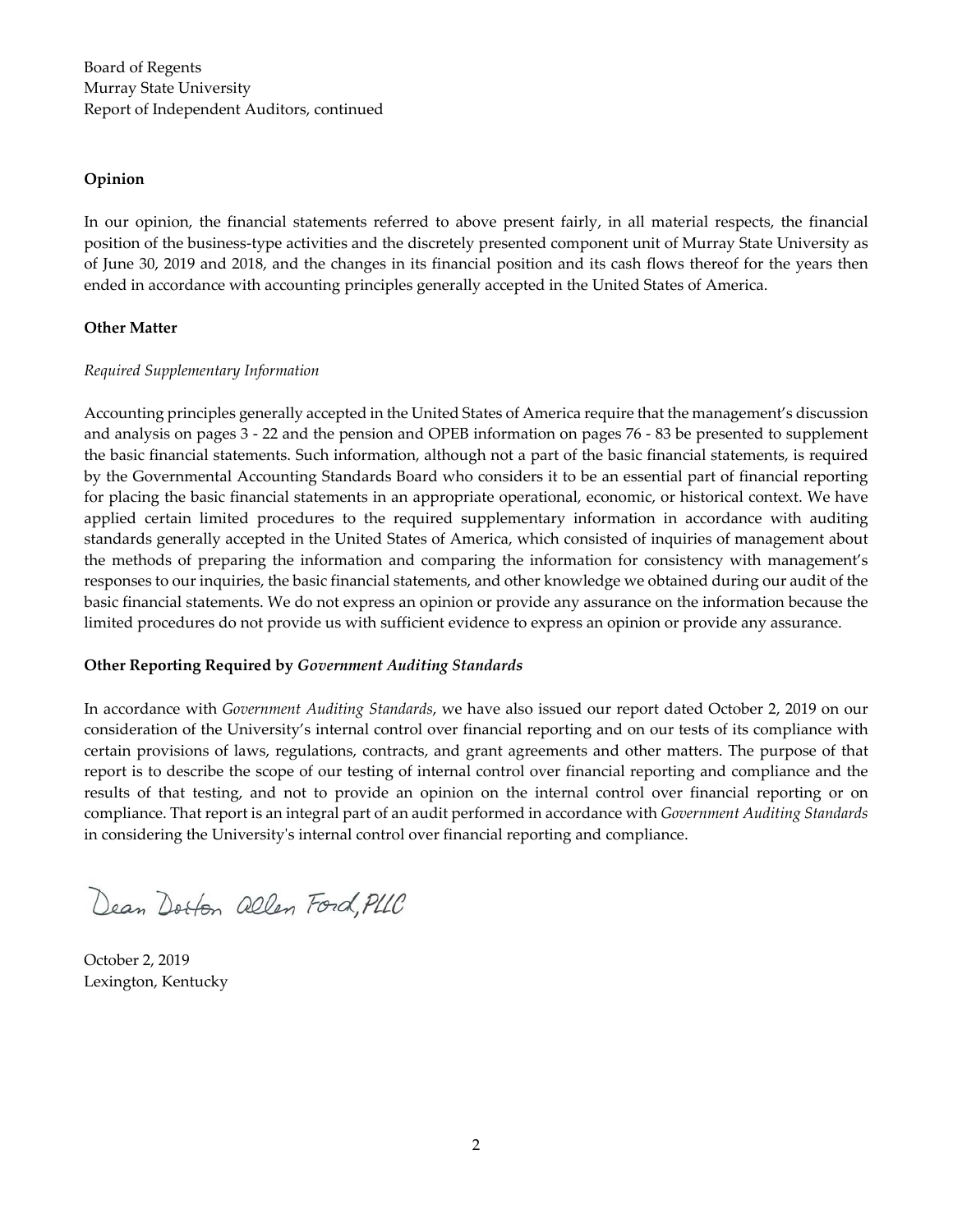Board of Regents
Murray State University
Report of Independent Auditors, continued

**Opinion**

In our opinion, the financial statements referred to above present fairly, in all material respects, the financial position of the business-type activities and the discretely presented component unit of Murray State University as of June 30, 2019 and 2018, and the changes in its financial position and its cash flows thereof for the years then ended in accordance with accounting principles generally accepted in the United States of America.

**Other Matter**

*Required Supplementary Information*

Accounting principles generally accepted in the United States of America require that the management's discussion and analysis on pages 3 - 22 and the pension and OPEB information on pages 76 - 83 be presented to supplement the basic financial statements. Such information, although not a part of the basic financial statements, is required by the Governmental Accounting Standards Board who considers it to be an essential part of financial reporting for placing the basic financial statements in an appropriate operational, economic, or historical context. We have applied certain limited procedures to the required supplementary information in accordance with auditing standards generally accepted in the United States of America, which consisted of inquiries of management about the methods of preparing the information and comparing the information for consistency with management's responses to our inquiries, the basic financial statements, and other knowledge we obtained during our audit of the basic financial statements. We do not express an opinion or provide any assurance on the information because the limited procedures do not provide us with sufficient evidence to express an opinion or provide any assurance.

**Other Reporting Required by *Government Auditing Standards***

In accordance with *Government Auditing Standards*, we have also issued our report dated October 2, 2019 on our consideration of the University's internal control over financial reporting and on our tests of its compliance with certain provisions of laws, regulations, contracts, and grant agreements and other matters. The purpose of that report is to describe the scope of our testing of internal control over financial reporting and compliance and the results of that testing, and not to provide an opinion on the internal control over financial reporting or on compliance. That report is an integral part of an audit performed in accordance with *Government Auditing Standards* in considering the University's internal control over financial reporting and compliance.

Dean Dorton Allen Ford, PLLC

October 2, 2019
Lexington, Kentucky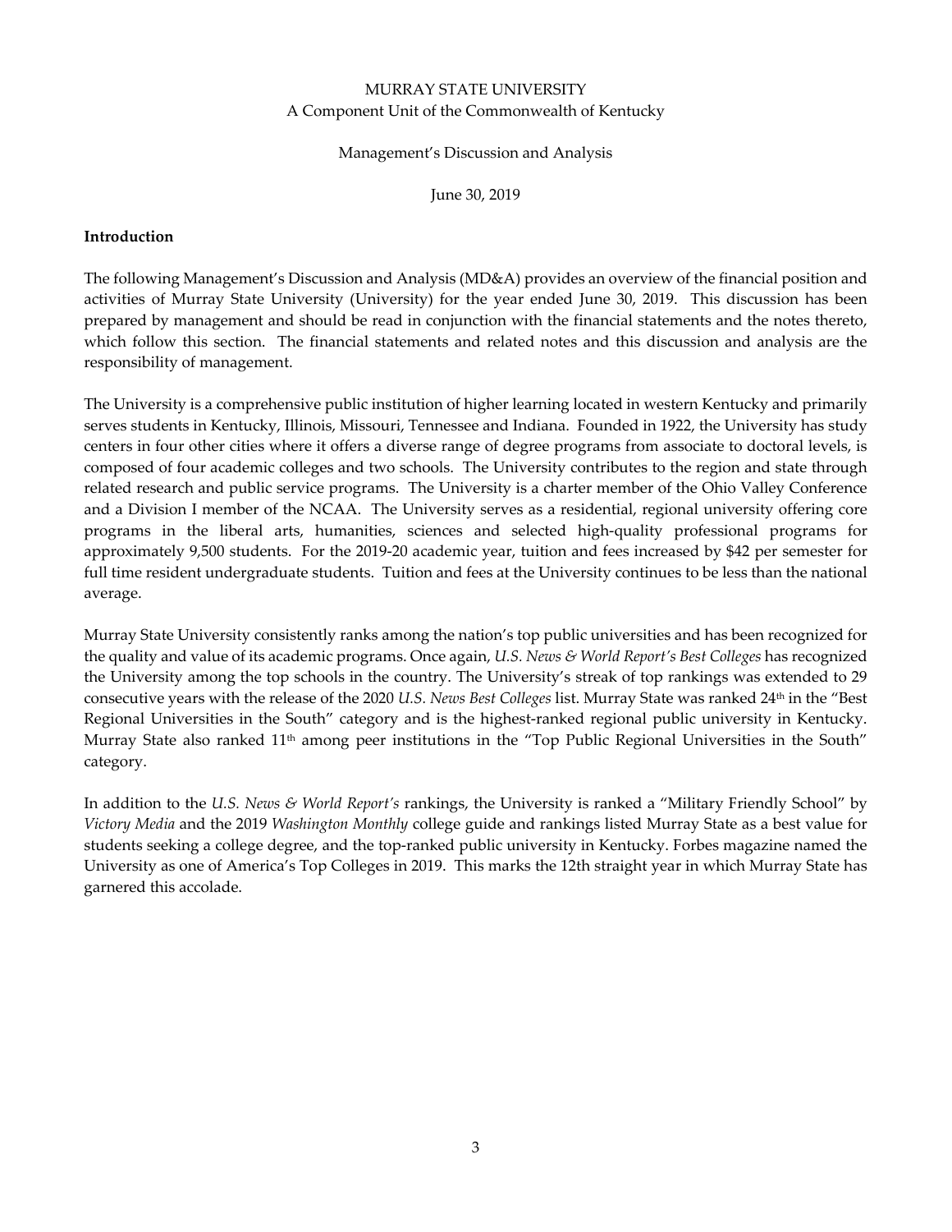MURRAY STATE UNIVERSITY
A Component Unit of the Commonwealth of Kentucky

Management's Discussion and Analysis

June 30, 2019

## Introduction

The following Management's Discussion and Analysis (MD&A) provides an overview of the financial position and activities of Murray State University (University) for the year ended June 30, 2019. This discussion has been prepared by management and should be read in conjunction with the financial statements and the notes thereto, which follow this section. The financial statements and related notes and this discussion and analysis are the responsibility of management.

The University is a comprehensive public institution of higher learning located in western Kentucky and primarily serves students in Kentucky, Illinois, Missouri, Tennessee and Indiana. Founded in 1922, the University has study centers in four other cities where it offers a diverse range of degree programs from associate to doctoral levels, is composed of four academic colleges and two schools. The University contributes to the region and state through related research and public service programs. The University is a charter member of the Ohio Valley Conference and a Division I member of the NCAA. The University serves as a residential, regional university offering core programs in the liberal arts, humanities, sciences and selected high-quality professional programs for approximately 9,500 students. For the 2019-20 academic year, tuition and fees increased by $42 per semester for full time resident undergraduate students. Tuition and fees at the University continues to be less than the national average.

Murray State University consistently ranks among the nation's top public universities and has been recognized for the quality and value of its academic programs. Once again, *U.S. News & World Report's Best Colleges* has recognized the University among the top schools in the country. The University's streak of top rankings was extended to 29 consecutive years with the release of the 2020 *U.S. News Best Colleges* list. Murray State was ranked 24th in the "Best Regional Universities in the South" category and is the highest-ranked regional public university in Kentucky. Murray State also ranked 11th among peer institutions in the "Top Public Regional Universities in the South" category.

In addition to the *U.S. News & World Report's* rankings, the University is ranked a "Military Friendly School" by *Victory Media* and the 2019 *Washington Monthly* college guide and rankings listed Murray State as a best value for students seeking a college degree, and the top-ranked public university in Kentucky. Forbes magazine named the University as one of America's Top Colleges in 2019. This marks the 12th straight year in which Murray State has garnered this accolade.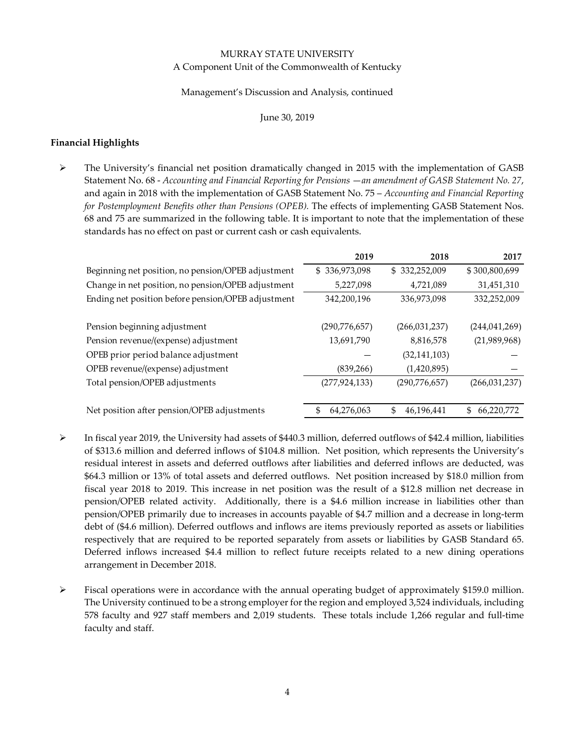MURRAY STATE UNIVERSITY
A Component Unit of the Commonwealth of Kentucky

Management's Discussion and Analysis, continued

June 30, 2019

## Financial Highlights

- The University's financial net position dramatically changed in 2015 with the implementation of GASB Statement No. 68 - *Accounting and Financial Reporting for Pensions —an amendment of GASB Statement No. 27*, and again in 2018 with the implementation of GASB Statement No. 75 – *Accounting and Financial Reporting for Postemployment Benefits other than Pensions (OPEB).* The effects of implementing GASB Statement Nos. 68 and 75 are summarized in the following table. It is important to note that the implementation of these standards has no effect on past or current cash or cash equivalents.

| | 2019 | 2018 | 2017 |
|---|---|---|---|
| Beginning net position, no pension/OPEB adjustment | $ 336,973,098 | $ 332,252,009 | $ 300,800,699 |
| Change in net position, no pension/OPEB adjustment | 5,227,098 | 4,721,089 | 31,451,310 |
| Ending net position before pension/OPEB adjustment | 342,200,196 | 336,973,098 | 332,252,009 |
| | | | |
| Pension beginning adjustment | (290,776,657) | (266,031,237) | (244,041,269) |
| Pension revenue/(expense) adjustment | 13,691,790 | 8,816,578 | (21,989,968) |
| OPEB prior period balance adjustment | — | (32,141,103) | — |
| OPEB revenue/(expense) adjustment | (839,266) | (1,420,895) | — |
| Total pension/OPEB adjustments | (277,924,133) | (290,776,657) | (266,031,237) |
| | | | |
| Net position after pension/OPEB adjustments | $ 64,276,063 | $ 46,196,441 | $ 66,220,772 |

- In fiscal year 2019, the University had assets of $440.3 million, deferred outflows of $42.4 million, liabilities of $313.6 million and deferred inflows of $104.8 million. Net position, which represents the University's residual interest in assets and deferred outflows after liabilities and deferred inflows are deducted, was $64.3 million or 13% of total assets and deferred outflows. Net position increased by $18.0 million from fiscal year 2018 to 2019. This increase in net position was the result of a $12.8 million net decrease in pension/OPEB related activity. Additionally, there is a $4.6 million increase in liabilities other than pension/OPEB primarily due to increases in accounts payable of $4.7 million and a decrease in long-term debt of ($4.6 million). Deferred outflows and inflows are items previously reported as assets or liabilities respectively that are required to be reported separately from assets or liabilities by GASB Standard 65. Deferred inflows increased $4.4 million to reflect future receipts related to a new dining operations arrangement in December 2018.

- Fiscal operations were in accordance with the annual operating budget of approximately $159.0 million. The University continued to be a strong employer for the region and employed 3,524 individuals, including 578 faculty and 927 staff members and 2,019 students. These totals include 1,266 regular and full-time faculty and staff.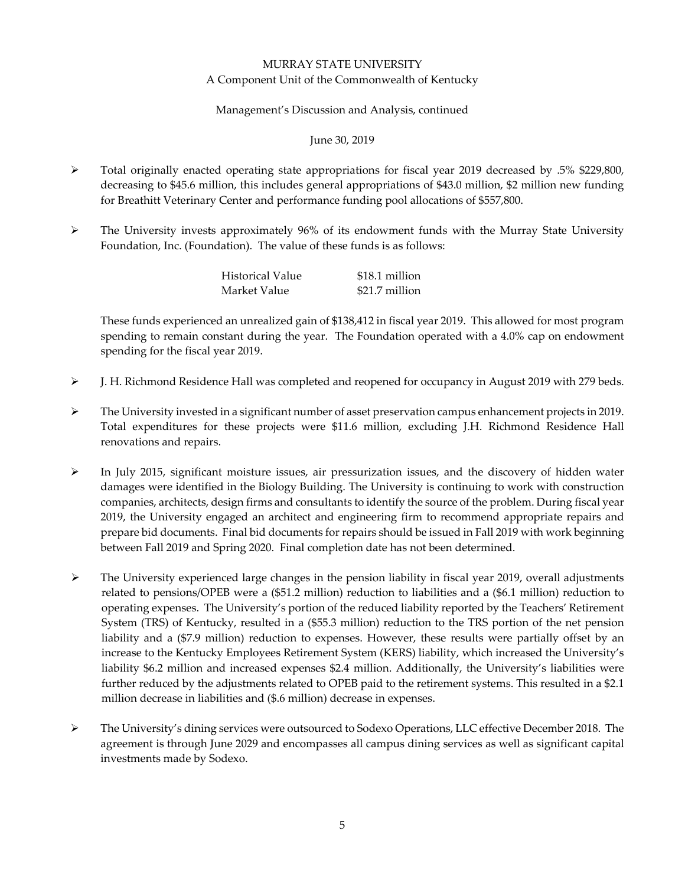- Total originally enacted operating state appropriations for fiscal year 2019 decreased by .5% $229,800, decreasing to $45.6 million, this includes general appropriations of $43.0 million, $2 million new funding for Breathitt Veterinary Center and performance funding pool allocations of $557,800.

- The University invests approximately 96% of its endowment funds with the Murray State University Foundation, Inc. (Foundation). The value of these funds is as follows:

| | |
|---|---|
| Historical Value | $18.1 million |
| Market Value | $21.7 million |

  These funds experienced an unrealized gain of $138,412 in fiscal year 2019. This allowed for most program spending to remain constant during the year. The Foundation operated with a 4.0% cap on endowment spending for the fiscal year 2019.

- J. H. Richmond Residence Hall was completed and reopened for occupancy in August 2019 with 279 beds.

- The University invested in a significant number of asset preservation campus enhancement projects in 2019. Total expenditures for these projects were $11.6 million, excluding J.H. Richmond Residence Hall renovations and repairs.

- In July 2015, significant moisture issues, air pressurization issues, and the discovery of hidden water damages were identified in the Biology Building. The University is continuing to work with construction companies, architects, design firms and consultants to identify the source of the problem. During fiscal year 2019, the University engaged an architect and engineering firm to recommend appropriate repairs and prepare bid documents. Final bid documents for repairs should be issued in Fall 2019 with work beginning between Fall 2019 and Spring 2020. Final completion date has not been determined.

- The University experienced large changes in the pension liability in fiscal year 2019, overall adjustments related to pensions/OPEB were a ($51.2 million) reduction to liabilities and a ($6.1 million) reduction to operating expenses. The University's portion of the reduced liability reported by the Teachers' Retirement System (TRS) of Kentucky, resulted in a ($55.3 million) reduction to the TRS portion of the net pension liability and a ($7.9 million) reduction to expenses. However, these results were partially offset by an increase to the Kentucky Employees Retirement System (KERS) liability, which increased the University's liability $6.2 million and increased expenses $2.4 million. Additionally, the University's liabilities were further reduced by the adjustments related to OPEB paid to the retirement systems. This resulted in a $2.1 million decrease in liabilities and ($.6 million) decrease in expenses.

- The University's dining services were outsourced to Sodexo Operations, LLC effective December 2018. The agreement is through June 2029 and encompasses all campus dining services as well as significant capital investments made by Sodexo.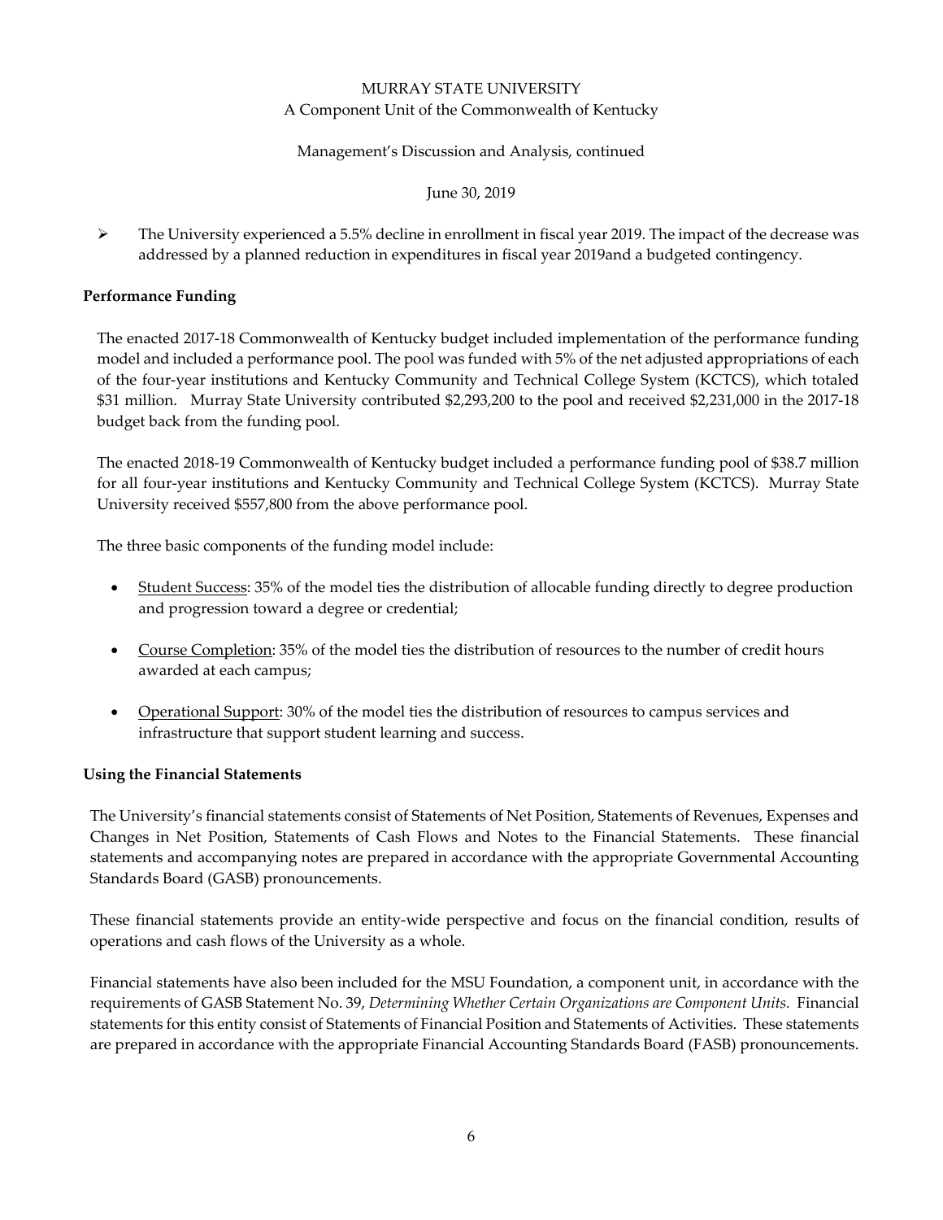- ➢ The University experienced a 5.5% decline in enrollment in fiscal year 2019. The impact of the decrease was addressed by a planned reduction in expenditures in fiscal year 2019and a budgeted contingency.

**Performance Funding**

The enacted 2017-18 Commonwealth of Kentucky budget included implementation of the performance funding model and included a performance pool. The pool was funded with 5% of the net adjusted appropriations of each of the four-year institutions and Kentucky Community and Technical College System (KCTCS), which totaled $31 million. Murray State University contributed $2,293,200 to the pool and received $2,231,000 in the 2017-18 budget back from the funding pool.

The enacted 2018-19 Commonwealth of Kentucky budget included a performance funding pool of $38.7 million for all four-year institutions and Kentucky Community and Technical College System (KCTCS). Murray State University received $557,800 from the above performance pool.

The three basic components of the funding model include:

- Student Success: 35% of the model ties the distribution of allocable funding directly to degree production and progression toward a degree or credential;
- Course Completion: 35% of the model ties the distribution of resources to the number of credit hours awarded at each campus;
- Operational Support: 30% of the model ties the distribution of resources to campus services and infrastructure that support student learning and success.

**Using the Financial Statements**

The University's financial statements consist of Statements of Net Position, Statements of Revenues, Expenses and Changes in Net Position, Statements of Cash Flows and Notes to the Financial Statements. These financial statements and accompanying notes are prepared in accordance with the appropriate Governmental Accounting Standards Board (GASB) pronouncements.

These financial statements provide an entity-wide perspective and focus on the financial condition, results of operations and cash flows of the University as a whole.

Financial statements have also been included for the MSU Foundation, a component unit, in accordance with the requirements of GASB Statement No. 39, *Determining Whether Certain Organizations are Component Units*. Financial statements for this entity consist of Statements of Financial Position and Statements of Activities. These statements are prepared in accordance with the appropriate Financial Accounting Standards Board (FASB) pronouncements.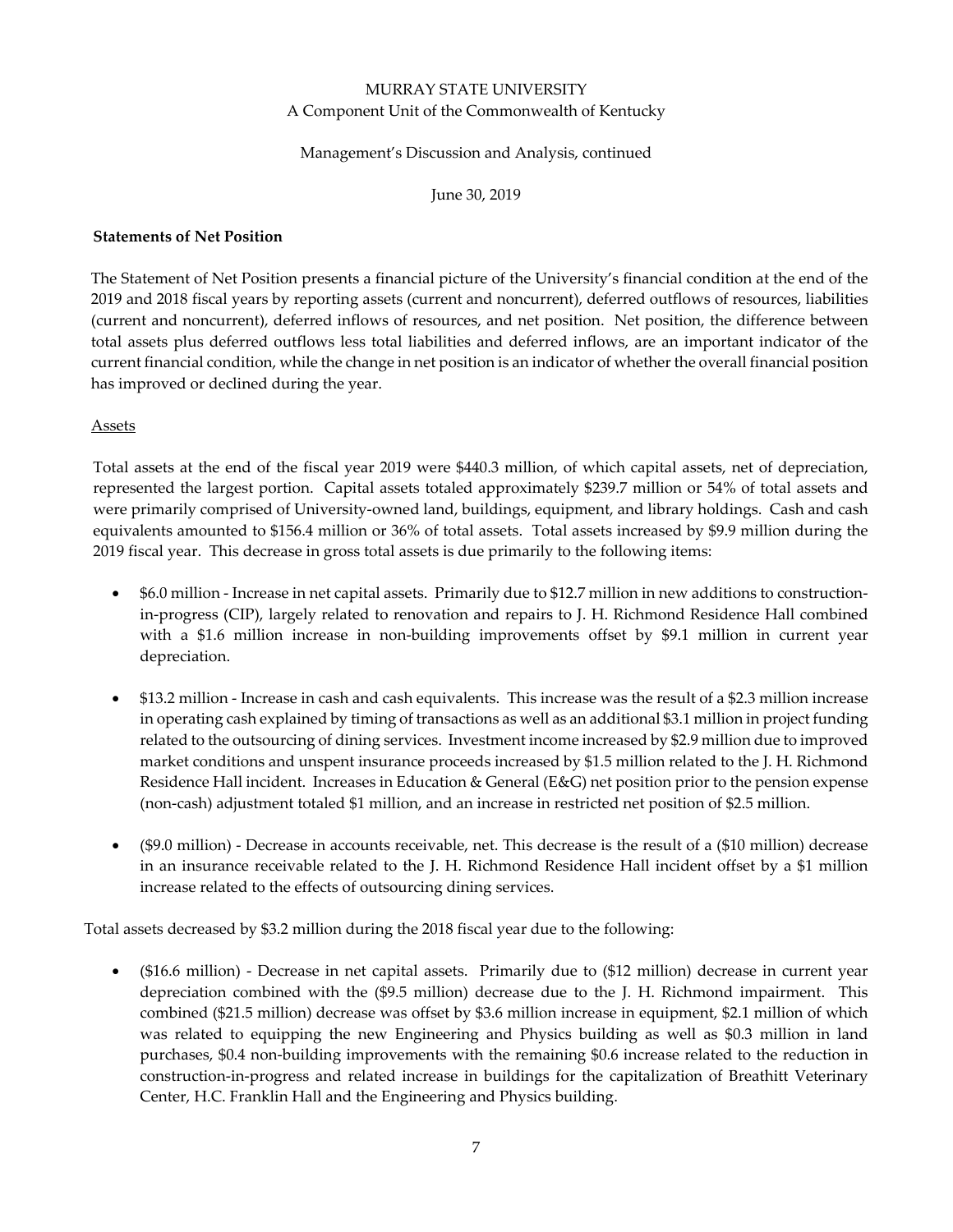MURRAY STATE UNIVERSITY
A Component Unit of the Commonwealth of Kentucky

Management's Discussion and Analysis, continued

June 30, 2019

**Statements of Net Position**

The Statement of Net Position presents a financial picture of the University's financial condition at the end of the 2019 and 2018 fiscal years by reporting assets (current and noncurrent), deferred outflows of resources, liabilities (current and noncurrent), deferred inflows of resources, and net position. Net position, the difference between total assets plus deferred outflows less total liabilities and deferred inflows, are an important indicator of the current financial condition, while the change in net position is an indicator of whether the overall financial position has improved or declined during the year.

Assets

Total assets at the end of the fiscal year 2019 were $440.3 million, of which capital assets, net of depreciation, represented the largest portion. Capital assets totaled approximately $239.7 million or 54% of total assets and were primarily comprised of University-owned land, buildings, equipment, and library holdings. Cash and cash equivalents amounted to $156.4 million or 36% of total assets. Total assets increased by $9.9 million during the 2019 fiscal year. This decrease in gross total assets is due primarily to the following items:

- $6.0 million - Increase in net capital assets. Primarily due to $12.7 million in new additions to construction-in-progress (CIP), largely related to renovation and repairs to J. H. Richmond Residence Hall combined with a $1.6 million increase in non-building improvements offset by $9.1 million in current year depreciation.

- $13.2 million - Increase in cash and cash equivalents. This increase was the result of a $2.3 million increase in operating cash explained by timing of transactions as well as an additional $3.1 million in project funding related to the outsourcing of dining services. Investment income increased by $2.9 million due to improved market conditions and unspent insurance proceeds increased by $1.5 million related to the J. H. Richmond Residence Hall incident. Increases in Education & General (E&G) net position prior to the pension expense (non-cash) adjustment totaled $1 million, and an increase in restricted net position of $2.5 million.

- ($9.0 million) - Decrease in accounts receivable, net. This decrease is the result of a ($10 million) decrease in an insurance receivable related to the J. H. Richmond Residence Hall incident offset by a $1 million increase related to the effects of outsourcing dining services.

Total assets decreased by $3.2 million during the 2018 fiscal year due to the following:

- ($16.6 million) - Decrease in net capital assets. Primarily due to ($12 million) decrease in current year depreciation combined with the ($9.5 million) decrease due to the J. H. Richmond impairment. This combined ($21.5 million) decrease was offset by $3.6 million increase in equipment, $2.1 million of which was related to equipping the new Engineering and Physics building as well as $0.3 million in land purchases, $0.4 non-building improvements with the remaining $0.6 increase related to the reduction in construction-in-progress and related increase in buildings for the capitalization of Breathitt Veterinary Center, H.C. Franklin Hall and the Engineering and Physics building.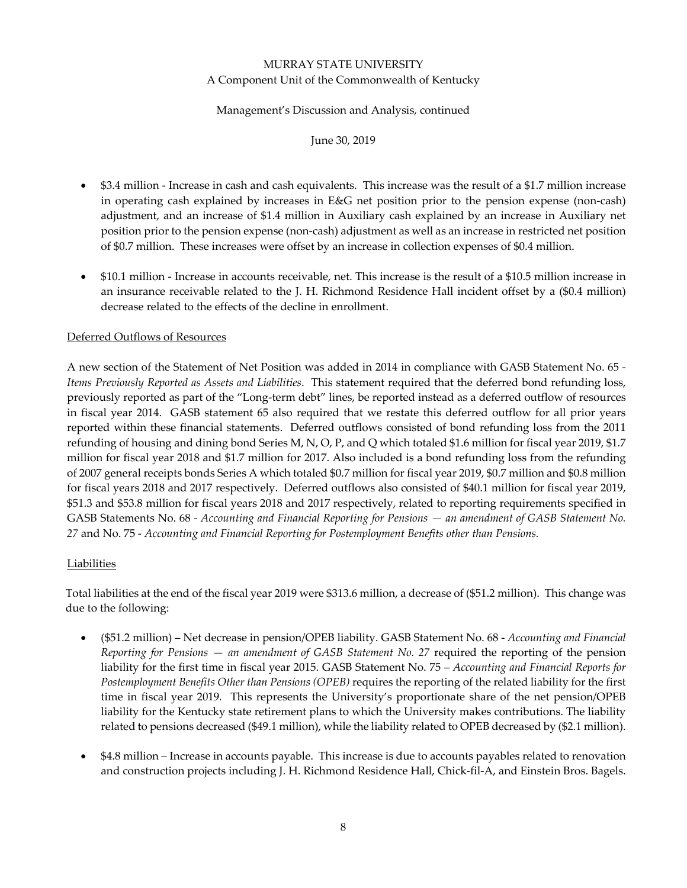- $3.4 million - Increase in cash and cash equivalents. This increase was the result of a $1.7 million increase in operating cash explained by increases in E&G net position prior to the pension expense (non-cash) adjustment, and an increase of $1.4 million in Auxiliary cash explained by an increase in Auxiliary net position prior to the pension expense (non-cash) adjustment as well as an increase in restricted net position of $0.7 million. These increases were offset by an increase in collection expenses of $0.4 million.

- $10.1 million - Increase in accounts receivable, net. This increase is the result of a $10.5 million increase in an insurance receivable related to the J. H. Richmond Residence Hall incident offset by a ($0.4 million) decrease related to the effects of the decline in enrollment.

Deferred Outflows of Resources

A new section of the Statement of Net Position was added in 2014 in compliance with GASB Statement No. 65 - *Items Previously Reported as Assets and Liabilities*. This statement required that the deferred bond refunding loss, previously reported as part of the "Long-term debt" lines, be reported instead as a deferred outflow of resources in fiscal year 2014. GASB statement 65 also required that we restate this deferred outflow for all prior years reported within these financial statements. Deferred outflows consisted of bond refunding loss from the 2011 refunding of housing and dining bond Series M, N, O, P, and Q which totaled $1.6 million for fiscal year 2019, $1.7 million for fiscal year 2018 and $1.7 million for 2017. Also included is a bond refunding loss from the refunding of 2007 general receipts bonds Series A which totaled $0.7 million for fiscal year 2019, $0.7 million and $0.8 million for fiscal years 2018 and 2017 respectively. Deferred outflows also consisted of $40.1 million for fiscal year 2019, $51.3 and $53.8 million for fiscal years 2018 and 2017 respectively, related to reporting requirements specified in GASB Statements No. 68 - *Accounting and Financial Reporting for Pensions — an amendment of GASB Statement No. 27* and No. 75 - *Accounting and Financial Reporting for Postemployment Benefits other than Pensions.*

Liabilities

Total liabilities at the end of the fiscal year 2019 were $313.6 million, a decrease of ($51.2 million). This change was due to the following:

- ($51.2 million) – Net decrease in pension/OPEB liability. GASB Statement No. 68 - *Accounting and Financial Reporting for Pensions — an amendment of GASB Statement No. 27* required the reporting of the pension liability for the first time in fiscal year 2015. GASB Statement No. 75 – *Accounting and Financial Reports for Postemployment Benefits Other than Pensions (OPEB)* requires the reporting of the related liability for the first time in fiscal year 2019. This represents the University's proportionate share of the net pension/OPEB liability for the Kentucky state retirement plans to which the University makes contributions. The liability related to pensions decreased ($49.1 million), while the liability related to OPEB decreased by ($2.1 million).

- $4.8 million – Increase in accounts payable. This increase is due to accounts payables related to renovation and construction projects including J. H. Richmond Residence Hall, Chick-fil-A, and Einstein Bros. Bagels.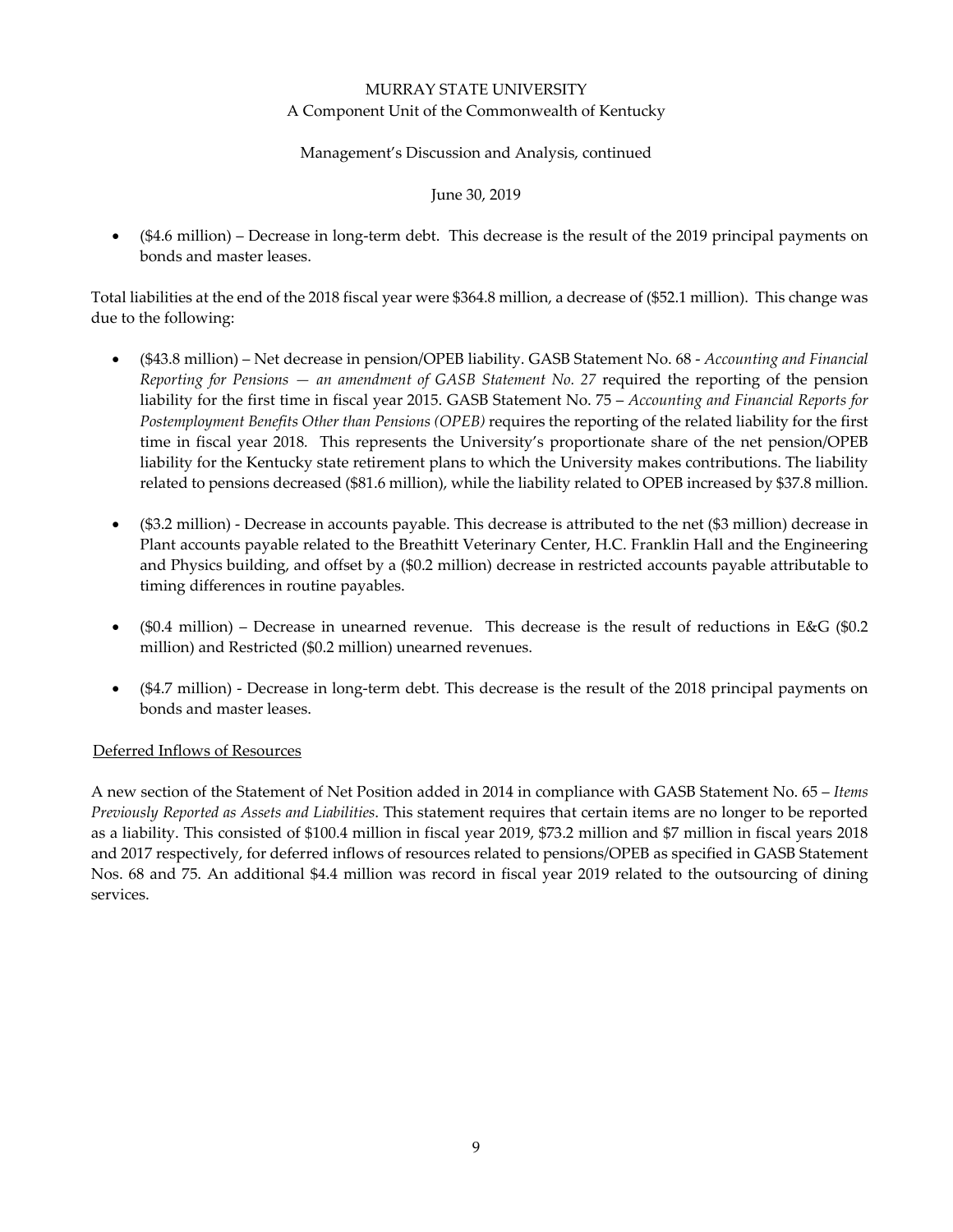- ($4.6 million) – Decrease in long-term debt. This decrease is the result of the 2019 principal payments on bonds and master leases.

Total liabilities at the end of the 2018 fiscal year were $364.8 million, a decrease of ($52.1 million). This change was due to the following:

- ($43.8 million) – Net decrease in pension/OPEB liability. GASB Statement No. 68 - *Accounting and Financial Reporting for Pensions — an amendment of GASB Statement No. 27* required the reporting of the pension liability for the first time in fiscal year 2015. GASB Statement No. 75 – *Accounting and Financial Reports for Postemployment Benefits Other than Pensions (OPEB)* requires the reporting of the related liability for the first time in fiscal year 2018. This represents the University's proportionate share of the net pension/OPEB liability for the Kentucky state retirement plans to which the University makes contributions. The liability related to pensions decreased ($81.6 million), while the liability related to OPEB increased by $37.8 million.

- ($3.2 million) - Decrease in accounts payable. This decrease is attributed to the net ($3 million) decrease in Plant accounts payable related to the Breathitt Veterinary Center, H.C. Franklin Hall and the Engineering and Physics building, and offset by a ($0.2 million) decrease in restricted accounts payable attributable to timing differences in routine payables.

- ($0.4 million) – Decrease in unearned revenue. This decrease is the result of reductions in E&G ($0.2 million) and Restricted ($0.2 million) unearned revenues.

- ($4.7 million) - Decrease in long-term debt. This decrease is the result of the 2018 principal payments on bonds and master leases.

<u>Deferred Inflows of Resources</u>

A new section of the Statement of Net Position added in 2014 in compliance with GASB Statement No. 65 – *Items Previously Reported as Assets and Liabilities*. This statement requires that certain items are no longer to be reported as a liability. This consisted of $100.4 million in fiscal year 2019, $73.2 million and $7 million in fiscal years 2018 and 2017 respectively, for deferred inflows of resources related to pensions/OPEB as specified in GASB Statement Nos. 68 and 75. An additional $4.4 million was record in fiscal year 2019 related to the outsourcing of dining services.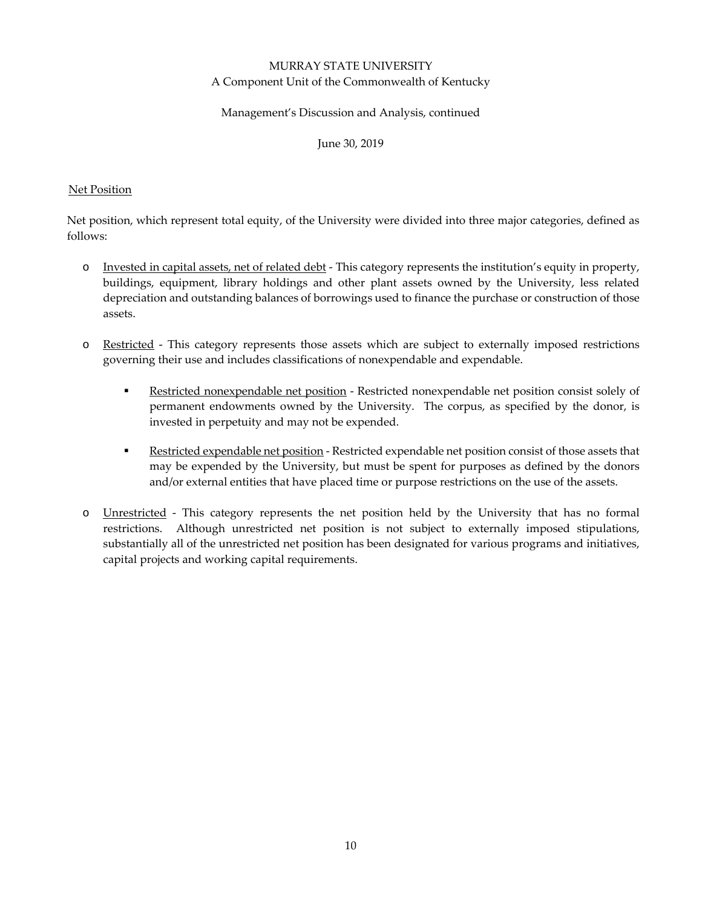Net Position

Net position, which represent total equity, of the University were divided into three major categories, defined as follows:

- Invested in capital assets, net of related debt - This category represents the institution's equity in property, buildings, equipment, library holdings and other plant assets owned by the University, less related depreciation and outstanding balances of borrowings used to finance the purchase or construction of those assets.

- Restricted - This category represents those assets which are subject to externally imposed restrictions governing their use and includes classifications of nonexpendable and expendable.

  - Restricted nonexpendable net position - Restricted nonexpendable net position consist solely of permanent endowments owned by the University. The corpus, as specified by the donor, is invested in perpetuity and may not be expended.

  - Restricted expendable net position - Restricted expendable net position consist of those assets that may be expended by the University, but must be spent for purposes as defined by the donors and/or external entities that have placed time or purpose restrictions on the use of the assets.

- Unrestricted - This category represents the net position held by the University that has no formal restrictions. Although unrestricted net position is not subject to externally imposed stipulations, substantially all of the unrestricted net position has been designated for various programs and initiatives, capital projects and working capital requirements.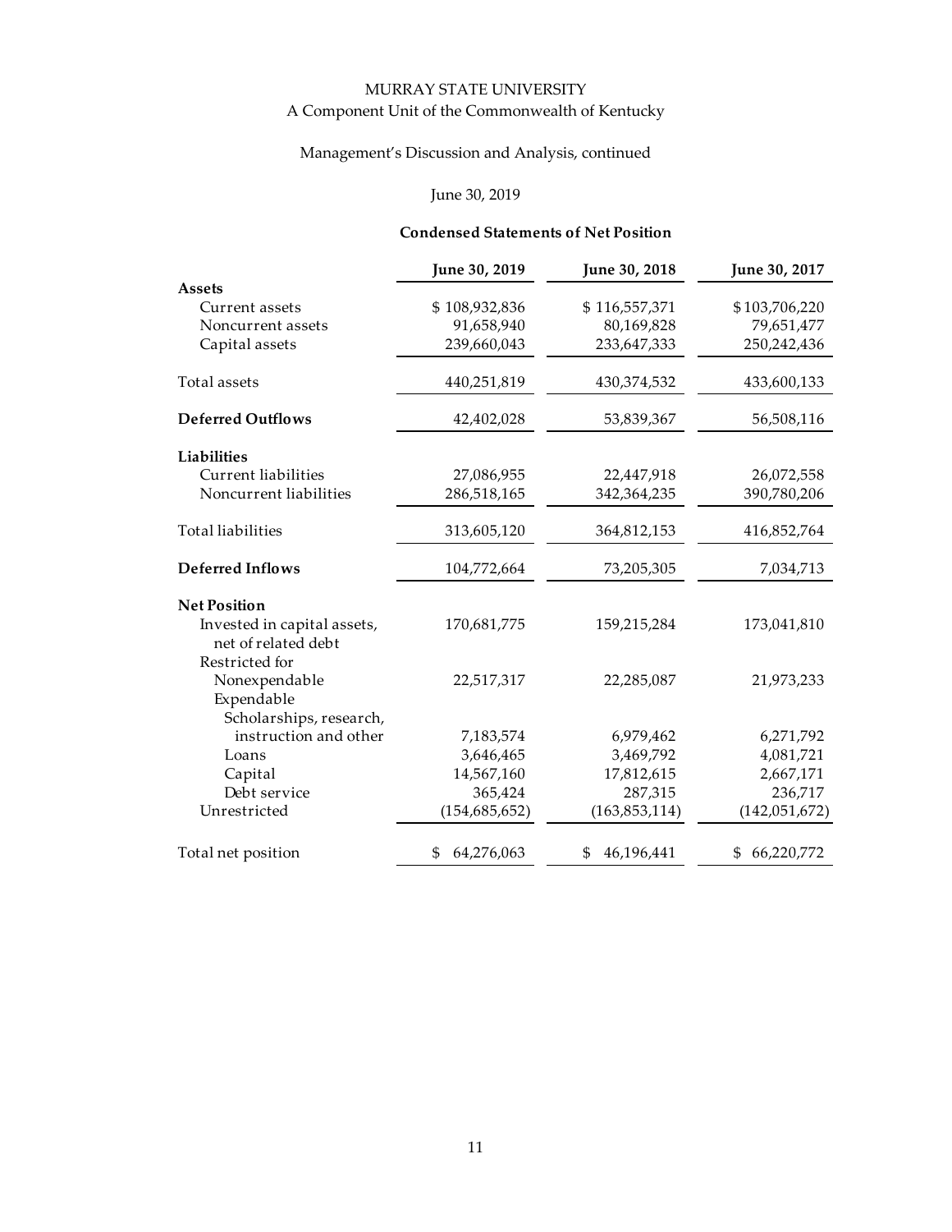MURRAY STATE UNIVERSITY

A Component Unit of the Commonwealth of Kentucky

Management's Discussion and Analysis, continued

June 30, 2019

**Condensed Statements of Net Position**

| | June 30, 2019 | June 30, 2018 | June 30, 2017 |
|---|---|---|---|
| **Assets** | | | |
| Current assets | $ 108,932,836 | $ 116,557,371 | $ 103,706,220 |
| Noncurrent assets | 91,658,940 | 80,169,828 | 79,651,477 |
| Capital assets | 239,660,043 | 233,647,333 | 250,242,436 |
| Total assets | 440,251,819 | 430,374,532 | 433,600,133 |
| **Deferred Outflows** | 42,402,028 | 53,839,367 | 56,508,116 |
| **Liabilities** | | | |
| Current liabilities | 27,086,955 | 22,447,918 | 26,072,558 |
| Noncurrent liabilities | 286,518,165 | 342,364,235 | 390,780,206 |
| Total liabilities | 313,605,120 | 364,812,153 | 416,852,764 |
| **Deferred Inflows** | 104,772,664 | 73,205,305 | 7,034,713 |
| **Net Position** | | | |
| Invested in capital assets, net of related debt | 170,681,775 | 159,215,284 | 173,041,810 |
| Restricted for | | | |
| Nonexpendable | 22,517,317 | 22,285,087 | 21,973,233 |
| Expendable | | | |
| Scholarships, research, instruction and other | 7,183,574 | 6,979,462 | 6,271,792 |
| Loans | 3,646,465 | 3,469,792 | 4,081,721 |
| Capital | 14,567,160 | 17,812,615 | 2,667,171 |
| Debt service | 365,424 | 287,315 | 236,717 |
| Unrestricted | (154,685,652) | (163,853,114) | (142,051,672) |
| Total net position | $ 64,276,063 | $ 46,196,441 | $ 66,220,772 |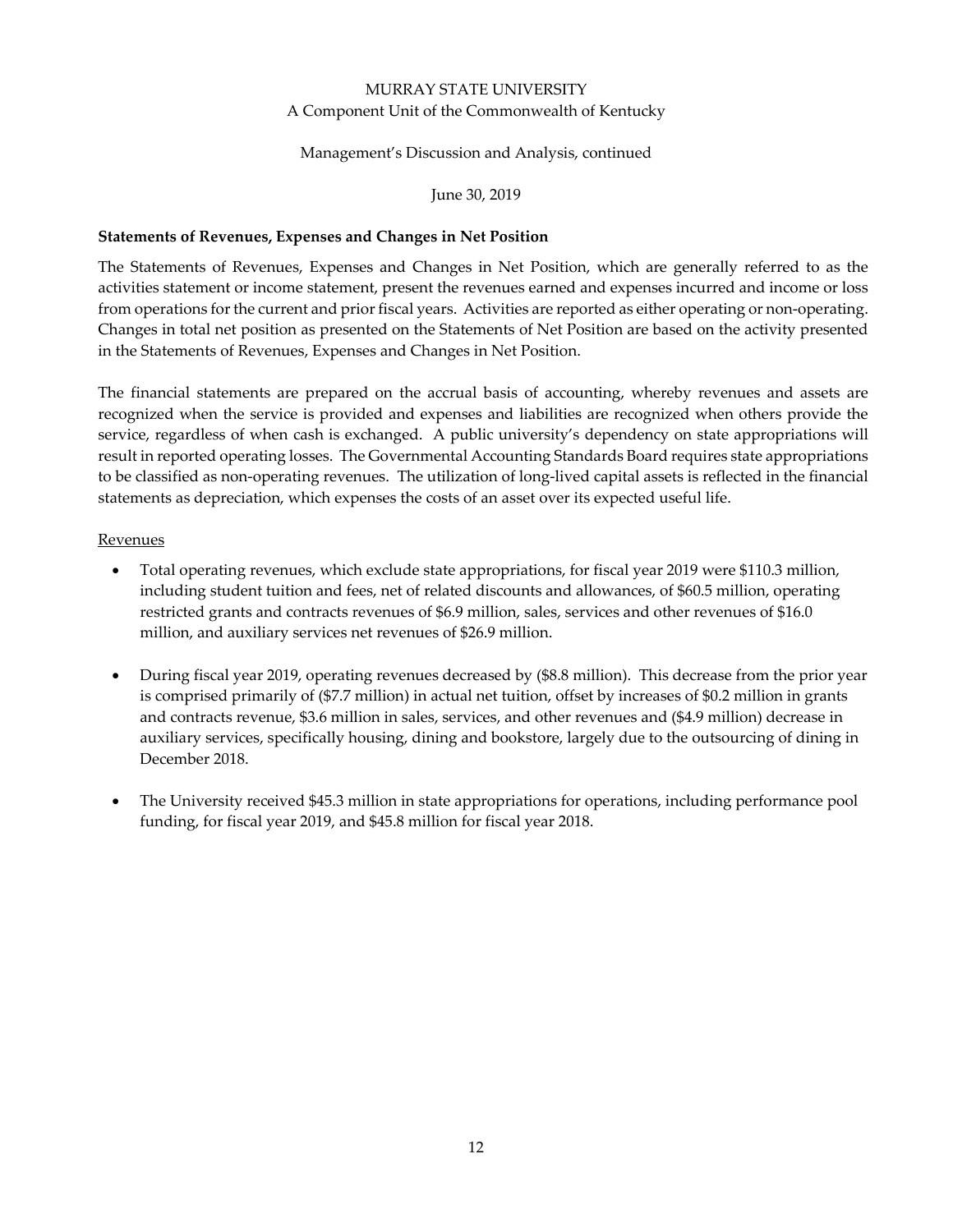**Statements of Revenues, Expenses and Changes in Net Position**

The Statements of Revenues, Expenses and Changes in Net Position, which are generally referred to as the activities statement or income statement, present the revenues earned and expenses incurred and income or loss from operations for the current and prior fiscal years. Activities are reported as either operating or non-operating. Changes in total net position as presented on the Statements of Net Position are based on the activity presented in the Statements of Revenues, Expenses and Changes in Net Position.

The financial statements are prepared on the accrual basis of accounting, whereby revenues and assets are recognized when the service is provided and expenses and liabilities are recognized when others provide the service, regardless of when cash is exchanged. A public university's dependency on state appropriations will result in reported operating losses. The Governmental Accounting Standards Board requires state appropriations to be classified as non-operating revenues. The utilization of long-lived capital assets is reflected in the financial statements as depreciation, which expenses the costs of an asset over its expected useful life.

Revenues

- Total operating revenues, which exclude state appropriations, for fiscal year 2019 were \$110.3 million, including student tuition and fees, net of related discounts and allowances, of \$60.5 million, operating restricted grants and contracts revenues of \$6.9 million, sales, services and other revenues of \$16.0 million, and auxiliary services net revenues of \$26.9 million.

- During fiscal year 2019, operating revenues decreased by (\$8.8 million). This decrease from the prior year is comprised primarily of (\$7.7 million) in actual net tuition, offset by increases of \$0.2 million in grants and contracts revenue, \$3.6 million in sales, services, and other revenues and (\$4.9 million) decrease in auxiliary services, specifically housing, dining and bookstore, largely due to the outsourcing of dining in December 2018.

- The University received \$45.3 million in state appropriations for operations, including performance pool funding, for fiscal year 2019, and \$45.8 million for fiscal year 2018.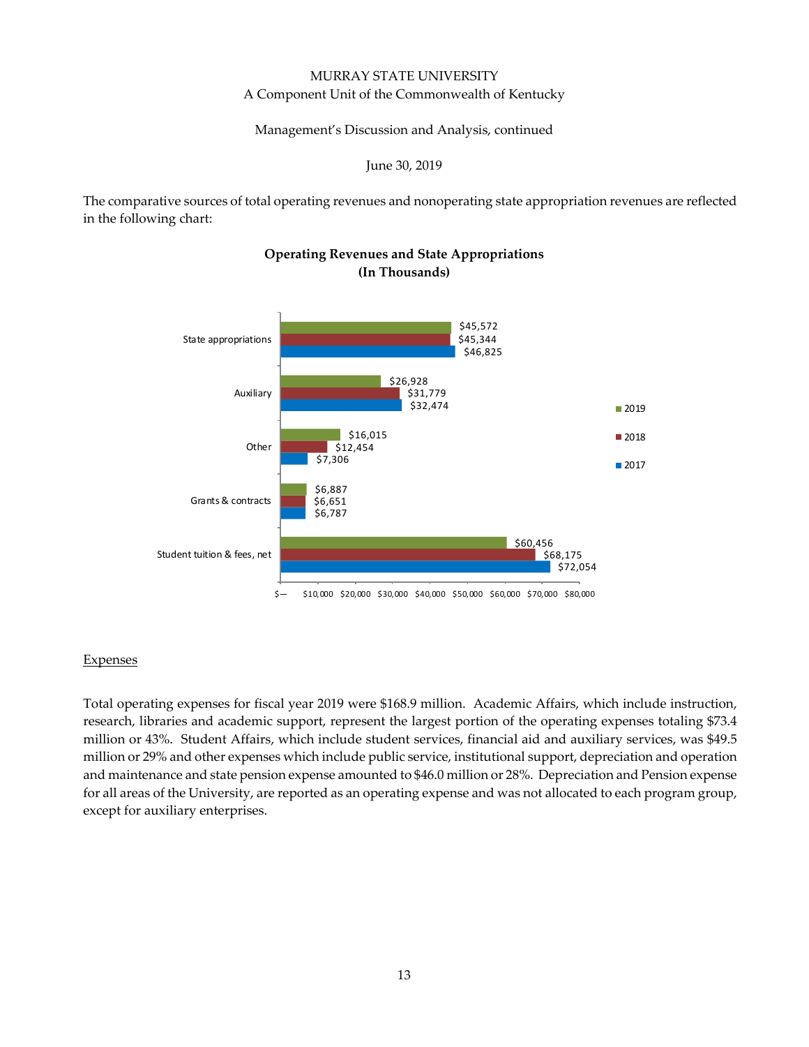The comparative sources of total operating revenues and nonoperating state appropriation revenues are reflected in the following chart:

**Operating Revenues and State Appropriations (In Thousands)**

| | 2019 | 2018 | 2017 |
|---|---|---|---|
| State appropriations | $45,572 | $45,344 | $46,825 |
| Auxiliary | $26,928 | $31,779 | $32,474 |
| Other | $16,015 | $12,454 | $7,306 |
| Grants & contracts | $6,887 | $6,651 | $6,787 |
| Student tuition & fees, net | $60,456 | $68,175 | $72,054 |

## Expenses

Total operating expenses for fiscal year 2019 were $168.9 million. Academic Affairs, which include instruction, research, libraries and academic support, represent the largest portion of the operating expenses totaling $73.4 million or 43%. Student Affairs, which include student services, financial aid and auxiliary services, was $49.5 million or 29% and other expenses which include public service, institutional support, depreciation and operation and maintenance and state pension expense amounted to $46.0 million or 28%. Depreciation and Pension expense for all areas of the University, are reported as an operating expense and was not allocated to each program group, except for auxiliary enterprises.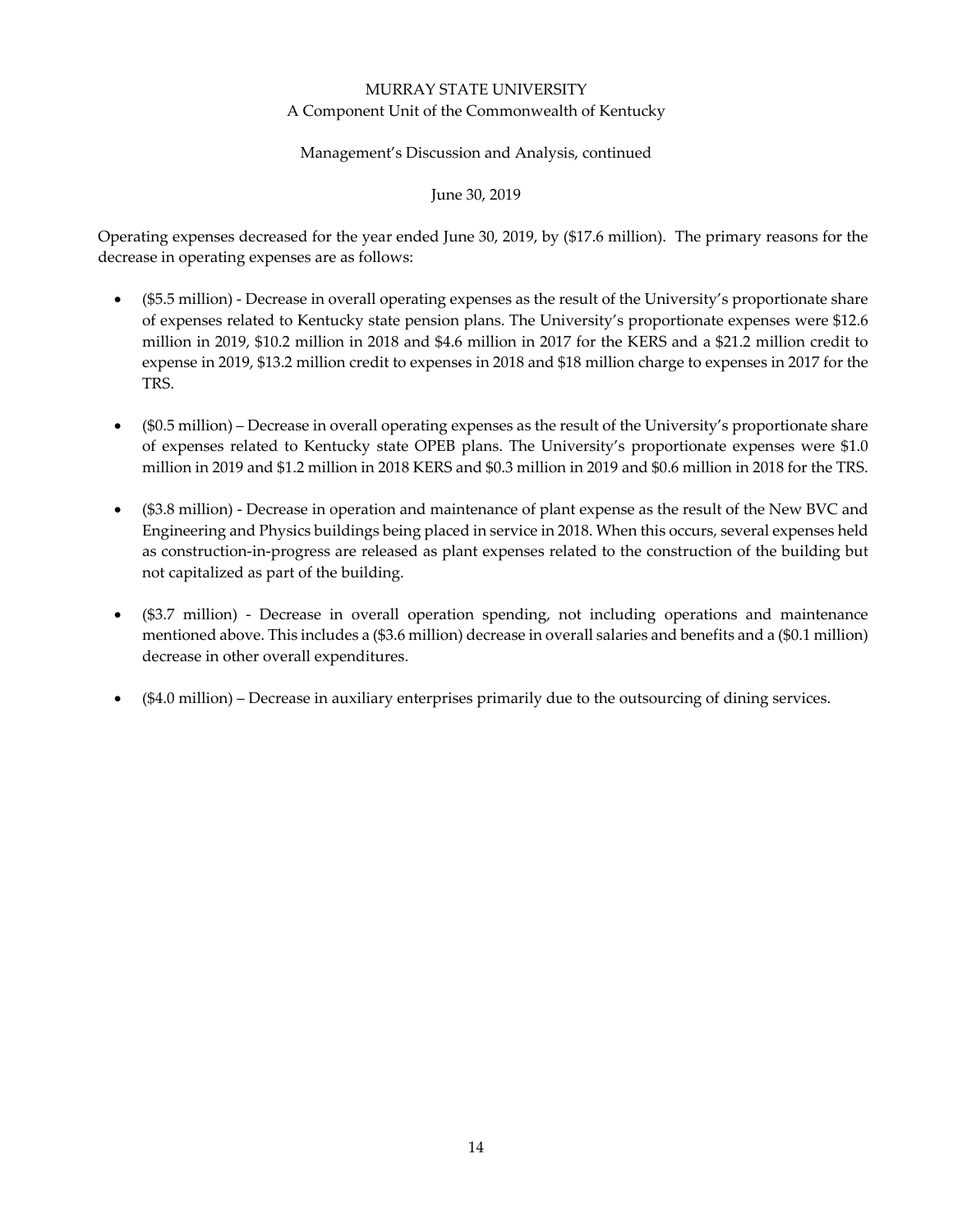Operating expenses decreased for the year ended June 30, 2019, by ($17.6 million). The primary reasons for the decrease in operating expenses are as follows:

- ($5.5 million) - Decrease in overall operating expenses as the result of the University's proportionate share of expenses related to Kentucky state pension plans. The University's proportionate expenses were $12.6 million in 2019, $10.2 million in 2018 and $4.6 million in 2017 for the KERS and a $21.2 million credit to expense in 2019, $13.2 million credit to expenses in 2018 and $18 million charge to expenses in 2017 for the TRS.

- ($0.5 million) – Decrease in overall operating expenses as the result of the University's proportionate share of expenses related to Kentucky state OPEB plans. The University's proportionate expenses were $1.0 million in 2019 and $1.2 million in 2018 KERS and $0.3 million in 2019 and $0.6 million in 2018 for the TRS.

- ($3.8 million) - Decrease in operation and maintenance of plant expense as the result of the New BVC and Engineering and Physics buildings being placed in service in 2018. When this occurs, several expenses held as construction-in-progress are released as plant expenses related to the construction of the building but not capitalized as part of the building.

- ($3.7 million) - Decrease in overall operation spending, not including operations and maintenance mentioned above. This includes a ($3.6 million) decrease in overall salaries and benefits and a ($0.1 million) decrease in other overall expenditures.

- ($4.0 million) – Decrease in auxiliary enterprises primarily due to the outsourcing of dining services.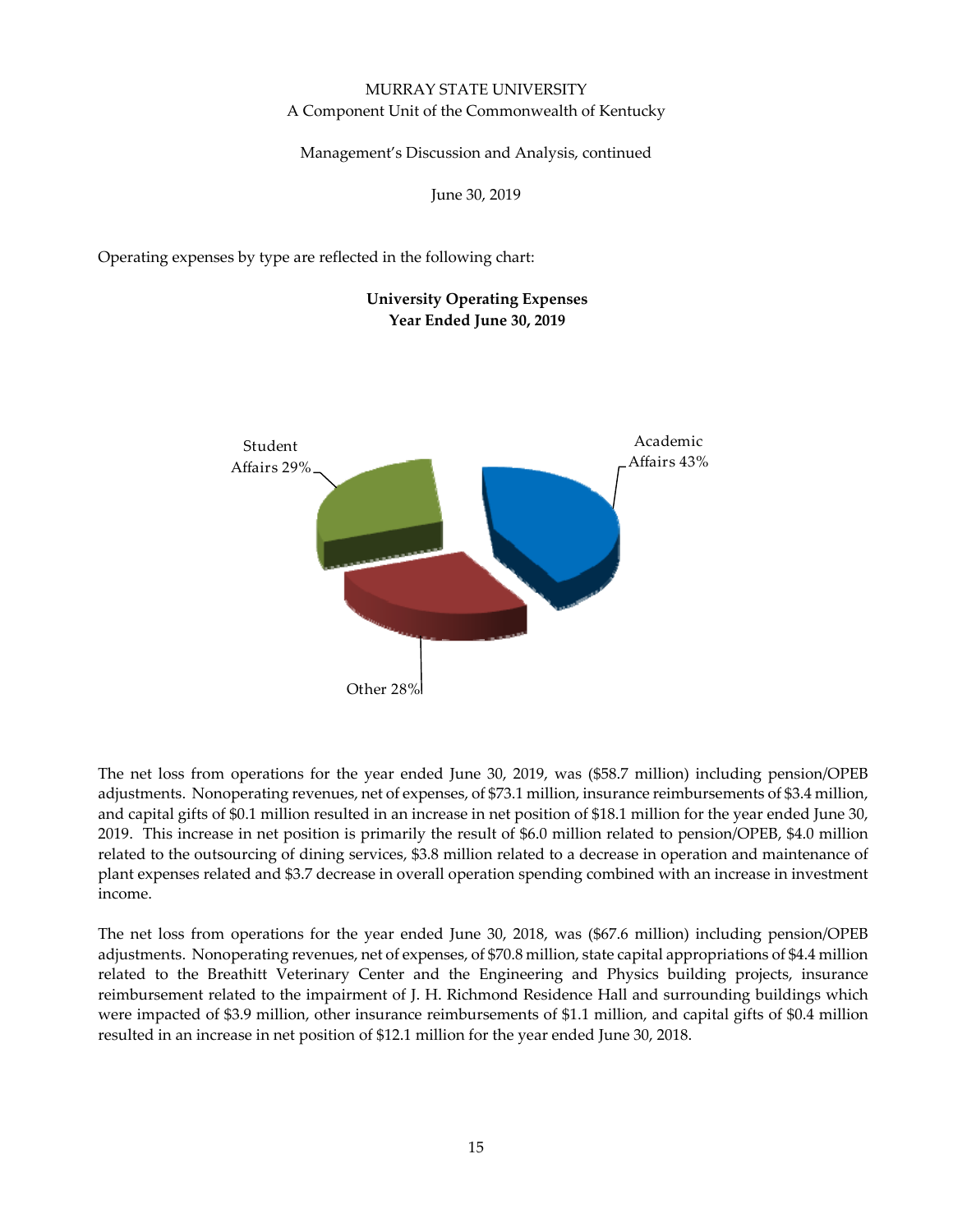Operating expenses by type are reflected in the following chart:

**University Operating Expenses**
**Year Ended June 30, 2019**

Student Affairs 29%

Academic Affairs 43%

Other 28%

The net loss from operations for the year ended June 30, 2019, was ($58.7 million) including pension/OPEB adjustments. Nonoperating revenues, net of expenses, of $73.1 million, insurance reimbursements of $3.4 million, and capital gifts of $0.1 million resulted in an increase in net position of $18.1 million for the year ended June 30, 2019. This increase in net position is primarily the result of $6.0 million related to pension/OPEB, $4.0 million related to the outsourcing of dining services, $3.8 million related to a decrease in operation and maintenance of plant expenses related and $3.7 decrease in overall operation spending combined with an increase in investment income.

The net loss from operations for the year ended June 30, 2018, was ($67.6 million) including pension/OPEB adjustments. Nonoperating revenues, net of expenses, of $70.8 million, state capital appropriations of $4.4 million related to the Breathitt Veterinary Center and the Engineering and Physics building projects, insurance reimbursement related to the impairment of J. H. Richmond Residence Hall and surrounding buildings which were impacted of $3.9 million, other insurance reimbursements of $1.1 million, and capital gifts of $0.4 million resulted in an increase in net position of $12.1 million for the year ended June 30, 2018.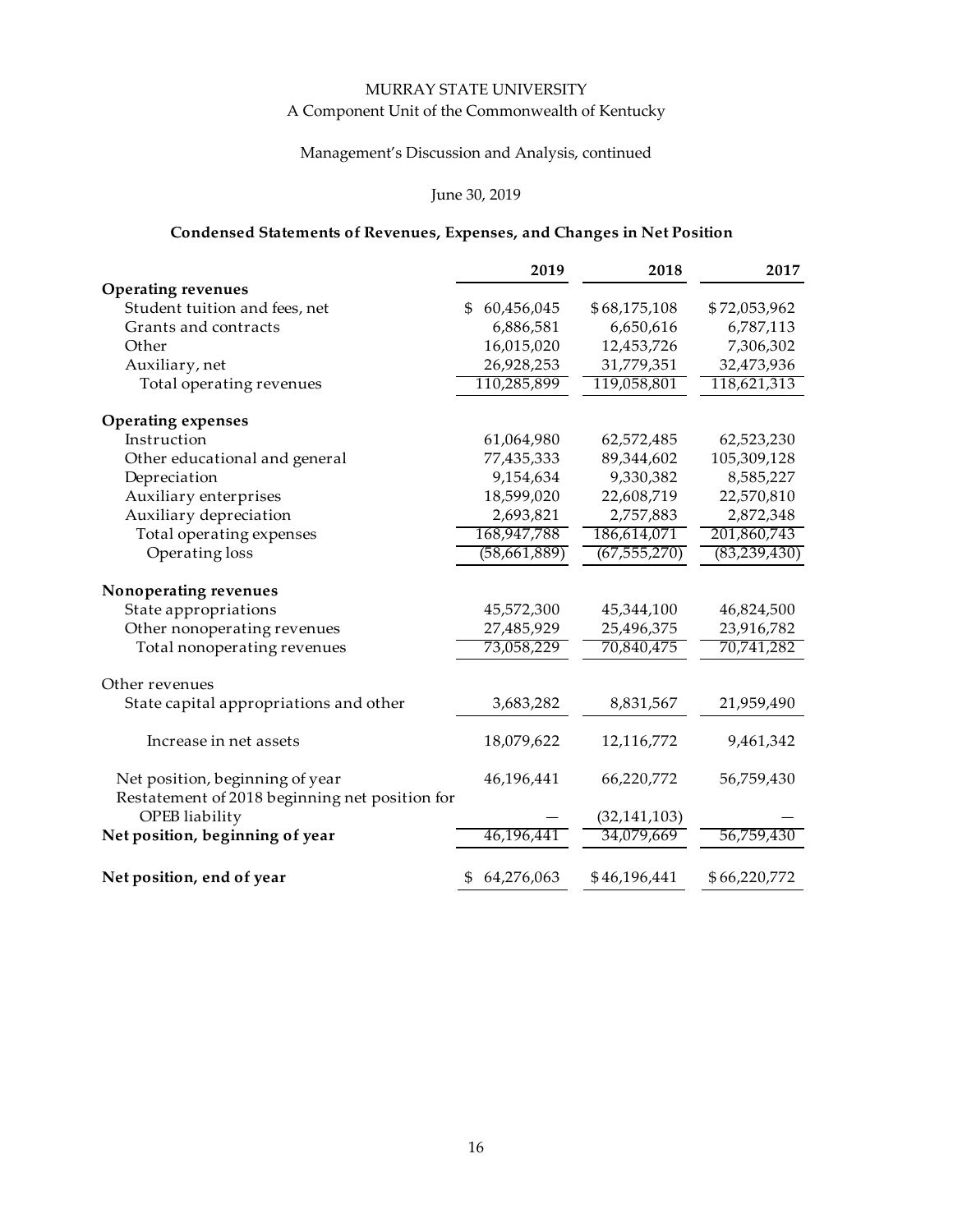MURRAY STATE UNIVERSITY

A Component Unit of the Commonwealth of Kentucky

Management's Discussion and Analysis, continued

June 30, 2019

### Condensed Statements of Revenues, Expenses, and Changes in Net Position

| | 2019 | 2018 | 2017 |
|---|---|---|---|
| **Operating revenues** | | | |
| Student tuition and fees, net | $ 60,456,045 | $ 68,175,108 | $ 72,053,962 |
| Grants and contracts | 6,886,581 | 6,650,616 | 6,787,113 |
| Other | 16,015,020 | 12,453,726 | 7,306,302 |
| Auxiliary, net | 26,928,253 | 31,779,351 | 32,473,936 |
| Total operating revenues | 110,285,899 | 119,058,801 | 118,621,313 |
| **Operating expenses** | | | |
| Instruction | 61,064,980 | 62,572,485 | 62,523,230 |
| Other educational and general | 77,435,333 | 89,344,602 | 105,309,128 |
| Depreciation | 9,154,634 | 9,330,382 | 8,585,227 |
| Auxiliary enterprises | 18,599,020 | 22,608,719 | 22,570,810 |
| Auxiliary depreciation | 2,693,821 | 2,757,883 | 2,872,348 |
| Total operating expenses | 168,947,788 | 186,614,071 | 201,860,743 |
| Operating loss | (58,661,889) | (67,555,270) | (83,239,430) |
| **Nonoperating revenues** | | | |
| State appropriations | 45,572,300 | 45,344,100 | 46,824,500 |
| Other nonoperating revenues | 27,485,929 | 25,496,375 | 23,916,782 |
| Total nonoperating revenues | 73,058,229 | 70,840,475 | 70,741,282 |
| Other revenues | | | |
| State capital appropriations and other | 3,683,282 | 8,831,567 | 21,959,490 |
| Increase in net assets | 18,079,622 | 12,116,772 | 9,461,342 |
| Net position, beginning of year | 46,196,441 | 66,220,772 | 56,759,430 |
| Restatement of 2018 beginning net position for OPEB liability | — | (32,141,103) | — |
| **Net position, beginning of year** | 46,196,441 | 34,079,669 | 56,759,430 |
| **Net position, end of year** | $ 64,276,063 | $ 46,196,441 | $ 66,220,772 |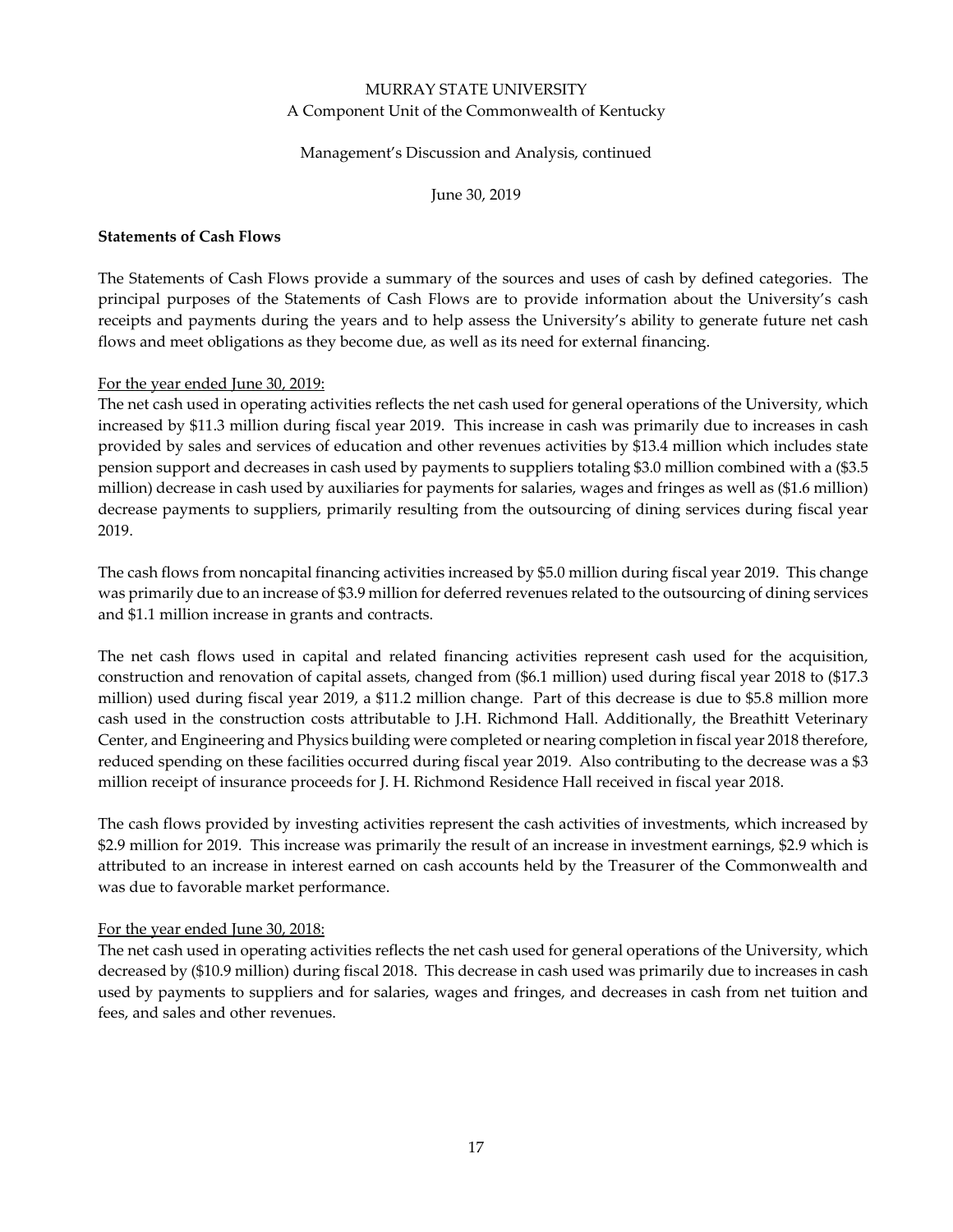MURRAY STATE UNIVERSITY
A Component Unit of the Commonwealth of Kentucky

Management's Discussion and Analysis, continued

June 30, 2019

**Statements of Cash Flows**

The Statements of Cash Flows provide a summary of the sources and uses of cash by defined categories. The principal purposes of the Statements of Cash Flows are to provide information about the University's cash receipts and payments during the years and to help assess the University's ability to generate future net cash flows and meet obligations as they become due, as well as its need for external financing.

For the year ended June 30, 2019:
The net cash used in operating activities reflects the net cash used for general operations of the University, which increased by $11.3 million during fiscal year 2019. This increase in cash was primarily due to increases in cash provided by sales and services of education and other revenues activities by $13.4 million which includes state pension support and decreases in cash used by payments to suppliers totaling $3.0 million combined with a ($3.5 million) decrease in cash used by auxiliaries for payments for salaries, wages and fringes as well as ($1.6 million) decrease payments to suppliers, primarily resulting from the outsourcing of dining services during fiscal year 2019.

The cash flows from noncapital financing activities increased by $5.0 million during fiscal year 2019. This change was primarily due to an increase of $3.9 million for deferred revenues related to the outsourcing of dining services and $1.1 million increase in grants and contracts.

The net cash flows used in capital and related financing activities represent cash used for the acquisition, construction and renovation of capital assets, changed from ($6.1 million) used during fiscal year 2018 to ($17.3 million) used during fiscal year 2019, a $11.2 million change. Part of this decrease is due to $5.8 million more cash used in the construction costs attributable to J.H. Richmond Hall. Additionally, the Breathitt Veterinary Center, and Engineering and Physics building were completed or nearing completion in fiscal year 2018 therefore, reduced spending on these facilities occurred during fiscal year 2019. Also contributing to the decrease was a $3 million receipt of insurance proceeds for J. H. Richmond Residence Hall received in fiscal year 2018.

The cash flows provided by investing activities represent the cash activities of investments, which increased by $2.9 million for 2019. This increase was primarily the result of an increase in investment earnings, $2.9 which is attributed to an increase in interest earned on cash accounts held by the Treasurer of the Commonwealth and was due to favorable market performance.

For the year ended June 30, 2018:
The net cash used in operating activities reflects the net cash used for general operations of the University, which decreased by ($10.9 million) during fiscal 2018. This decrease in cash used was primarily due to increases in cash used by payments to suppliers and for salaries, wages and fringes, and decreases in cash from net tuition and fees, and sales and other revenues.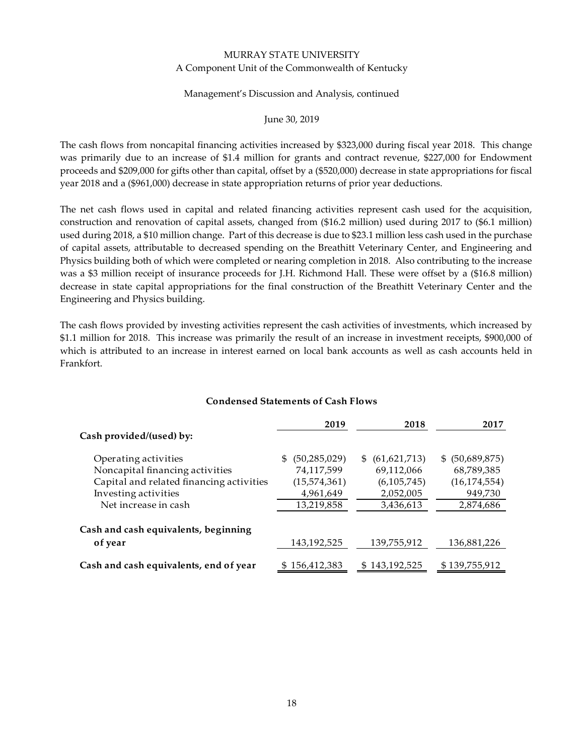The cash flows from noncapital financing activities increased by $323,000 during fiscal year 2018. This change was primarily due to an increase of $1.4 million for grants and contract revenue, $227,000 for Endowment proceeds and $209,000 for gifts other than capital, offset by a ($520,000) decrease in state appropriations for fiscal year 2018 and a ($961,000) decrease in state appropriation returns of prior year deductions.

The net cash flows used in capital and related financing activities represent cash used for the acquisition, construction and renovation of capital assets, changed from ($16.2 million) used during 2017 to ($6.1 million) used during 2018, a $10 million change. Part of this decrease is due to $23.1 million less cash used in the purchase of capital assets, attributable to decreased spending on the Breathitt Veterinary Center, and Engineering and Physics building both of which were completed or nearing completion in 2018. Also contributing to the increase was a $3 million receipt of insurance proceeds for J.H. Richmond Hall. These were offset by a ($16.8 million) decrease in state capital appropriations for the final construction of the Breathitt Veterinary Center and the Engineering and Physics building.

The cash flows provided by investing activities represent the cash activities of investments, which increased by $1.1 million for 2018. This increase was primarily the result of an increase in investment receipts, $900,000 of which is attributed to an increase in interest earned on local bank accounts as well as cash accounts held in Frankfort.

**Condensed Statements of Cash Flows**

| | 2019 | 2018 | 2017 |
|---|---|---|---|
| **Cash provided/(used) by:** | | | |
| Operating activities | $ (50,285,029) | $ (61,621,713) | $ (50,689,875) |
| Noncapital financing activities | 74,117,599 | 69,112,066 | 68,789,385 |
| Capital and related financing activities | (15,574,361) | (6,105,745) | (16,174,554) |
| Investing activities | 4,961,649 | 2,052,005 | 949,730 |
| Net increase in cash | 13,219,858 | 3,436,613 | 2,874,686 |
| **Cash and cash equivalents, beginning of year** | 143,192,525 | 139,755,912 | 136,881,226 |
| **Cash and cash equivalents, end of year** | $ 156,412,383 | $ 143,192,525 | $ 139,755,912 |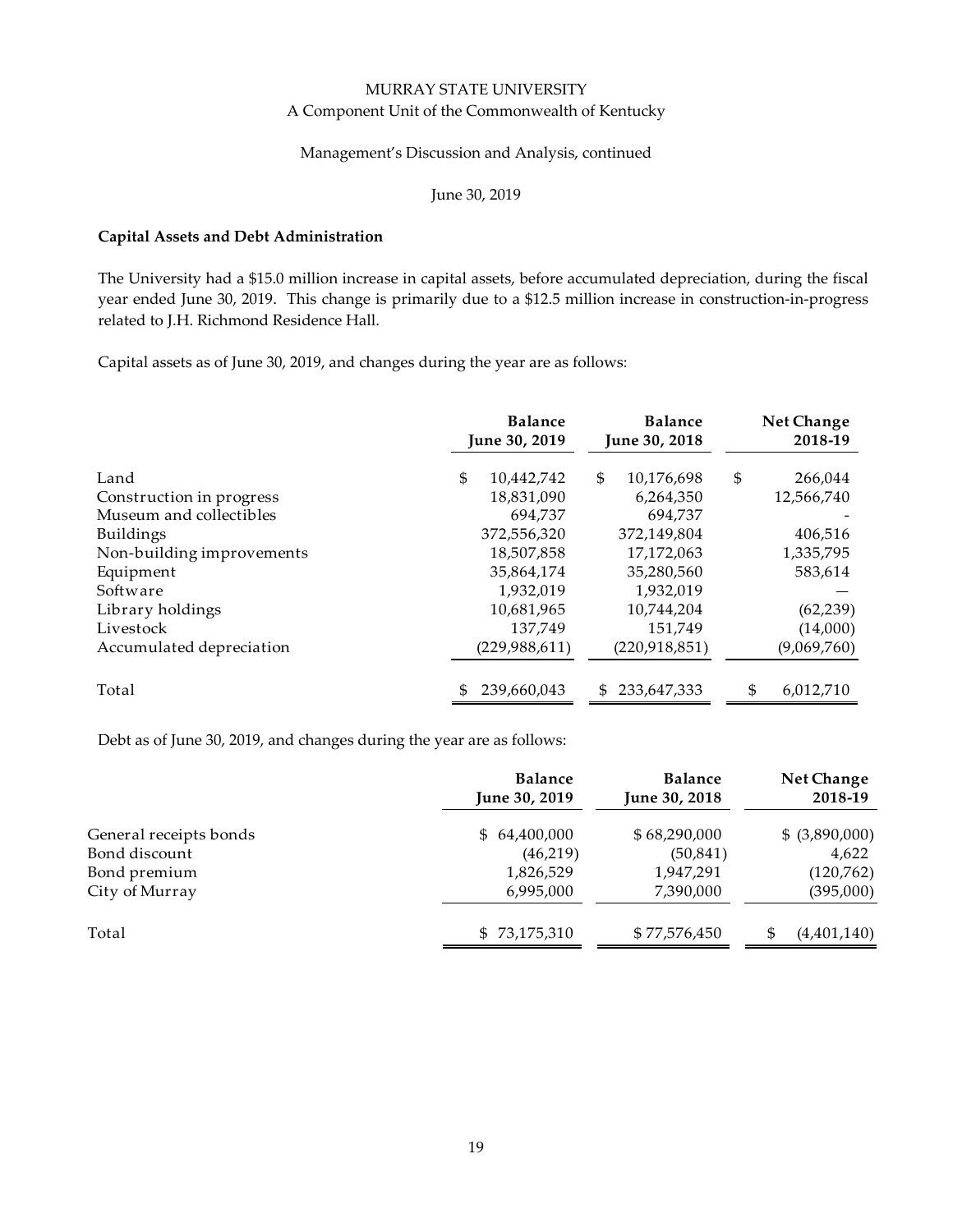MURRAY STATE UNIVERSITY
A Component Unit of the Commonwealth of Kentucky

Management's Discussion and Analysis, continued

June 30, 2019

**Capital Assets and Debt Administration**

The University had a $15.0 million increase in capital assets, before accumulated depreciation, during the fiscal year ended June 30, 2019. This change is primarily due to a $12.5 million increase in construction-in-progress related to J.H. Richmond Residence Hall.

Capital assets as of June 30, 2019, and changes during the year are as follows:

| | Balance June 30, 2019 | Balance June 30, 2018 | Net Change 2018-19 |
|---|---|---|---|
| Land | $ 10,442,742 | $ 10,176,698 | $ 266,044 |
| Construction in progress | 18,831,090 | 6,264,350 | 12,566,740 |
| Museum and collectibles | 694,737 | 694,737 | - |
| Buildings | 372,556,320 | 372,149,804 | 406,516 |
| Non-building improvements | 18,507,858 | 17,172,063 | 1,335,795 |
| Equipment | 35,864,174 | 35,280,560 | 583,614 |
| Software | 1,932,019 | 1,932,019 | — |
| Library holdings | 10,681,965 | 10,744,204 | (62,239) |
| Livestock | 137,749 | 151,749 | (14,000) |
| Accumulated depreciation | (229,988,611) | (220,918,851) | (9,069,760) |
| Total | $ 239,660,043 | $ 233,647,333 | $ 6,012,710 |

Debt as of June 30, 2019, and changes during the year are as follows:

| | Balance June 30, 2019 | Balance June 30, 2018 | Net Change 2018-19 |
|---|---|---|---|
| General receipts bonds | $ 64,400,000 | $ 68,290,000 | $ (3,890,000) |
| Bond discount | (46,219) | (50,841) | 4,622 |
| Bond premium | 1,826,529 | 1,947,291 | (120,762) |
| City of Murray | 6,995,000 | 7,390,000 | (395,000) |
| Total | $ 73,175,310 | $ 77,576,450 | $ (4,401,140) |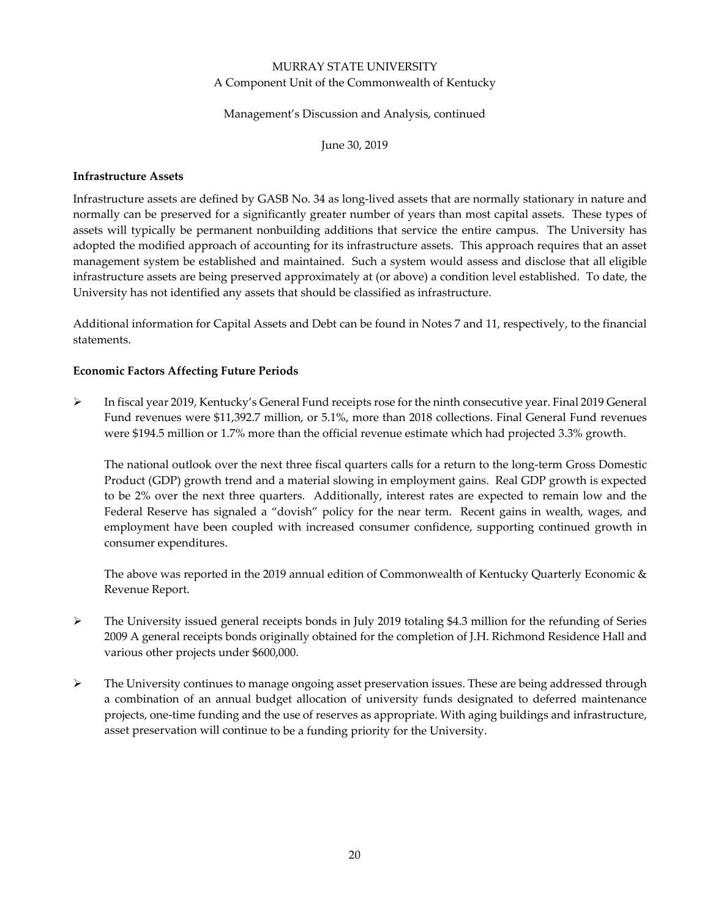## Infrastructure Assets

Infrastructure assets are defined by GASB No. 34 as long-lived assets that are normally stationary in nature and normally can be preserved for a significantly greater number of years than most capital assets. These types of assets will typically be permanent nonbuilding additions that service the entire campus. The University has adopted the modified approach of accounting for its infrastructure assets. This approach requires that an asset management system be established and maintained. Such a system would assess and disclose that all eligible infrastructure assets are being preserved approximately at (or above) a condition level established. To date, the University has not identified any assets that should be classified as infrastructure.

Additional information for Capital Assets and Debt can be found in Notes 7 and 11, respectively, to the financial statements.

## Economic Factors Affecting Future Periods

- In fiscal year 2019, Kentucky's General Fund receipts rose for the ninth consecutive year. Final 2019 General Fund revenues were $11,392.7 million, or 5.1%, more than 2018 collections. Final General Fund revenues were $194.5 million or 1.7% more than the official revenue estimate which had projected 3.3% growth.

  The national outlook over the next three fiscal quarters calls for a return to the long-term Gross Domestic Product (GDP) growth trend and a material slowing in employment gains. Real GDP growth is expected to be 2% over the next three quarters. Additionally, interest rates are expected to remain low and the Federal Reserve has signaled a "dovish" policy for the near term. Recent gains in wealth, wages, and employment have been coupled with increased consumer confidence, supporting continued growth in consumer expenditures.

  The above was reported in the 2019 annual edition of Commonwealth of Kentucky Quarterly Economic & Revenue Report.

- The University issued general receipts bonds in July 2019 totaling $4.3 million for the refunding of Series 2009 A general receipts bonds originally obtained for the completion of J.H. Richmond Residence Hall and various other projects under $600,000.

- The University continues to manage ongoing asset preservation issues. These are being addressed through a combination of an annual budget allocation of university funds designated to deferred maintenance projects, one-time funding and the use of reserves as appropriate. With aging buildings and infrastructure, asset preservation will continue to be a funding priority for the University.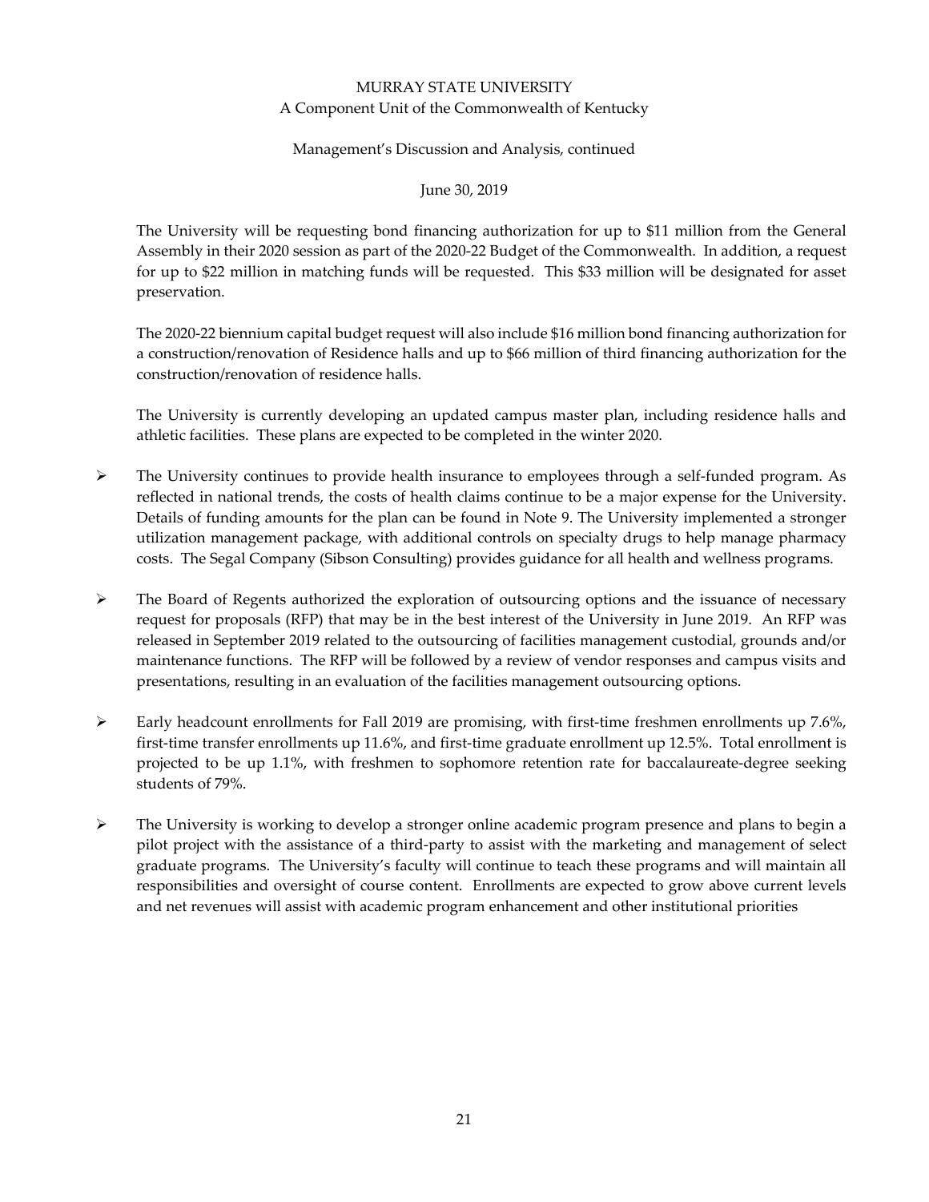The University will be requesting bond financing authorization for up to $11 million from the General Assembly in their 2020 session as part of the 2020-22 Budget of the Commonwealth. In addition, a request for up to $22 million in matching funds will be requested. This $33 million will be designated for asset preservation.

The 2020-22 biennium capital budget request will also include $16 million bond financing authorization for a construction/renovation of Residence halls and up to $66 million of third financing authorization for the construction/renovation of residence halls.

The University is currently developing an updated campus master plan, including residence halls and athletic facilities. These plans are expected to be completed in the winter 2020.

- The University continues to provide health insurance to employees through a self-funded program. As reflected in national trends, the costs of health claims continue to be a major expense for the University. Details of funding amounts for the plan can be found in Note 9. The University implemented a stronger utilization management package, with additional controls on specialty drugs to help manage pharmacy costs. The Segal Company (Sibson Consulting) provides guidance for all health and wellness programs.

- The Board of Regents authorized the exploration of outsourcing options and the issuance of necessary request for proposals (RFP) that may be in the best interest of the University in June 2019. An RFP was released in September 2019 related to the outsourcing of facilities management custodial, grounds and/or maintenance functions. The RFP will be followed by a review of vendor responses and campus visits and presentations, resulting in an evaluation of the facilities management outsourcing options.

- Early headcount enrollments for Fall 2019 are promising, with first-time freshmen enrollments up 7.6%, first-time transfer enrollments up 11.6%, and first-time graduate enrollment up 12.5%. Total enrollment is projected to be up 1.1%, with freshmen to sophomore retention rate for baccalaureate-degree seeking students of 79%.

- The University is working to develop a stronger online academic program presence and plans to begin a pilot project with the assistance of a third-party to assist with the marketing and management of select graduate programs. The University's faculty will continue to teach these programs and will maintain all responsibilities and oversight of course content. Enrollments are expected to grow above current levels and net revenues will assist with academic program enhancement and other institutional priorities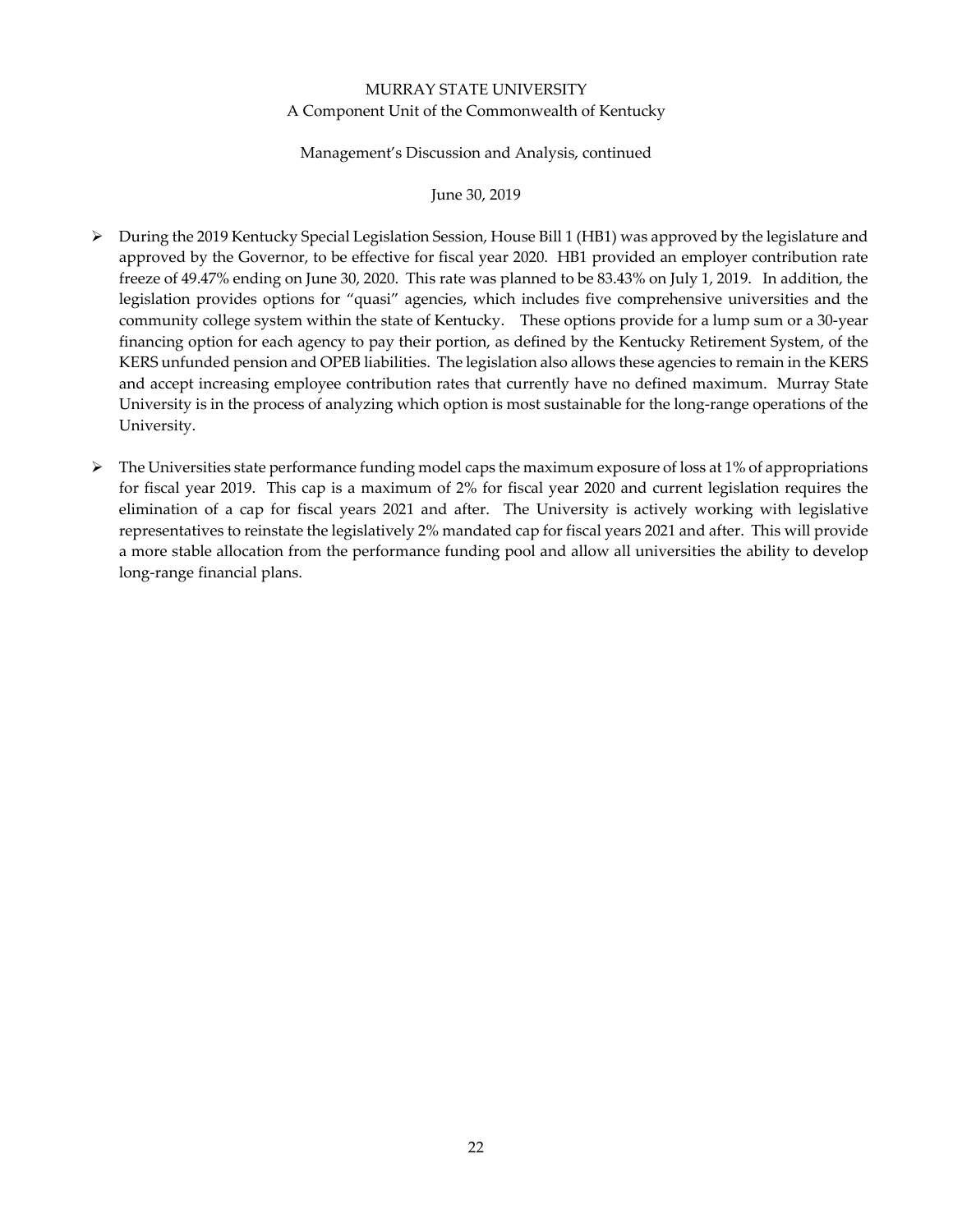- During the 2019 Kentucky Special Legislation Session, House Bill 1 (HB1) was approved by the legislature and approved by the Governor, to be effective for fiscal year 2020. HB1 provided an employer contribution rate freeze of 49.47% ending on June 30, 2020. This rate was planned to be 83.43% on July 1, 2019. In addition, the legislation provides options for "quasi" agencies, which includes five comprehensive universities and the community college system within the state of Kentucky. These options provide for a lump sum or a 30-year financing option for each agency to pay their portion, as defined by the Kentucky Retirement System, of the KERS unfunded pension and OPEB liabilities. The legislation also allows these agencies to remain in the KERS and accept increasing employee contribution rates that currently have no defined maximum. Murray State University is in the process of analyzing which option is most sustainable for the long-range operations of the University.

- The Universities state performance funding model caps the maximum exposure of loss at 1% of appropriations for fiscal year 2019. This cap is a maximum of 2% for fiscal year 2020 and current legislation requires the elimination of a cap for fiscal years 2021 and after. The University is actively working with legislative representatives to reinstate the legislatively 2% mandated cap for fiscal years 2021 and after. This will provide a more stable allocation from the performance funding pool and allow all universities the ability to develop long-range financial plans.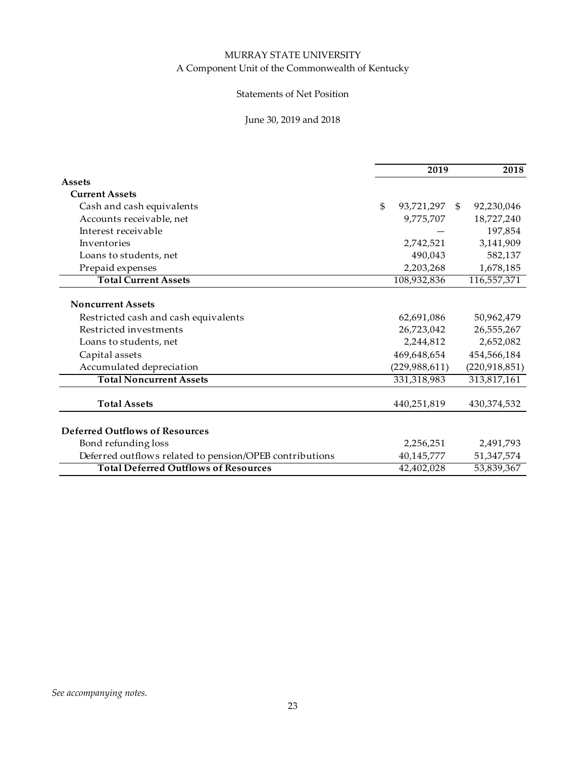# MURRAY STATE UNIVERSITY

A Component Unit of the Commonwealth of Kentucky

Statements of Net Position

June 30, 2019 and 2018

| | 2019 | 2018 |
|---|---|---|
| **Assets** | | |
| **Current Assets** | | |
| Cash and cash equivalents | $ 93,721,297 | $ 92,230,046 |
| Accounts receivable, net | 9,775,707 | 18,727,240 |
| Interest receivable | — | 197,854 |
| Inventories | 2,742,521 | 3,141,909 |
| Loans to students, net | 490,043 | 582,137 |
| Prepaid expenses | 2,203,268 | 1,678,185 |
| **Total Current Assets** | 108,932,836 | 116,557,371 |
| **Noncurrent Assets** | | |
| Restricted cash and cash equivalents | 62,691,086 | 50,962,479 |
| Restricted investments | 26,723,042 | 26,555,267 |
| Loans to students, net | 2,244,812 | 2,652,082 |
| Capital assets | 469,648,654 | 454,566,184 |
| Accumulated depreciation | (229,988,611) | (220,918,851) |
| **Total Noncurrent Assets** | 331,318,983 | 313,817,161 |
| **Total Assets** | 440,251,819 | 430,374,532 |
| **Deferred Outflows of Resources** | | |
| Bond refunding loss | 2,256,251 | 2,491,793 |
| Deferred outflows related to pension/OPEB contributions | 40,145,777 | 51,347,574 |
| **Total Deferred Outflows of Resources** | 42,402,028 | 53,839,367 |

*See accompanying notes.*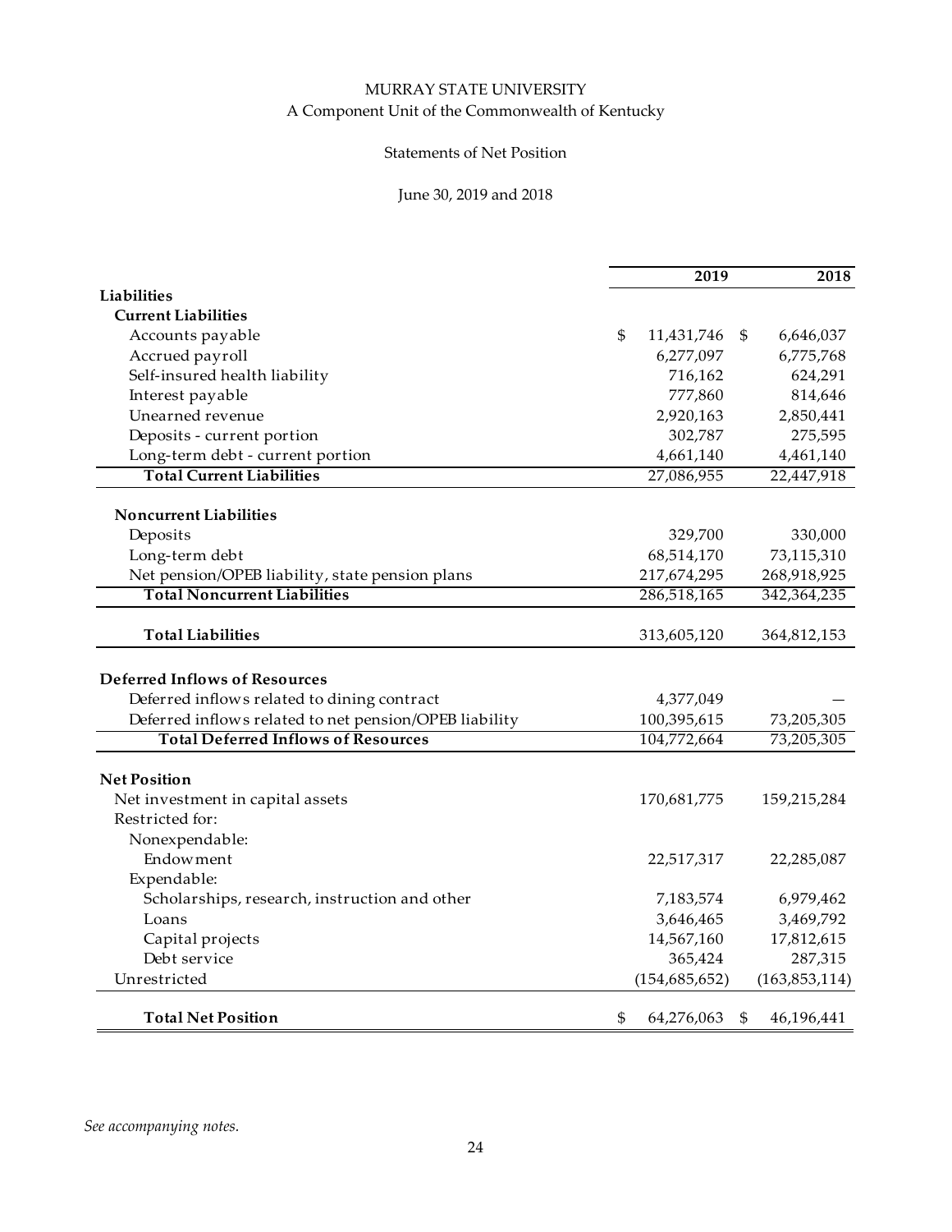MURRAY STATE UNIVERSITY

A Component Unit of the Commonwealth of Kentucky

Statements of Net Position

June 30, 2019 and 2018

| | 2019 | 2018 |
|---|---|---|
| **Liabilities** | | |
| **Current Liabilities** | | |
| Accounts payable | $ 11,431,746 | $ 6,646,037 |
| Accrued payroll | 6,277,097 | 6,775,768 |
| Self-insured health liability | 716,162 | 624,291 |
| Interest payable | 777,860 | 814,646 |
| Unearned revenue | 2,920,163 | 2,850,441 |
| Deposits - current portion | 302,787 | 275,595 |
| Long-term debt - current portion | 4,661,140 | 4,461,140 |
| **Total Current Liabilities** | 27,086,955 | 22,447,918 |
| **Noncurrent Liabilities** | | |
| Deposits | 329,700 | 330,000 |
| Long-term debt | 68,514,170 | 73,115,310 |
| Net pension/OPEB liability, state pension plans | 217,674,295 | 268,918,925 |
| **Total Noncurrent Liabilities** | 286,518,165 | 342,364,235 |
| **Total Liabilities** | 313,605,120 | 364,812,153 |
| **Deferred Inflows of Resources** | | |
| Deferred inflows related to dining contract | 4,377,049 | — |
| Deferred inflows related to net pension/OPEB liability | 100,395,615 | 73,205,305 |
| **Total Deferred Inflows of Resources** | 104,772,664 | 73,205,305 |
| **Net Position** | | |
| Net investment in capital assets | 170,681,775 | 159,215,284 |
| Restricted for: | | |
| Nonexpendable: | | |
| Endowment | 22,517,317 | 22,285,087 |
| Expendable: | | |
| Scholarships, research, instruction and other | 7,183,574 | 6,979,462 |
| Loans | 3,646,465 | 3,469,792 |
| Capital projects | 14,567,160 | 17,812,615 |
| Debt service | 365,424 | 287,315 |
| Unrestricted | (154,685,652) | (163,853,114) |
| **Total Net Position** | $ 64,276,063 | $ 46,196,441 |

*See accompanying notes.*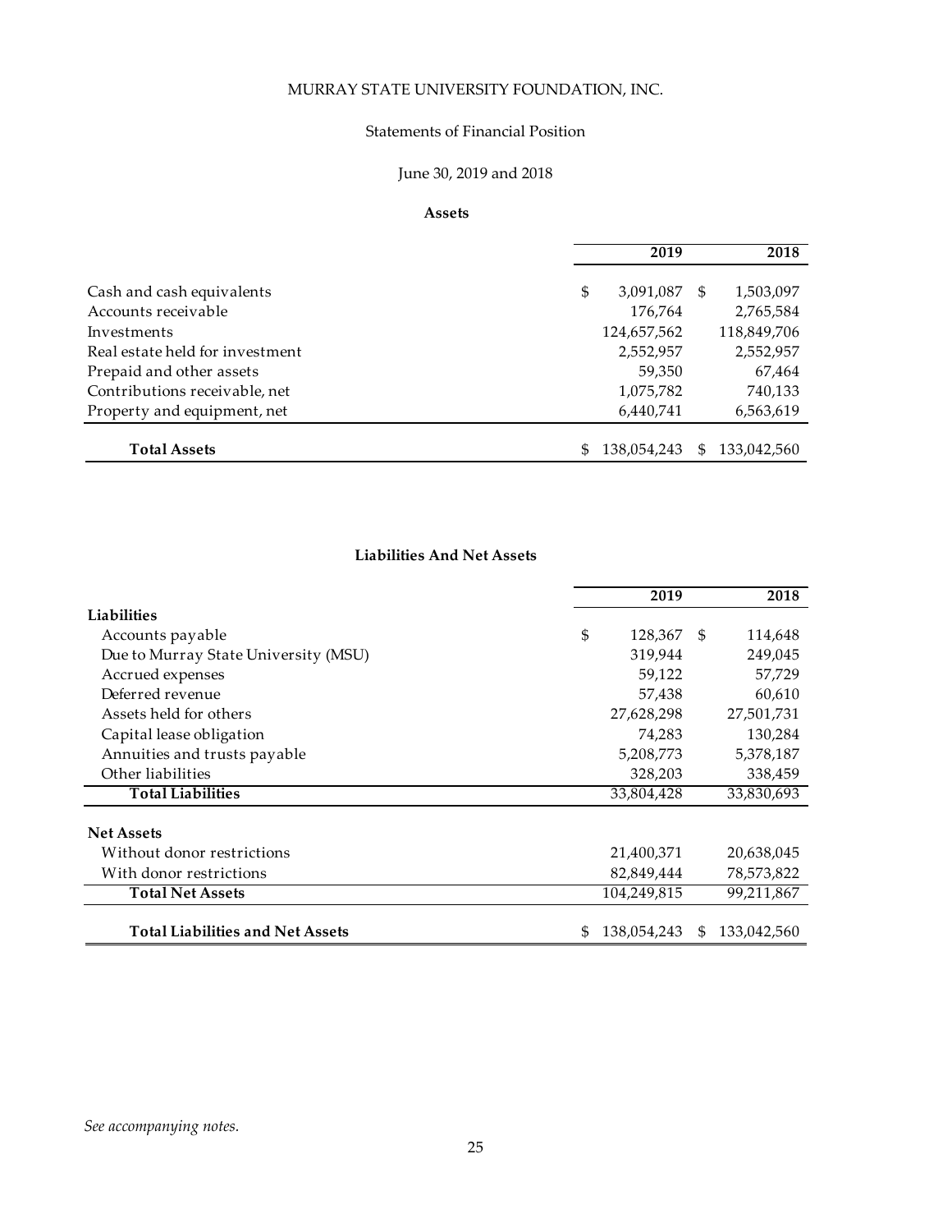# MURRAY STATE UNIVERSITY FOUNDATION, INC.

## Statements of Financial Position

### June 30, 2019 and 2018

**Assets**

| | 2019 | 2018 |
|---|---|---|
| Cash and cash equivalents | $ 3,091,087 | $ 1,503,097 |
| Accounts receivable | 176,764 | 2,765,584 |
| Investments | 124,657,562 | 118,849,706 |
| Real estate held for investment | 2,552,957 | 2,552,957 |
| Prepaid and other assets | 59,350 | 67,464 |
| Contributions receivable, net | 1,075,782 | 740,133 |
| Property and equipment, net | 6,440,741 | 6,563,619 |
| **Total Assets** | $ 138,054,243 | $ 133,042,560 |

**Liabilities And Net Assets**

| | 2019 | 2018 |
|---|---|---|
| **Liabilities** | | |
| Accounts payable | $ 128,367 | $ 114,648 |
| Due to Murray State University (MSU) | 319,944 | 249,045 |
| Accrued expenses | 59,122 | 57,729 |
| Deferred revenue | 57,438 | 60,610 |
| Assets held for others | 27,628,298 | 27,501,731 |
| Capital lease obligation | 74,283 | 130,284 |
| Annuities and trusts payable | 5,208,773 | 5,378,187 |
| Other liabilities | 328,203 | 338,459 |
| **Total Liabilities** | 33,804,428 | 33,830,693 |
| **Net Assets** | | |
| Without donor restrictions | 21,400,371 | 20,638,045 |
| With donor restrictions | 82,849,444 | 78,573,822 |
| **Total Net Assets** | 104,249,815 | 99,211,867 |
| **Total Liabilities and Net Assets** | $ 138,054,243 | $ 133,042,560 |

*See accompanying notes.*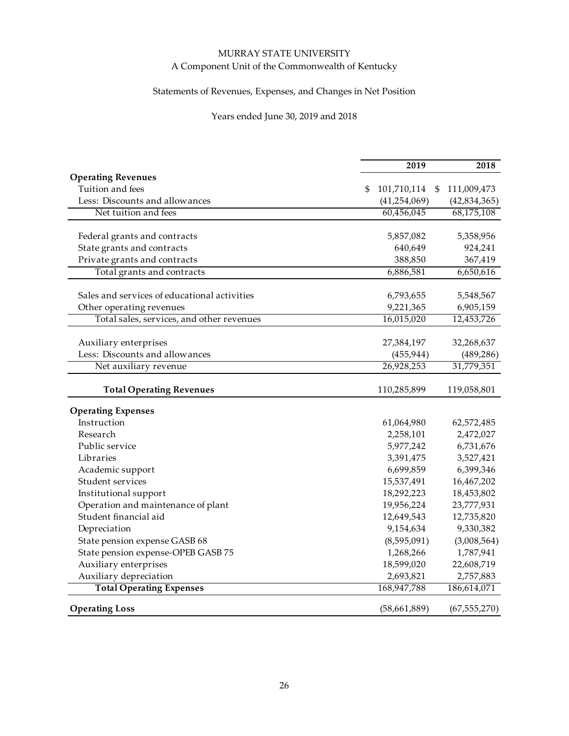# MURRAY STATE UNIVERSITY

A Component Unit of the Commonwealth of Kentucky

## Statements of Revenues, Expenses, and Changes in Net Position

Years ended June 30, 2019 and 2018

| | 2019 | 2018 |
|---|---|---|
| **Operating Revenues** | | |
| Tuition and fees | $ 101,710,114 | $ 111,009,473 |
| Less: Discounts and allowances | (41,254,069) | (42,834,365) |
| Net tuition and fees | 60,456,045 | 68,175,108 |
| | | |
| Federal grants and contracts | 5,857,082 | 5,358,956 |
| State grants and contracts | 640,649 | 924,241 |
| Private grants and contracts | 388,850 | 367,419 |
| Total grants and contracts | 6,886,581 | 6,650,616 |
| | | |
| Sales and services of educational activities | 6,793,655 | 5,548,567 |
| Other operating revenues | 9,221,365 | 6,905,159 |
| Total sales, services, and other revenues | 16,015,020 | 12,453,726 |
| | | |
| Auxiliary enterprises | 27,384,197 | 32,268,637 |
| Less: Discounts and allowances | (455,944) | (489,286) |
| Net auxiliary revenue | 26,928,253 | 31,779,351 |
| | | |
| **Total Operating Revenues** | 110,285,899 | 119,058,801 |
| | | |
| **Operating Expenses** | | |
| Instruction | 61,064,980 | 62,572,485 |
| Research | 2,258,101 | 2,472,027 |
| Public service | 5,977,242 | 6,731,676 |
| Libraries | 3,391,475 | 3,527,421 |
| Academic support | 6,699,859 | 6,399,346 |
| Student services | 15,537,491 | 16,467,202 |
| Institutional support | 18,292,223 | 18,453,802 |
| Operation and maintenance of plant | 19,956,224 | 23,777,931 |
| Student financial aid | 12,649,543 | 12,735,820 |
| Depreciation | 9,154,634 | 9,330,382 |
| State pension expense GASB 68 | (8,595,091) | (3,008,564) |
| State pension expense-OPEB GASB 75 | 1,268,266 | 1,787,941 |
| Auxiliary enterprises | 18,599,020 | 22,608,719 |
| Auxiliary depreciation | 2,693,821 | 2,757,883 |
| **Total Operating Expenses** | 168,947,788 | 186,614,071 |
| | | |
| **Operating Loss** | (58,661,889) | (67,555,270) |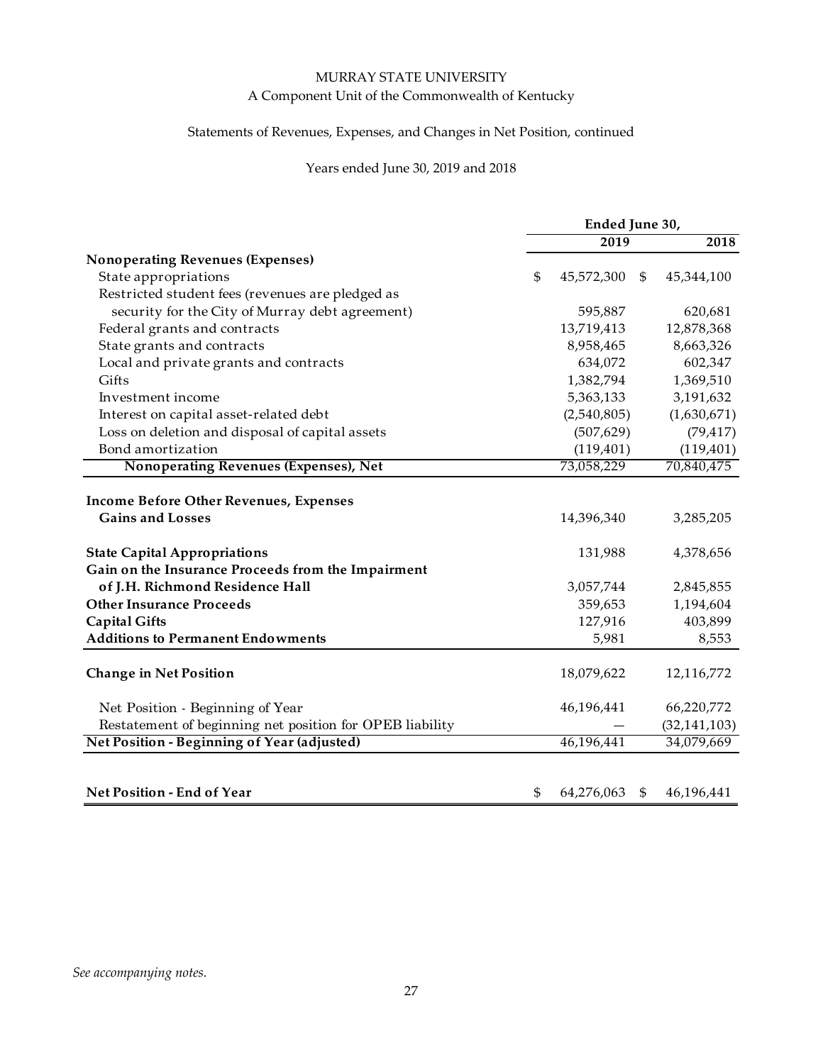MURRAY STATE UNIVERSITY

A Component Unit of the Commonwealth of Kentucky

Statements of Revenues, Expenses, and Changes in Net Position, continued

Years ended June 30, 2019 and 2018

| | Ended June 30, 2019 | 2018 |
|---|---|---|
| **Nonoperating Revenues (Expenses)** | | |
| State appropriations | $ 45,572,300 | $ 45,344,100 |
| Restricted student fees (revenues are pledged as security for the City of Murray debt agreement) | 595,887 | 620,681 |
| Federal grants and contracts | 13,719,413 | 12,878,368 |
| State grants and contracts | 8,958,465 | 8,663,326 |
| Local and private grants and contracts | 634,072 | 602,347 |
| Gifts | 1,382,794 | 1,369,510 |
| Investment income | 5,363,133 | 3,191,632 |
| Interest on capital asset-related debt | (2,540,805) | (1,630,671) |
| Loss on deletion and disposal of capital assets | (507,629) | (79,417) |
| Bond amortization | (119,401) | (119,401) |
| **Nonoperating Revenues (Expenses), Net** | 73,058,229 | 70,840,475 |
| | | |
| **Income Before Other Revenues, Expenses Gains and Losses** | 14,396,340 | 3,285,205 |
| | | |
| **State Capital Appropriations** | 131,988 | 4,378,656 |
| **Gain on the Insurance Proceeds from the Impairment of J.H. Richmond Residence Hall** | 3,057,744 | 2,845,855 |
| **Other Insurance Proceeds** | 359,653 | 1,194,604 |
| **Capital Gifts** | 127,916 | 403,899 |
| **Additions to Permanent Endowments** | 5,981 | 8,553 |
| | | |
| **Change in Net Position** | 18,079,622 | 12,116,772 |
| | | |
| Net Position - Beginning of Year | 46,196,441 | 66,220,772 |
| Restatement of beginning net position for OPEB liability | — | (32,141,103) |
| **Net Position - Beginning of Year (adjusted)** | 46,196,441 | 34,079,669 |
| | | |
| **Net Position - End of Year** | $ 64,276,063 | $ 46,196,441 |

*See accompanying notes.*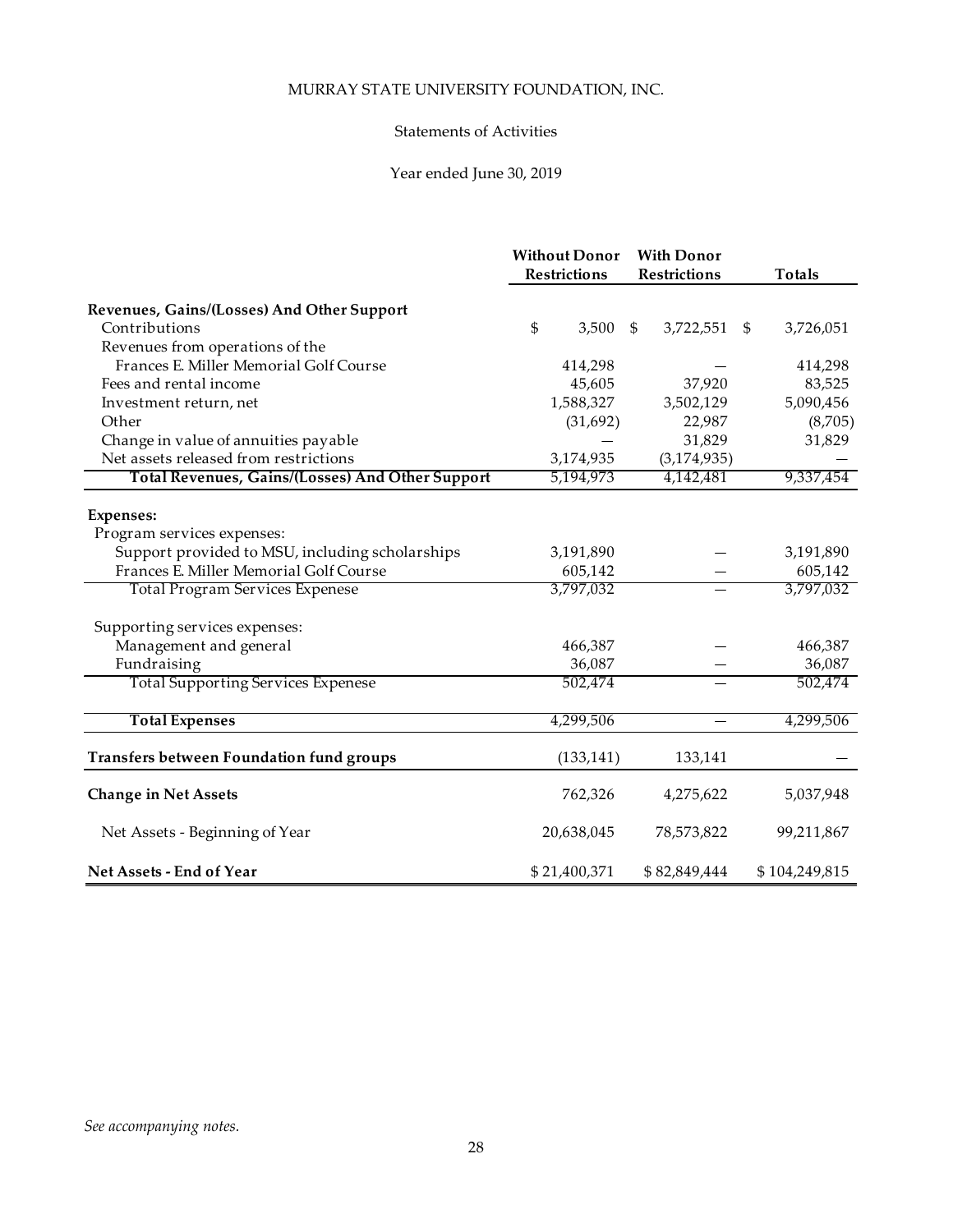MURRAY STATE UNIVERSITY FOUNDATION, INC.

Statements of Activities

Year ended June 30, 2019

| | Without Donor Restrictions | With Donor Restrictions | Totals |
|---|---|---|---|
| **Revenues, Gains/(Losses) And Other Support** | | | |
| Contributions | $ 3,500 | $ 3,722,551 | $ 3,726,051 |
| Revenues from operations of the Frances E. Miller Memorial Golf Course | 414,298 | — | 414,298 |
| Fees and rental income | 45,605 | 37,920 | 83,525 |
| Investment return, net | 1,588,327 | 3,502,129 | 5,090,456 |
| Other | (31,692) | 22,987 | (8,705) |
| Change in value of annuities payable | — | 31,829 | 31,829 |
| Net assets released from restrictions | 3,174,935 | (3,174,935) | — |
| **Total Revenues, Gains/(Losses) And Other Support** | 5,194,973 | 4,142,481 | 9,337,454 |
| **Expenses:** | | | |
| Program services expenses: | | | |
| Support provided to MSU, including scholarships | 3,191,890 | — | 3,191,890 |
| Frances E. Miller Memorial Golf Course | 605,142 | — | 605,142 |
| Total Program Services Expenese | 3,797,032 | — | 3,797,032 |
| Supporting services expenses: | | | |
| Management and general | 466,387 | — | 466,387 |
| Fundraising | 36,087 | — | 36,087 |
| Total Supporting Services Expenese | 502,474 | — | 502,474 |
| **Total Expenses** | 4,299,506 | — | 4,299,506 |
| **Transfers between Foundation fund groups** | (133,141) | 133,141 | — |
| **Change in Net Assets** | 762,326 | 4,275,622 | 5,037,948 |
| Net Assets - Beginning of Year | 20,638,045 | 78,573,822 | 99,211,867 |
| **Net Assets - End of Year** | $ 21,400,371 | $ 82,849,444 | $ 104,249,815 |

*See accompanying notes.*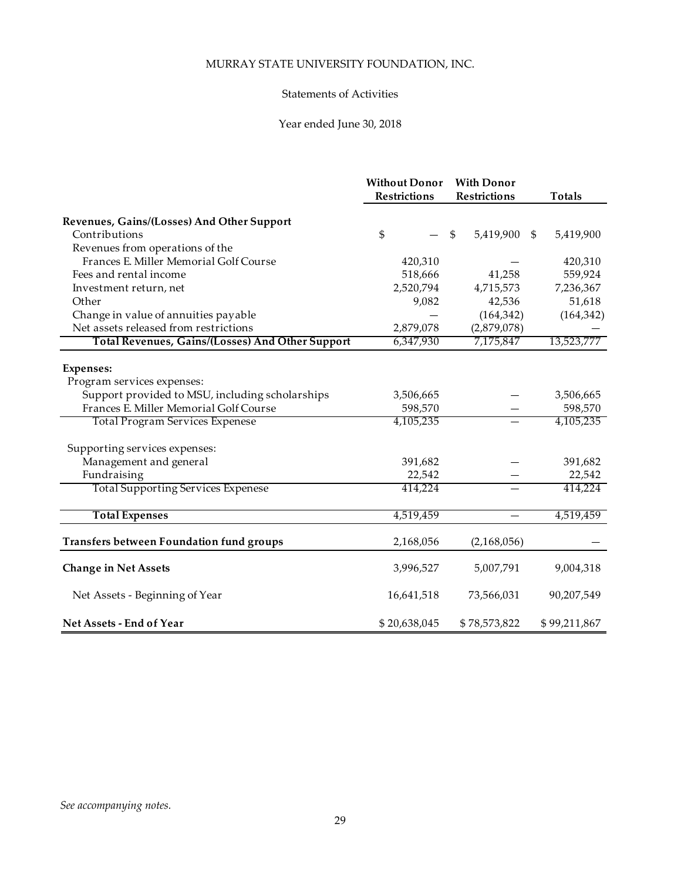MURRAY STATE UNIVERSITY FOUNDATION, INC.

Statements of Activities

Year ended June 30, 2018

| | Without Donor Restrictions | With Donor Restrictions | Totals |
|---|---|---|---|
| **Revenues, Gains/(Losses) And Other Support** | | | |
| Contributions | $ — | $ 5,419,900 | $ 5,419,900 |
| Revenues from operations of the Frances E. Miller Memorial Golf Course | 420,310 | — | 420,310 |
| Fees and rental income | 518,666 | 41,258 | 559,924 |
| Investment return, net | 2,520,794 | 4,715,573 | 7,236,367 |
| Other | 9,082 | 42,536 | 51,618 |
| Change in value of annuities payable | — | (164,342) | (164,342) |
| Net assets released from restrictions | 2,879,078 | (2,879,078) | — |
| **Total Revenues, Gains/(Losses) And Other Support** | 6,347,930 | 7,175,847 | 13,523,777 |
| **Expenses:** | | | |
| Program services expenses: | | | |
| Support provided to MSU, including scholarships | 3,506,665 | — | 3,506,665 |
| Frances E. Miller Memorial Golf Course | 598,570 | — | 598,570 |
| Total Program Services Expenese | 4,105,235 | — | 4,105,235 |
| Supporting services expenses: | | | |
| Management and general | 391,682 | — | 391,682 |
| Fundraising | 22,542 | — | 22,542 |
| Total Supporting Services Expenese | 414,224 | — | 414,224 |
| **Total Expenses** | 4,519,459 | — | 4,519,459 |
| **Transfers between Foundation fund groups** | 2,168,056 | (2,168,056) | — |
| **Change in Net Assets** | 3,996,527 | 5,007,791 | 9,004,318 |
| Net Assets - Beginning of Year | 16,641,518 | 73,566,031 | 90,207,549 |
| **Net Assets - End of Year** | $ 20,638,045 | $ 78,573,822 | $ 99,211,867 |

*See accompanying notes.*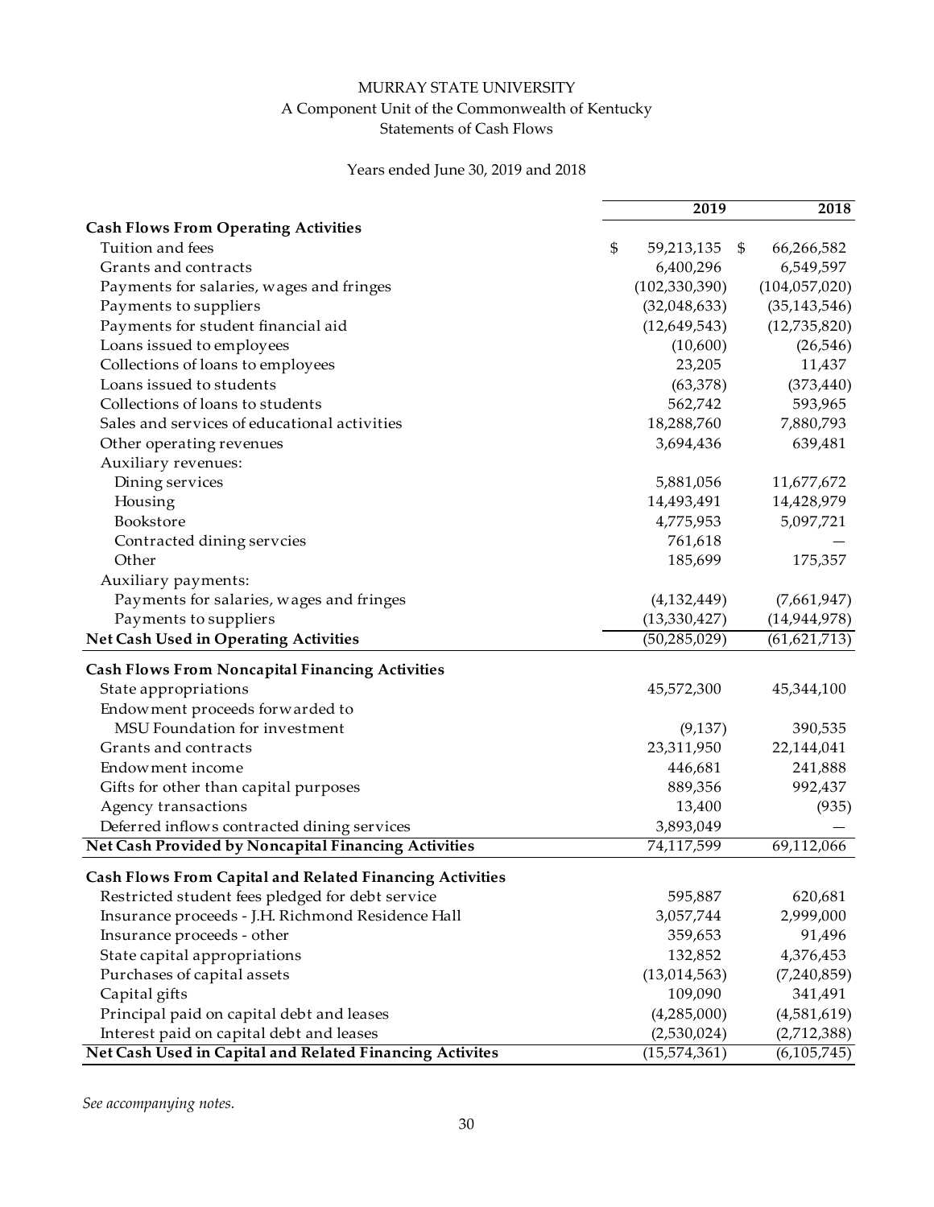# MURRAY STATE UNIVERSITY

A Component Unit of the Commonwealth of Kentucky

Statements of Cash Flows

Years ended June 30, 2019 and 2018

| | 2019 | 2018 |
|---|---|---|
| **Cash Flows From Operating Activities** | | |
| Tuition and fees | $ 59,213,135 | $ 66,266,582 |
| Grants and contracts | 6,400,296 | 6,549,597 |
| Payments for salaries, wages and fringes | (102,330,390) | (104,057,020) |
| Payments to suppliers | (32,048,633) | (35,143,546) |
| Payments for student financial aid | (12,649,543) | (12,735,820) |
| Loans issued to employees | (10,600) | (26,546) |
| Collections of loans to employees | 23,205 | 11,437 |
| Loans issued to students | (63,378) | (373,440) |
| Collections of loans to students | 562,742 | 593,965 |
| Sales and services of educational activities | 18,288,760 | 7,880,793 |
| Other operating revenues | 3,694,436 | 639,481 |
| Auxiliary revenues: | | |
| Dining services | 5,881,056 | 11,677,672 |
| Housing | 14,493,491 | 14,428,979 |
| Bookstore | 4,775,953 | 5,097,721 |
| Contracted dining servcies | 761,618 | — |
| Other | 185,699 | 175,357 |
| Auxiliary payments: | | |
| Payments for salaries, wages and fringes | (4,132,449) | (7,661,947) |
| Payments to suppliers | (13,330,427) | (14,944,978) |
| **Net Cash Used in Operating Activities** | (50,285,029) | (61,621,713) |
| **Cash Flows From Noncapital Financing Activities** | | |
| State appropriations | 45,572,300 | 45,344,100 |
| Endowment proceeds forwarded to MSU Foundation for investment | (9,137) | 390,535 |
| Grants and contracts | 23,311,950 | 22,144,041 |
| Endowment income | 446,681 | 241,888 |
| Gifts for other than capital purposes | 889,356 | 992,437 |
| Agency transactions | 13,400 | (935) |
| Deferred inflows contracted dining services | 3,893,049 | — |
| **Net Cash Provided by Noncapital Financing Activities** | 74,117,599 | 69,112,066 |
| **Cash Flows From Capital and Related Financing Activities** | | |
| Restricted student fees pledged for debt service | 595,887 | 620,681 |
| Insurance proceeds - J.H. Richmond Residence Hall | 3,057,744 | 2,999,000 |
| Insurance proceeds - other | 359,653 | 91,496 |
| State capital appropriations | 132,852 | 4,376,453 |
| Purchases of capital assets | (13,014,563) | (7,240,859) |
| Capital gifts | 109,090 | 341,491 |
| Principal paid on capital debt and leases | (4,285,000) | (4,581,619) |
| Interest paid on capital debt and leases | (2,530,024) | (2,712,388) |
| **Net Cash Used in Capital and Related Financing Activites** | (15,574,361) | (6,105,745) |

*See accompanying notes.*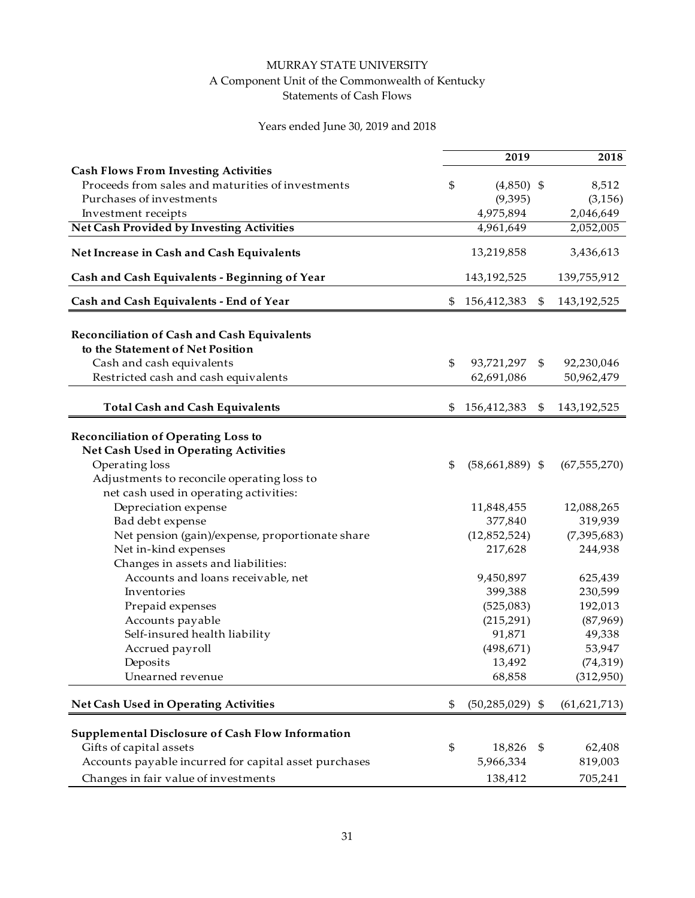# MURRAY STATE UNIVERSITY

A Component Unit of the Commonwealth of Kentucky

Statements of Cash Flows

Years ended June 30, 2019 and 2018

| | 2019 | 2018 |
|---|---|---|
| **Cash Flows From Investing Activities** | | |
| Proceeds from sales and maturities of investments | $ (4,850) | $ 8,512 |
| Purchases of investments | (9,395) | (3,156) |
| Investment receipts | 4,975,894 | 2,046,649 |
| **Net Cash Provided by Investing Activities** | 4,961,649 | 2,052,005 |
| **Net Increase in Cash and Cash Equivalents** | 13,219,858 | 3,436,613 |
| **Cash and Cash Equivalents - Beginning of Year** | 143,192,525 | 139,755,912 |
| **Cash and Cash Equivalents - End of Year** | $ 156,412,383 | $ 143,192,525 |
| | | |
| **Reconciliation of Cash and Cash Equivalents to the Statement of Net Position** | | |
| Cash and cash equivalents | $ 93,721,297 | $ 92,230,046 |
| Restricted cash and cash equivalents | 62,691,086 | 50,962,479 |
| **Total Cash and Cash Equivalents** | $ 156,412,383 | $ 143,192,525 |
| | | |
| **Reconciliation of Operating Loss to Net Cash Used in Operating Activities** | | |
| Operating loss | $ (58,661,889) | $ (67,555,270) |
| Adjustments to reconcile operating loss to net cash used in operating activities: | | |
| Depreciation expense | 11,848,455 | 12,088,265 |
| Bad debt expense | 377,840 | 319,939 |
| Net pension (gain)/expense, proportionate share | (12,852,524) | (7,395,683) |
| Net in-kind expenses | 217,628 | 244,938 |
| Changes in assets and liabilities: | | |
| Accounts and loans receivable, net | 9,450,897 | 625,439 |
| Inventories | 399,388 | 230,599 |
| Prepaid expenses | (525,083) | 192,013 |
| Accounts payable | (215,291) | (87,969) |
| Self-insured health liability | 91,871 | 49,338 |
| Accrued payroll | (498,671) | 53,947 |
| Deposits | 13,492 | (74,319) |
| Unearned revenue | 68,858 | (312,950) |
| **Net Cash Used in Operating Activities** | $ (50,285,029) | $ (61,621,713) |
| | | |
| **Supplemental Disclosure of Cash Flow Information** | | |
| Gifts of capital assets | $ 18,826 | $ 62,408 |
| Accounts payable incurred for capital asset purchases | 5,966,334 | 819,003 |
| Changes in fair value of investments | 138,412 | 705,241 |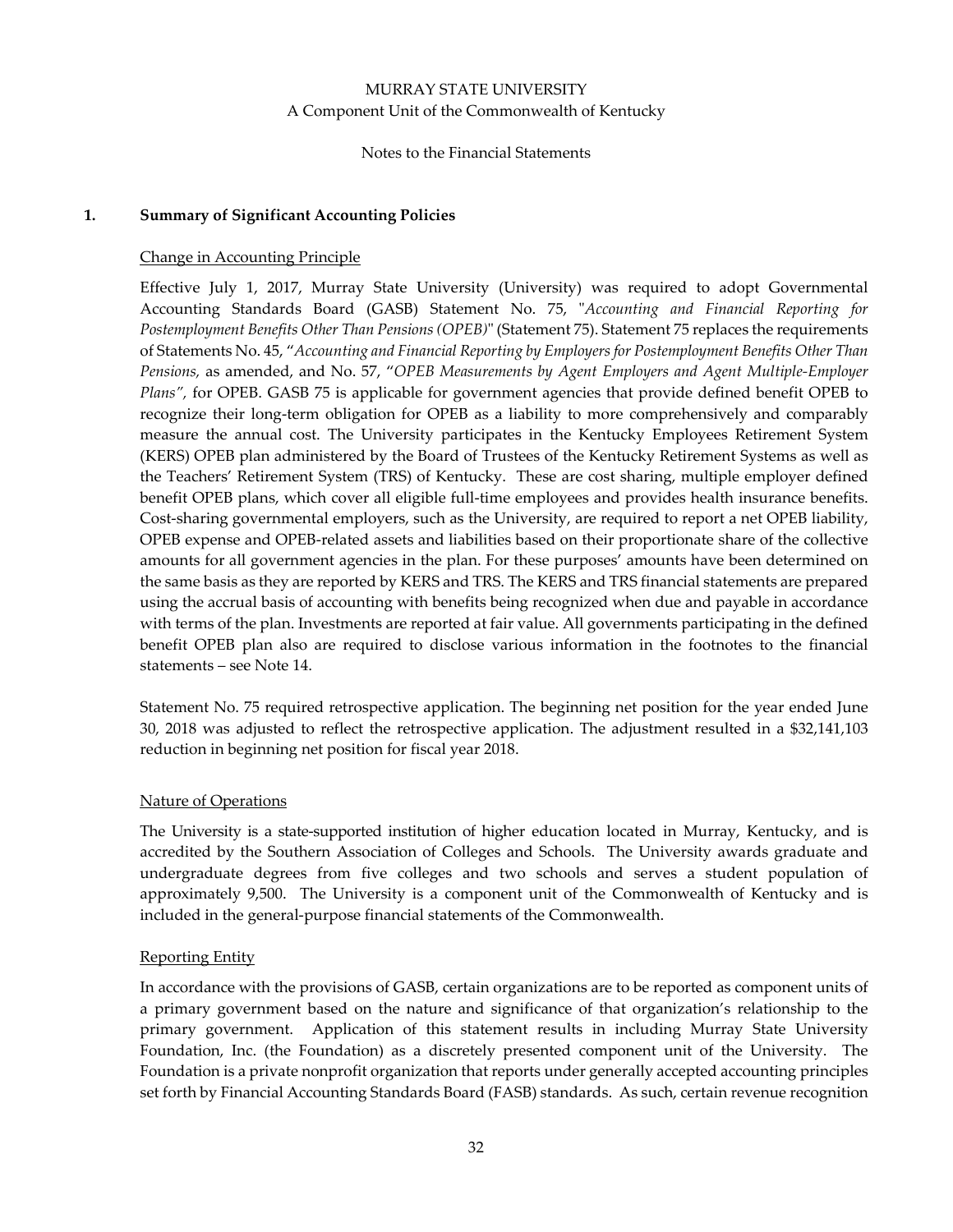MURRAY STATE UNIVERSITY
A Component Unit of the Commonwealth of Kentucky

Notes to the Financial Statements

## 1. Summary of Significant Accounting Policies

Change in Accounting Principle

Effective July 1, 2017, Murray State University (University) was required to adopt Governmental Accounting Standards Board (GASB) Statement No. 75, "*Accounting and Financial Reporting for Postemployment Benefits Other Than Pensions (OPEB)*" (Statement 75). Statement 75 replaces the requirements of Statements No. 45, "*Accounting and Financial Reporting by Employers for Postemployment Benefits Other Than Pensions,* as amended, and No. 57, "*OPEB Measurements by Agent Employers and Agent Multiple-Employer Plans",* for OPEB. GASB 75 is applicable for government agencies that provide defined benefit OPEB to recognize their long-term obligation for OPEB as a liability to more comprehensively and comparably measure the annual cost. The University participates in the Kentucky Employees Retirement System (KERS) OPEB plan administered by the Board of Trustees of the Kentucky Retirement Systems as well as the Teachers' Retirement System (TRS) of Kentucky. These are cost sharing, multiple employer defined benefit OPEB plans, which cover all eligible full-time employees and provides health insurance benefits. Cost-sharing governmental employers, such as the University, are required to report a net OPEB liability, OPEB expense and OPEB-related assets and liabilities based on their proportionate share of the collective amounts for all government agencies in the plan. For these purposes' amounts have been determined on the same basis as they are reported by KERS and TRS. The KERS and TRS financial statements are prepared using the accrual basis of accounting with benefits being recognized when due and payable in accordance with terms of the plan. Investments are reported at fair value. All governments participating in the defined benefit OPEB plan also are required to disclose various information in the footnotes to the financial statements – see Note 14.

Statement No. 75 required retrospective application. The beginning net position for the year ended June 30, 2018 was adjusted to reflect the retrospective application. The adjustment resulted in a $32,141,103 reduction in beginning net position for fiscal year 2018.

Nature of Operations

The University is a state-supported institution of higher education located in Murray, Kentucky, and is accredited by the Southern Association of Colleges and Schools. The University awards graduate and undergraduate degrees from five colleges and two schools and serves a student population of approximately 9,500. The University is a component unit of the Commonwealth of Kentucky and is included in the general-purpose financial statements of the Commonwealth.

Reporting Entity

In accordance with the provisions of GASB, certain organizations are to be reported as component units of a primary government based on the nature and significance of that organization's relationship to the primary government. Application of this statement results in including Murray State University Foundation, Inc. (the Foundation) as a discretely presented component unit of the University. The Foundation is a private nonprofit organization that reports under generally accepted accounting principles set forth by Financial Accounting Standards Board (FASB) standards. As such, certain revenue recognition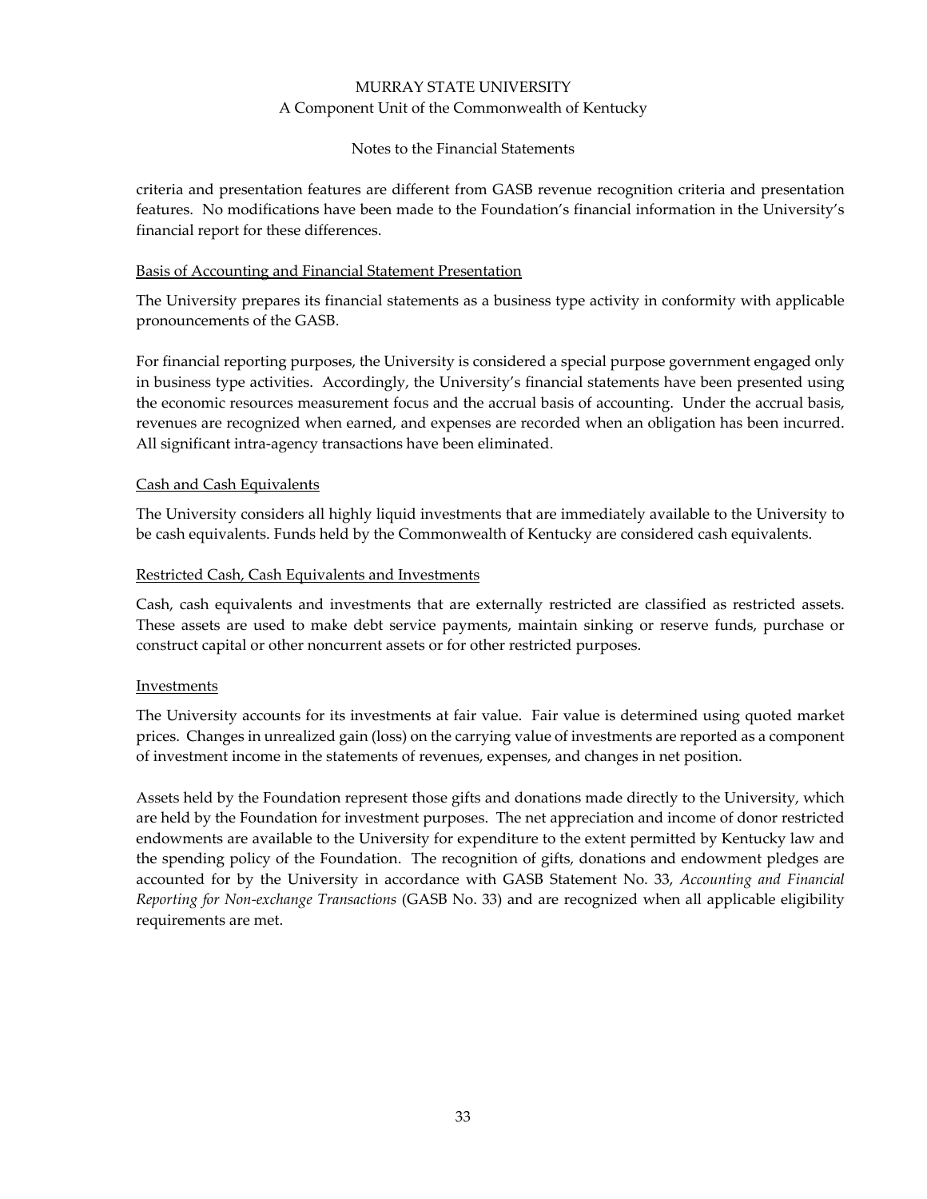criteria and presentation features are different from GASB revenue recognition criteria and presentation features. No modifications have been made to the Foundation's financial information in the University's financial report for these differences.

### Basis of Accounting and Financial Statement Presentation

The University prepares its financial statements as a business type activity in conformity with applicable pronouncements of the GASB.

For financial reporting purposes, the University is considered a special purpose government engaged only in business type activities. Accordingly, the University's financial statements have been presented using the economic resources measurement focus and the accrual basis of accounting. Under the accrual basis, revenues are recognized when earned, and expenses are recorded when an obligation has been incurred. All significant intra-agency transactions have been eliminated.

### Cash and Cash Equivalents

The University considers all highly liquid investments that are immediately available to the University to be cash equivalents. Funds held by the Commonwealth of Kentucky are considered cash equivalents.

### Restricted Cash, Cash Equivalents and Investments

Cash, cash equivalents and investments that are externally restricted are classified as restricted assets. These assets are used to make debt service payments, maintain sinking or reserve funds, purchase or construct capital or other noncurrent assets or for other restricted purposes.

### Investments

The University accounts for its investments at fair value. Fair value is determined using quoted market prices. Changes in unrealized gain (loss) on the carrying value of investments are reported as a component of investment income in the statements of revenues, expenses, and changes in net position.

Assets held by the Foundation represent those gifts and donations made directly to the University, which are held by the Foundation for investment purposes. The net appreciation and income of donor restricted endowments are available to the University for expenditure to the extent permitted by Kentucky law and the spending policy of the Foundation. The recognition of gifts, donations and endowment pledges are accounted for by the University in accordance with GASB Statement No. 33, *Accounting and Financial Reporting for Non-exchange Transactions* (GASB No. 33) and are recognized when all applicable eligibility requirements are met.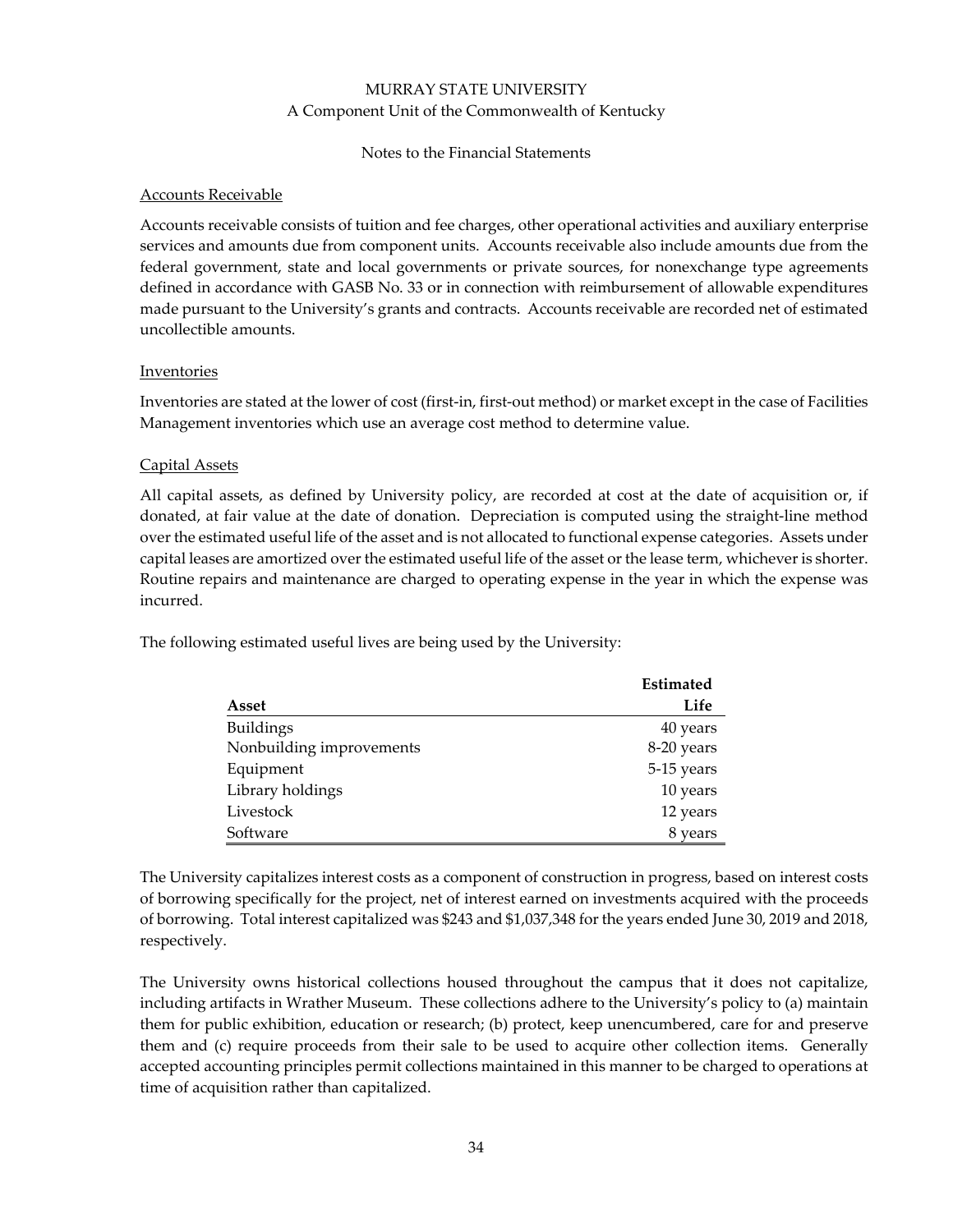MURRAY STATE UNIVERSITY
A Component Unit of the Commonwealth of Kentucky

Notes to the Financial Statements

## Accounts Receivable

Accounts receivable consists of tuition and fee charges, other operational activities and auxiliary enterprise services and amounts due from component units. Accounts receivable also include amounts due from the federal government, state and local governments or private sources, for nonexchange type agreements defined in accordance with GASB No. 33 or in connection with reimbursement of allowable expenditures made pursuant to the University's grants and contracts. Accounts receivable are recorded net of estimated uncollectible amounts.

## Inventories

Inventories are stated at the lower of cost (first-in, first-out method) or market except in the case of Facilities Management inventories which use an average cost method to determine value.

## Capital Assets

All capital assets, as defined by University policy, are recorded at cost at the date of acquisition or, if donated, at fair value at the date of donation. Depreciation is computed using the straight-line method over the estimated useful life of the asset and is not allocated to functional expense categories. Assets under capital leases are amortized over the estimated useful life of the asset or the lease term, whichever is shorter. Routine repairs and maintenance are charged to operating expense in the year in which the expense was incurred.

The following estimated useful lives are being used by the University:

| Asset | Estimated Life |
|---|---|
| Buildings | 40 years |
| Nonbuilding improvements | 8-20 years |
| Equipment | 5-15 years |
| Library holdings | 10 years |
| Livestock | 12 years |
| Software | 8 years |

The University capitalizes interest costs as a component of construction in progress, based on interest costs of borrowing specifically for the project, net of interest earned on investments acquired with the proceeds of borrowing. Total interest capitalized was $243 and $1,037,348 for the years ended June 30, 2019 and 2018, respectively.

The University owns historical collections housed throughout the campus that it does not capitalize, including artifacts in Wrather Museum. These collections adhere to the University's policy to (a) maintain them for public exhibition, education or research; (b) protect, keep unencumbered, care for and preserve them and (c) require proceeds from their sale to be used to acquire other collection items. Generally accepted accounting principles permit collections maintained in this manner to be charged to operations at time of acquisition rather than capitalized.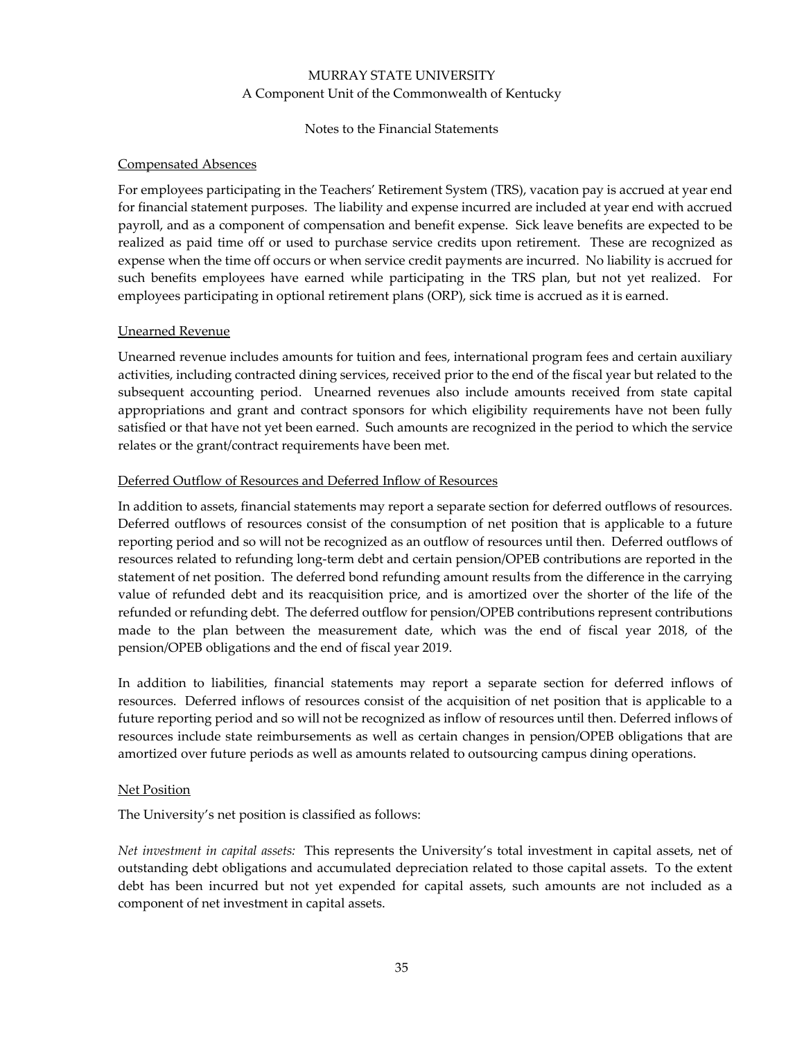## Compensated Absences

For employees participating in the Teachers' Retirement System (TRS), vacation pay is accrued at year end for financial statement purposes. The liability and expense incurred are included at year end with accrued payroll, and as a component of compensation and benefit expense. Sick leave benefits are expected to be realized as paid time off or used to purchase service credits upon retirement. These are recognized as expense when the time off occurs or when service credit payments are incurred. No liability is accrued for such benefits employees have earned while participating in the TRS plan, but not yet realized. For employees participating in optional retirement plans (ORP), sick time is accrued as it is earned.

## Unearned Revenue

Unearned revenue includes amounts for tuition and fees, international program fees and certain auxiliary activities, including contracted dining services, received prior to the end of the fiscal year but related to the subsequent accounting period. Unearned revenues also include amounts received from state capital appropriations and grant and contract sponsors for which eligibility requirements have not been fully satisfied or that have not yet been earned. Such amounts are recognized in the period to which the service relates or the grant/contract requirements have been met.

## Deferred Outflow of Resources and Deferred Inflow of Resources

In addition to assets, financial statements may report a separate section for deferred outflows of resources. Deferred outflows of resources consist of the consumption of net position that is applicable to a future reporting period and so will not be recognized as an outflow of resources until then. Deferred outflows of resources related to refunding long-term debt and certain pension/OPEB contributions are reported in the statement of net position. The deferred bond refunding amount results from the difference in the carrying value of refunded debt and its reacquisition price, and is amortized over the shorter of the life of the refunded or refunding debt. The deferred outflow for pension/OPEB contributions represent contributions made to the plan between the measurement date, which was the end of fiscal year 2018, of the pension/OPEB obligations and the end of fiscal year 2019.

In addition to liabilities, financial statements may report a separate section for deferred inflows of resources. Deferred inflows of resources consist of the acquisition of net position that is applicable to a future reporting period and so will not be recognized as inflow of resources until then. Deferred inflows of resources include state reimbursements as well as certain changes in pension/OPEB obligations that are amortized over future periods as well as amounts related to outsourcing campus dining operations.

## Net Position

The University's net position is classified as follows:

*Net investment in capital assets:* This represents the University's total investment in capital assets, net of outstanding debt obligations and accumulated depreciation related to those capital assets. To the extent debt has been incurred but not yet expended for capital assets, such amounts are not included as a component of net investment in capital assets.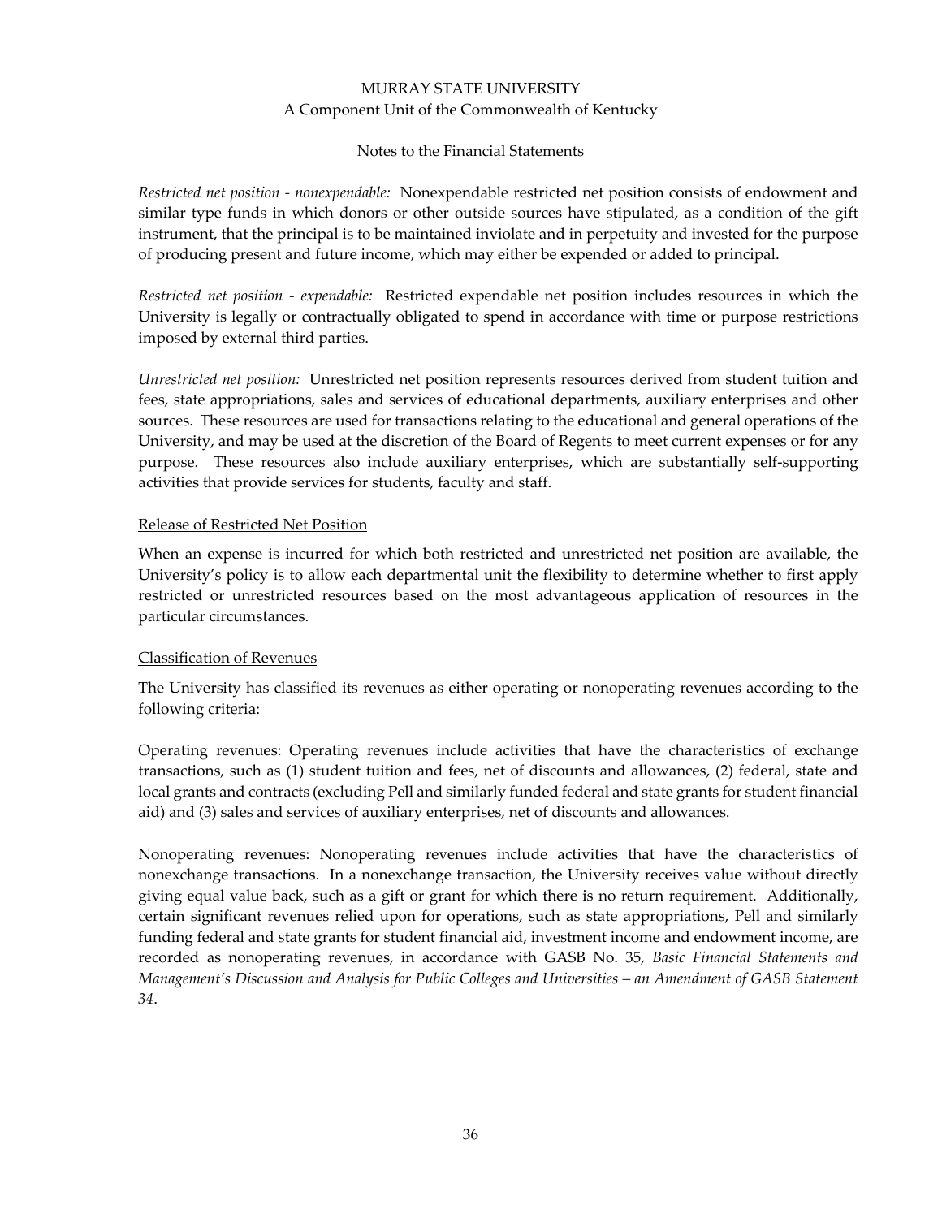*Restricted net position - nonexpendable:* Nonexpendable restricted net position consists of endowment and similar type funds in which donors or other outside sources have stipulated, as a condition of the gift instrument, that the principal is to be maintained inviolate and in perpetuity and invested for the purpose of producing present and future income, which may either be expended or added to principal.

*Restricted net position - expendable:* Restricted expendable net position includes resources in which the University is legally or contractually obligated to spend in accordance with time or purpose restrictions imposed by external third parties.

*Unrestricted net position:* Unrestricted net position represents resources derived from student tuition and fees, state appropriations, sales and services of educational departments, auxiliary enterprises and other sources. These resources are used for transactions relating to the educational and general operations of the University, and may be used at the discretion of the Board of Regents to meet current expenses or for any purpose. These resources also include auxiliary enterprises, which are substantially self-supporting activities that provide services for students, faculty and staff.

## Release of Restricted Net Position

When an expense is incurred for which both restricted and unrestricted net position are available, the University's policy is to allow each departmental unit the flexibility to determine whether to first apply restricted or unrestricted resources based on the most advantageous application of resources in the particular circumstances.

## Classification of Revenues

The University has classified its revenues as either operating or nonoperating revenues according to the following criteria:

Operating revenues: Operating revenues include activities that have the characteristics of exchange transactions, such as (1) student tuition and fees, net of discounts and allowances, (2) federal, state and local grants and contracts (excluding Pell and similarly funded federal and state grants for student financial aid) and (3) sales and services of auxiliary enterprises, net of discounts and allowances.

Nonoperating revenues: Nonoperating revenues include activities that have the characteristics of nonexchange transactions. In a nonexchange transaction, the University receives value without directly giving equal value back, such as a gift or grant for which there is no return requirement. Additionally, certain significant revenues relied upon for operations, such as state appropriations, Pell and similarly funding federal and state grants for student financial aid, investment income and endowment income, are recorded as nonoperating revenues, in accordance with GASB No. 35, *Basic Financial Statements and Management's Discussion and Analysis for Public Colleges and Universities – an Amendment of GASB Statement 34*.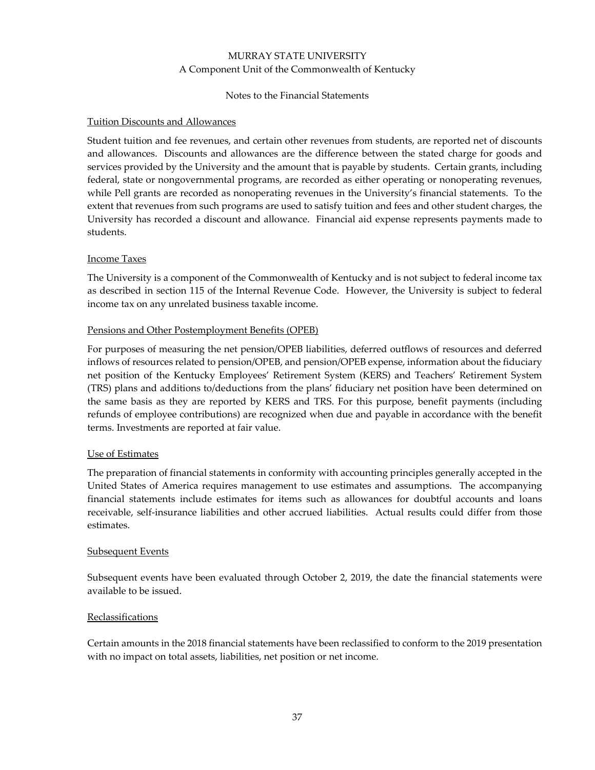#### Tuition Discounts and Allowances

Student tuition and fee revenues, and certain other revenues from students, are reported net of discounts and allowances. Discounts and allowances are the difference between the stated charge for goods and services provided by the University and the amount that is payable by students. Certain grants, including federal, state or nongovernmental programs, are recorded as either operating or nonoperating revenues, while Pell grants are recorded as nonoperating revenues in the University's financial statements. To the extent that revenues from such programs are used to satisfy tuition and fees and other student charges, the University has recorded a discount and allowance. Financial aid expense represents payments made to students.

#### Income Taxes

The University is a component of the Commonwealth of Kentucky and is not subject to federal income tax as described in section 115 of the Internal Revenue Code. However, the University is subject to federal income tax on any unrelated business taxable income.

#### Pensions and Other Postemployment Benefits (OPEB)

For purposes of measuring the net pension/OPEB liabilities, deferred outflows of resources and deferred inflows of resources related to pension/OPEB, and pension/OPEB expense, information about the fiduciary net position of the Kentucky Employees' Retirement System (KERS) and Teachers' Retirement System (TRS) plans and additions to/deductions from the plans' fiduciary net position have been determined on the same basis as they are reported by KERS and TRS. For this purpose, benefit payments (including refunds of employee contributions) are recognized when due and payable in accordance with the benefit terms. Investments are reported at fair value.

#### Use of Estimates

The preparation of financial statements in conformity with accounting principles generally accepted in the United States of America requires management to use estimates and assumptions. The accompanying financial statements include estimates for items such as allowances for doubtful accounts and loans receivable, self-insurance liabilities and other accrued liabilities. Actual results could differ from those estimates.

#### Subsequent Events

Subsequent events have been evaluated through October 2, 2019, the date the financial statements were available to be issued.

#### Reclassifications

Certain amounts in the 2018 financial statements have been reclassified to conform to the 2019 presentation with no impact on total assets, liabilities, net position or net income.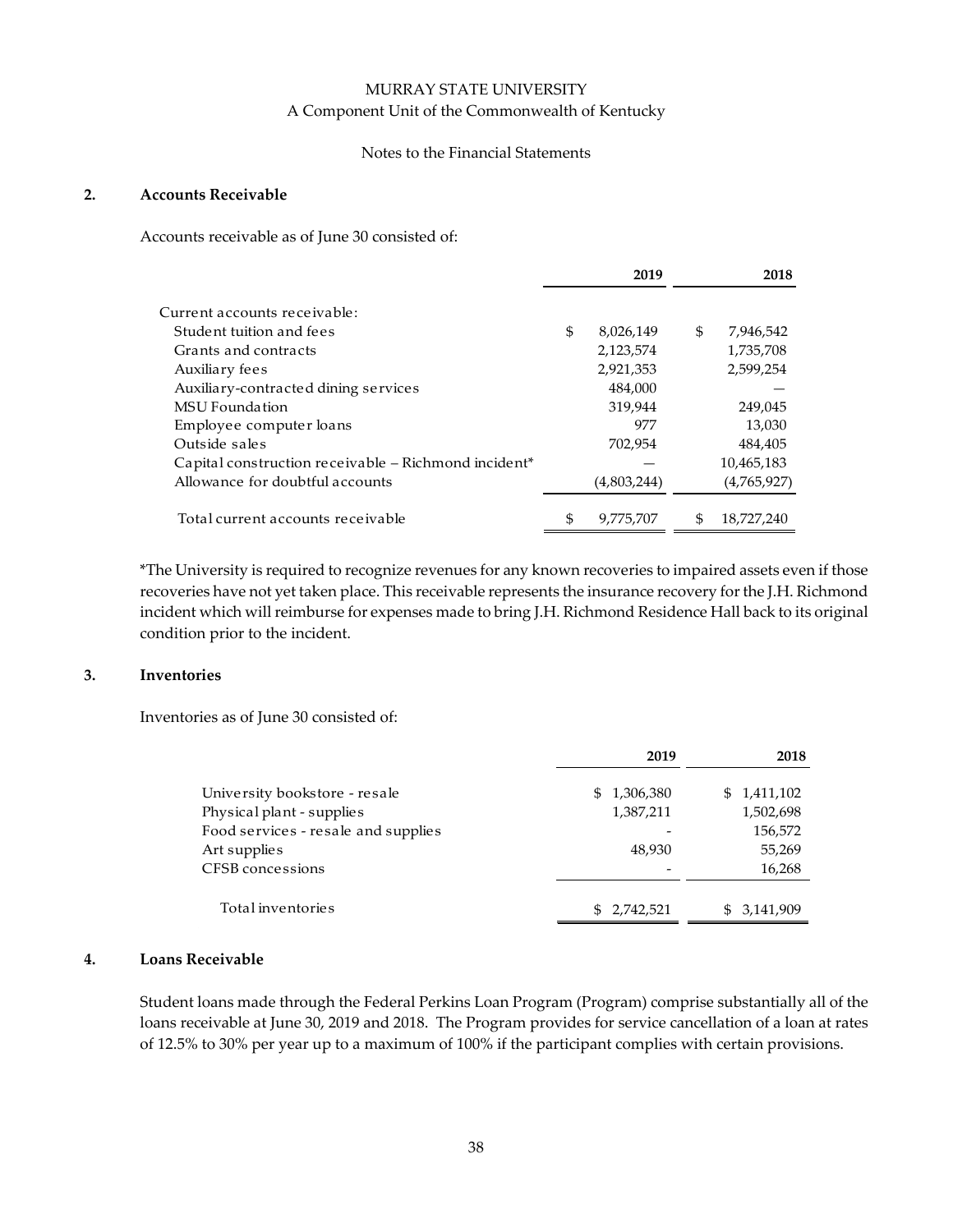MURRAY STATE UNIVERSITY
A Component Unit of the Commonwealth of Kentucky

Notes to the Financial Statements

## 2. Accounts Receivable

Accounts receivable as of June 30 consisted of:

| | 2019 | 2018 |
|---|---|---|
| Current accounts receivable: | | |
| Student tuition and fees | $ 8,026,149 | $ 7,946,542 |
| Grants and contracts | 2,123,574 | 1,735,708 |
| Auxiliary fees | 2,921,353 | 2,599,254 |
| Auxiliary-contracted dining services | 484,000 | — |
| MSU Foundation | 319,944 | 249,045 |
| Employee computer loans | 977 | 13,030 |
| Outside sales | 702,954 | 484,405 |
| Capital construction receivable – Richmond incident* | — | 10,465,183 |
| Allowance for doubtful accounts | (4,803,244) | (4,765,927) |
| Total current accounts receivable | $ 9,775,707 | $ 18,727,240 |

*The University is required to recognize revenues for any known recoveries to impaired assets even if those recoveries have not yet taken place. This receivable represents the insurance recovery for the J.H. Richmond incident which will reimburse for expenses made to bring J.H. Richmond Residence Hall back to its original condition prior to the incident.

## 3. Inventories

Inventories as of June 30 consisted of:

| | 2019 | 2018 |
|---|---|---|
| University bookstore - resale | $ 1,306,380 | $ 1,411,102 |
| Physical plant - supplies | 1,387,211 | 1,502,698 |
| Food services - resale and supplies | - | 156,572 |
| Art supplies | 48,930 | 55,269 |
| CFSB concessions | - | 16,268 |
| Total inventories | $ 2,742,521 | $ 3,141,909 |

## 4. Loans Receivable

Student loans made through the Federal Perkins Loan Program (Program) comprise substantially all of the loans receivable at June 30, 2019 and 2018. The Program provides for service cancellation of a loan at rates of 12.5% to 30% per year up to a maximum of 100% if the participant complies with certain provisions.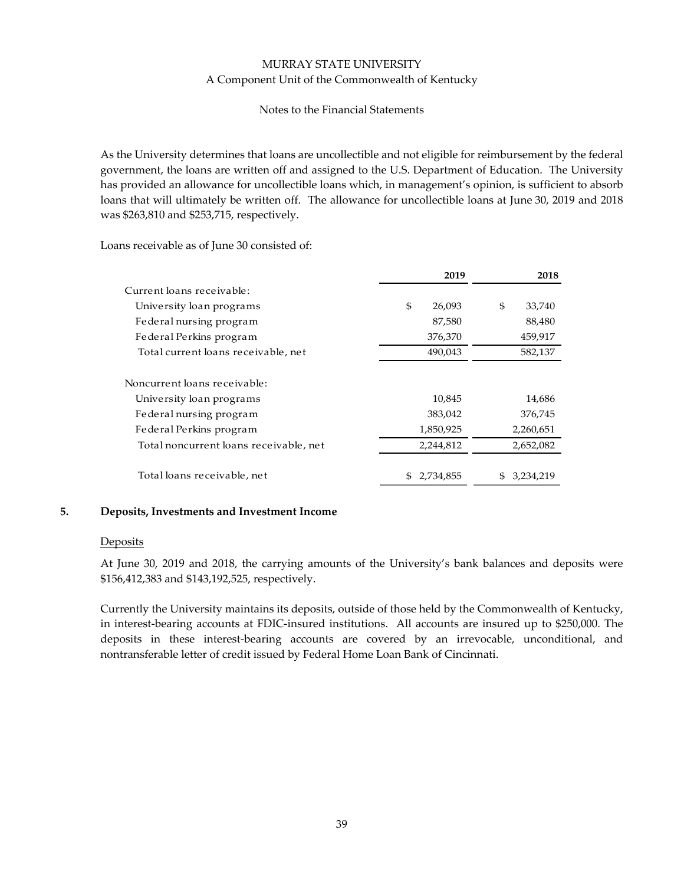As the University determines that loans are uncollectible and not eligible for reimbursement by the federal government, the loans are written off and assigned to the U.S. Department of Education. The University has provided an allowance for uncollectible loans which, in management's opinion, is sufficient to absorb loans that will ultimately be written off. The allowance for uncollectible loans at June 30, 2019 and 2018 was $263,810 and $253,715, respectively.

Loans receivable as of June 30 consisted of:

| | 2019 | 2018 |
|---|---|---|
| Current loans receivable: | | |
| University loan programs | $ 26,093 | $ 33,740 |
| Federal nursing program | 87,580 | 88,480 |
| Federal Perkins program | 376,370 | 459,917 |
| Total current loans receivable, net | 490,043 | 582,137 |
| Noncurrent loans receivable: | | |
| University loan programs | 10,845 | 14,686 |
| Federal nursing program | 383,042 | 376,745 |
| Federal Perkins program | 1,850,925 | 2,260,651 |
| Total noncurrent loans receivable, net | 2,244,812 | 2,652,082 |
| Total loans receivable, net | $ 2,734,855 | $ 3,234,219 |

## 5. Deposits, Investments and Investment Income

### Deposits

At June 30, 2019 and 2018, the carrying amounts of the University's bank balances and deposits were $156,412,383 and $143,192,525, respectively.

Currently the University maintains its deposits, outside of those held by the Commonwealth of Kentucky, in interest-bearing accounts at FDIC-insured institutions. All accounts are insured up to $250,000. The deposits in these interest-bearing accounts are covered by an irrevocable, unconditional, and nontransferable letter of credit issued by Federal Home Loan Bank of Cincinnati.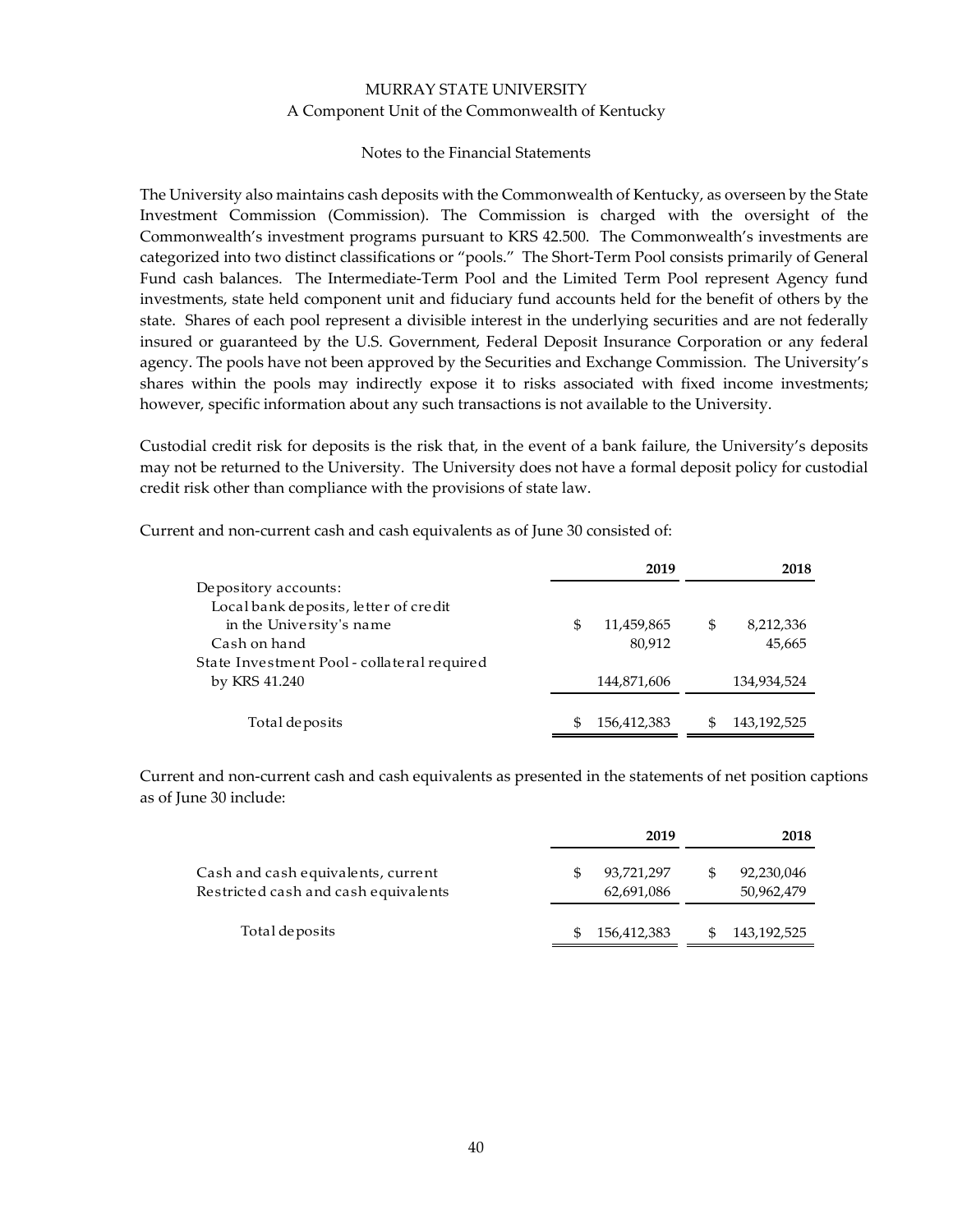The University also maintains cash deposits with the Commonwealth of Kentucky, as overseen by the State Investment Commission (Commission). The Commission is charged with the oversight of the Commonwealth's investment programs pursuant to KRS 42.500. The Commonwealth's investments are categorized into two distinct classifications or "pools." The Short-Term Pool consists primarily of General Fund cash balances. The Intermediate-Term Pool and the Limited Term Pool represent Agency fund investments, state held component unit and fiduciary fund accounts held for the benefit of others by the state. Shares of each pool represent a divisible interest in the underlying securities and are not federally insured or guaranteed by the U.S. Government, Federal Deposit Insurance Corporation or any federal agency. The pools have not been approved by the Securities and Exchange Commission. The University's shares within the pools may indirectly expose it to risks associated with fixed income investments; however, specific information about any such transactions is not available to the University.

Custodial credit risk for deposits is the risk that, in the event of a bank failure, the University's deposits may not be returned to the University. The University does not have a formal deposit policy for custodial credit risk other than compliance with the provisions of state law.

Current and non-current cash and cash equivalents as of June 30 consisted of:

| | 2019 | 2018 |
|---|---|---|
| Depository accounts: | | |
| Local bank deposits, letter of credit in the University's name | $ 11,459,865 | $ 8,212,336 |
| Cash on hand | 80,912 | 45,665 |
| State Investment Pool - collateral required by KRS 41.240 | 144,871,606 | 134,934,524 |
| Total deposits | $ 156,412,383 | $ 143,192,525 |

Current and non-current cash and cash equivalents as presented in the statements of net position captions as of June 30 include:

| | 2019 | 2018 |
|---|---|---|
| Cash and cash equivalents, current | $ 93,721,297 | $ 92,230,046 |
| Restricted cash and cash equivalents | 62,691,086 | 50,962,479 |
| Total deposits | $ 156,412,383 | $ 143,192,525 |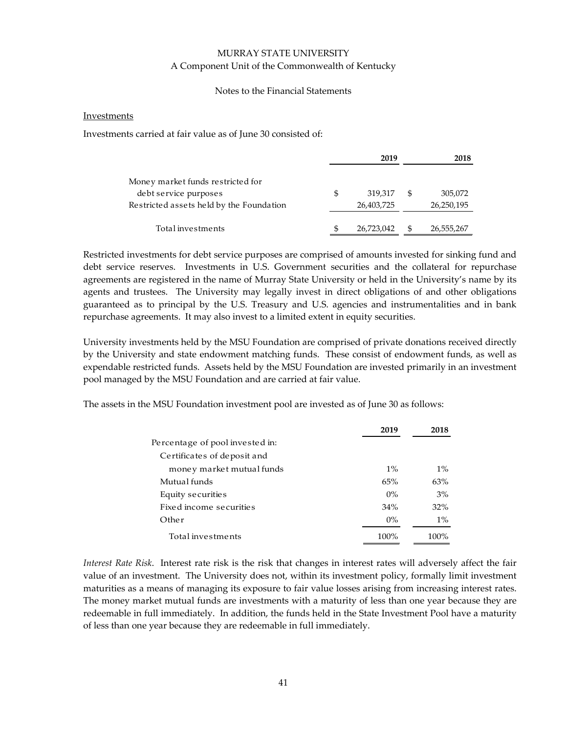#### Investments

Investments carried at fair value as of June 30 consisted of:

| | 2019 | 2018 |
|---|---|---|
| Money market funds restricted for debt service purposes | $ 319,317 | $ 305,072 |
| Restricted assets held by the Foundation | 26,403,725 | 26,250,195 |
| Total investments | $ 26,723,042 | $ 26,555,267 |

Restricted investments for debt service purposes are comprised of amounts invested for sinking fund and debt service reserves. Investments in U.S. Government securities and the collateral for repurchase agreements are registered in the name of Murray State University or held in the University's name by its agents and trustees. The University may legally invest in direct obligations of and other obligations guaranteed as to principal by the U.S. Treasury and U.S. agencies and instrumentalities and in bank repurchase agreements. It may also invest to a limited extent in equity securities.

University investments held by the MSU Foundation are comprised of private donations received directly by the University and state endowment matching funds. These consist of endowment funds, as well as expendable restricted funds. Assets held by the MSU Foundation are invested primarily in an investment pool managed by the MSU Foundation and are carried at fair value.

The assets in the MSU Foundation investment pool are invested as of June 30 as follows:

| | 2019 | 2018 |
|---|---|---|
| Percentage of pool invested in: | | |
| Certificates of deposit and money market mutual funds | 1% | 1% |
| Mutual funds | 65% | 63% |
| Equity securities | 0% | 3% |
| Fixed income securities | 34% | 32% |
| Other | 0% | 1% |
| Total investments | 100% | 100% |

*Interest Rate Risk*. Interest rate risk is the risk that changes in interest rates will adversely affect the fair value of an investment. The University does not, within its investment policy, formally limit investment maturities as a means of managing its exposure to fair value losses arising from increasing interest rates. The money market mutual funds are investments with a maturity of less than one year because they are redeemable in full immediately. In addition, the funds held in the State Investment Pool have a maturity of less than one year because they are redeemable in full immediately.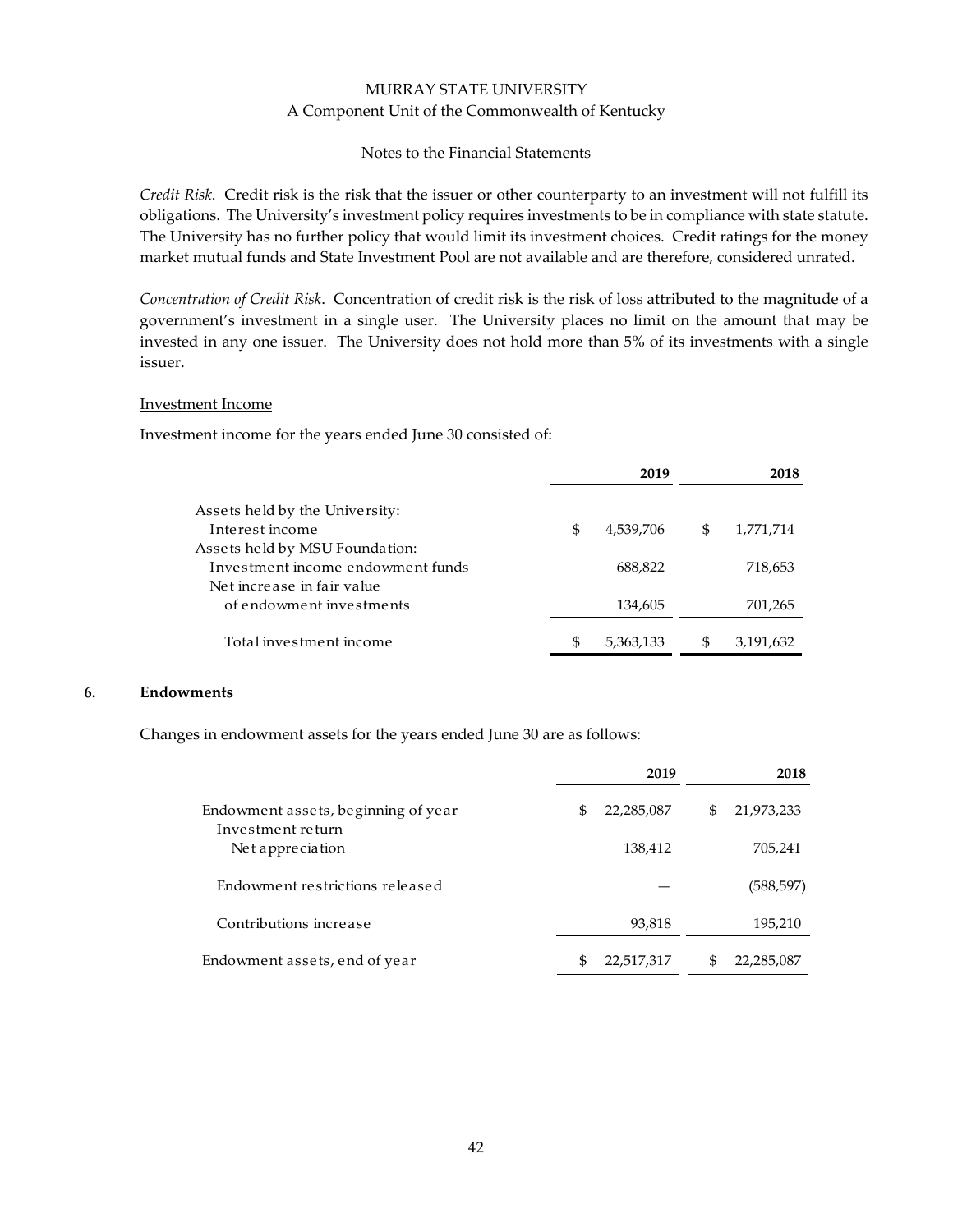*Credit Risk*. Credit risk is the risk that the issuer or other counterparty to an investment will not fulfill its obligations. The University's investment policy requires investments to be in compliance with state statute. The University has no further policy that would limit its investment choices. Credit ratings for the money market mutual funds and State Investment Pool are not available and are therefore, considered unrated.

*Concentration of Credit Risk*. Concentration of credit risk is the risk of loss attributed to the magnitude of a government's investment in a single user. The University places no limit on the amount that may be invested in any one issuer. The University does not hold more than 5% of its investments with a single issuer.

Investment Income

Investment income for the years ended June 30 consisted of:

| | 2019 | 2018 |
|---|---|---|
| Assets held by the University: | | |
| Interest income | $ 4,539,706 | $ 1,771,714 |
| Assets held by MSU Foundation: | | |
| Investment income endowment funds | 688,822 | 718,653 |
| Net increase in fair value of endowment investments | 134,605 | 701,265 |
| Total investment income | $ 5,363,133 | $ 3,191,632 |

## 6. Endowments

Changes in endowment assets for the years ended June 30 are as follows:

| | 2019 | 2018 |
|---|---|---|
| Endowment assets, beginning of year | $ 22,285,087 | $ 21,973,233 |
| Investment return | | |
| Net appreciation | 138,412 | 705,241 |
| Endowment restrictions released | — | (588,597) |
| Contributions increase | 93,818 | 195,210 |
| Endowment assets, end of year | $ 22,517,317 | $ 22,285,087 |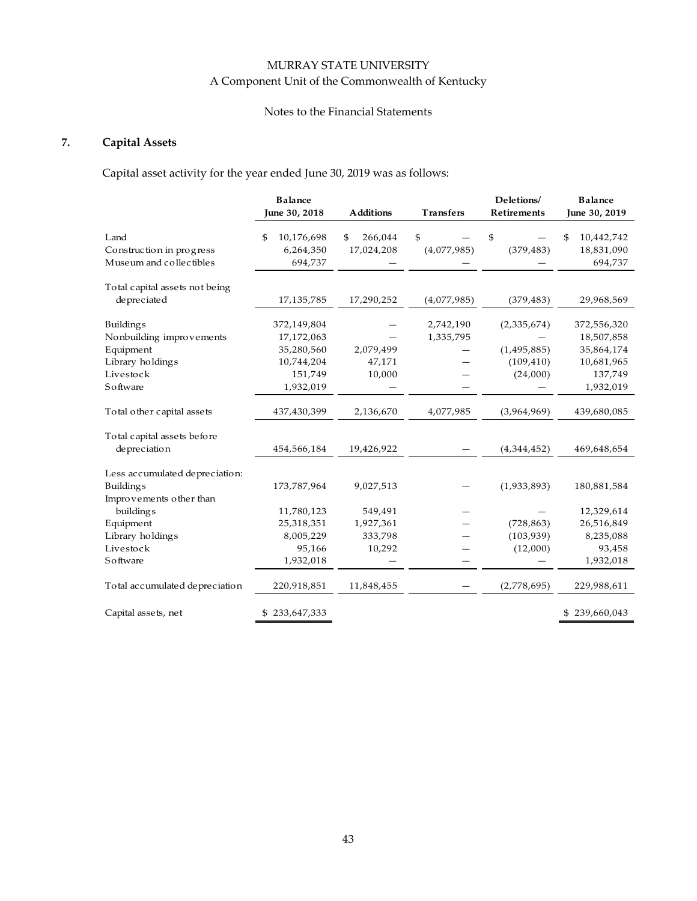MURRAY STATE UNIVERSITY
A Component Unit of the Commonwealth of Kentucky

Notes to the Financial Statements

## 7. Capital Assets

Capital asset activity for the year ended June 30, 2019 was as follows:

| | Balance June 30, 2018 | Additions | Transfers | Deletions/ Retirements | Balance June 30, 2019 |
|---|---|---|---|---|---|
| Land | $ 10,176,698 | $ 266,044 | $ — | $ — | $ 10,442,742 |
| Construction in progress | 6,264,350 | 17,024,208 | (4,077,985) | (379,483) | 18,831,090 |
| Museum and collectibles | 694,737 | — | — | — | 694,737 |
| Total capital assets not being depreciated | 17,135,785 | 17,290,252 | (4,077,985) | (379,483) | 29,968,569 |
| Buildings | 372,149,804 | — | 2,742,190 | (2,335,674) | 372,556,320 |
| Nonbuilding improvements | 17,172,063 | — | 1,335,795 | — | 18,507,858 |
| Equipment | 35,280,560 | 2,079,499 | — | (1,495,885) | 35,864,174 |
| Library holdings | 10,744,204 | 47,171 | — | (109,410) | 10,681,965 |
| Livestock | 151,749 | 10,000 | — | (24,000) | 137,749 |
| Software | 1,932,019 | — | — | — | 1,932,019 |
| Total other capital assets | 437,430,399 | 2,136,670 | 4,077,985 | (3,964,969) | 439,680,085 |
| Total capital assets before depreciation | 454,566,184 | 19,426,922 | — | (4,344,452) | 469,648,654 |
| Less accumulated depreciation: | | | | | |
| Buildings | 173,787,964 | 9,027,513 | — | (1,933,893) | 180,881,584 |
| Improvements other than buildings | 11,780,123 | 549,491 | — | — | 12,329,614 |
| Equipment | 25,318,351 | 1,927,361 | — | (728,863) | 26,516,849 |
| Library holdings | 8,005,229 | 333,798 | — | (103,939) | 8,235,088 |
| Livestock | 95,166 | 10,292 | — | (12,000) | 93,458 |
| Software | 1,932,018 | — | — | — | 1,932,018 |
| Total accumulated depreciation | 220,918,851 | 11,848,455 | — | (2,778,695) | 229,988,611 |
| Capital assets, net | $ 233,647,333 | | | | $ 239,660,043 |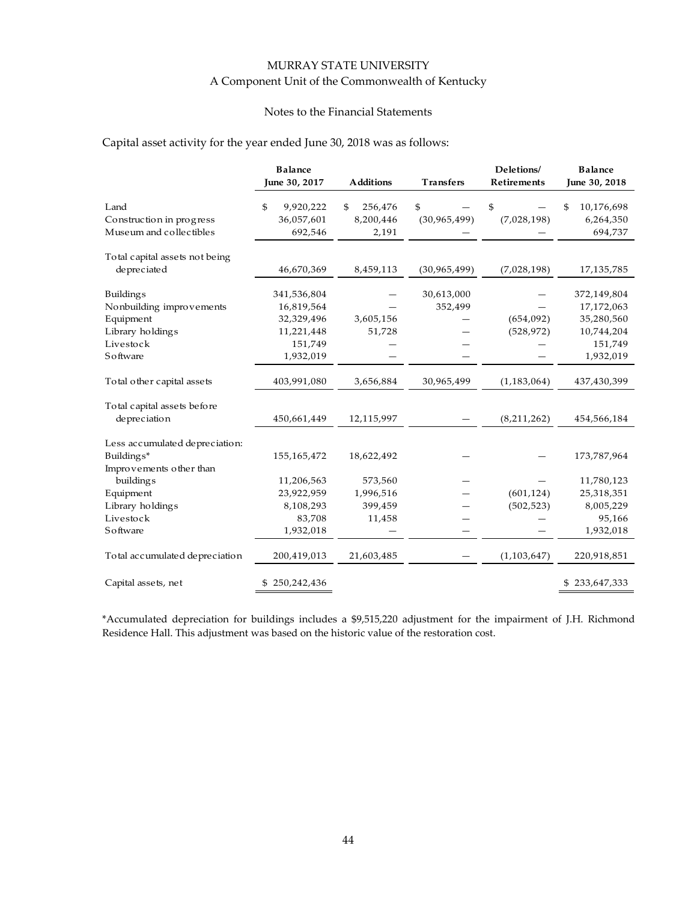MURRAY STATE UNIVERSITY
A Component Unit of the Commonwealth of Kentucky

Notes to the Financial Statements

Capital asset activity for the year ended June 30, 2018 was as follows:

| | Balance June 30, 2017 | Additions | Transfers | Deletions/ Retirements | Balance June 30, 2018 |
|---|---|---|---|---|---|
| Land | $ 9,920,222 | $ 256,476 | $ — | $ — | $ 10,176,698 |
| Construction in progress | 36,057,601 | 8,200,446 | (30,965,499) | (7,028,198) | 6,264,350 |
| Museum and collectibles | 692,546 | 2,191 | — | — | 694,737 |
| Total capital assets not being depreciated | 46,670,369 | 8,459,113 | (30,965,499) | (7,028,198) | 17,135,785 |
| Buildings | 341,536,804 | — | 30,613,000 | — | 372,149,804 |
| Nonbuilding improvements | 16,819,564 | — | 352,499 | — | 17,172,063 |
| Equipment | 32,329,496 | 3,605,156 | — | (654,092) | 35,280,560 |
| Library holdings | 11,221,448 | 51,728 | — | (528,972) | 10,744,204 |
| Livestock | 151,749 | — | — | — | 151,749 |
| Software | 1,932,019 | — | — | — | 1,932,019 |
| Total other capital assets | 403,991,080 | 3,656,884 | 30,965,499 | (1,183,064) | 437,430,399 |
| Total capital assets before depreciation | 450,661,449 | 12,115,997 | — | (8,211,262) | 454,566,184 |
| Less accumulated depreciation: | | | | | |
| Buildings* | 155,165,472 | 18,622,492 | — | — | 173,787,964 |
| Improvements other than buildings | 11,206,563 | 573,560 | — | — | 11,780,123 |
| Equipment | 23,922,959 | 1,996,516 | — | (601,124) | 25,318,351 |
| Library holdings | 8,108,293 | 399,459 | — | (502,523) | 8,005,229 |
| Livestock | 83,708 | 11,458 | — | — | 95,166 |
| Software | 1,932,018 | — | — | — | 1,932,018 |
| Total accumulated depreciation | 200,419,013 | 21,603,485 | — | (1,103,647) | 220,918,851 |
| Capital assets, net | $ 250,242,436 | | | | $ 233,647,333 |

*Accumulated depreciation for buildings includes a $9,515,220 adjustment for the impairment of J.H. Richmond Residence Hall. This adjustment was based on the historic value of the restoration cost.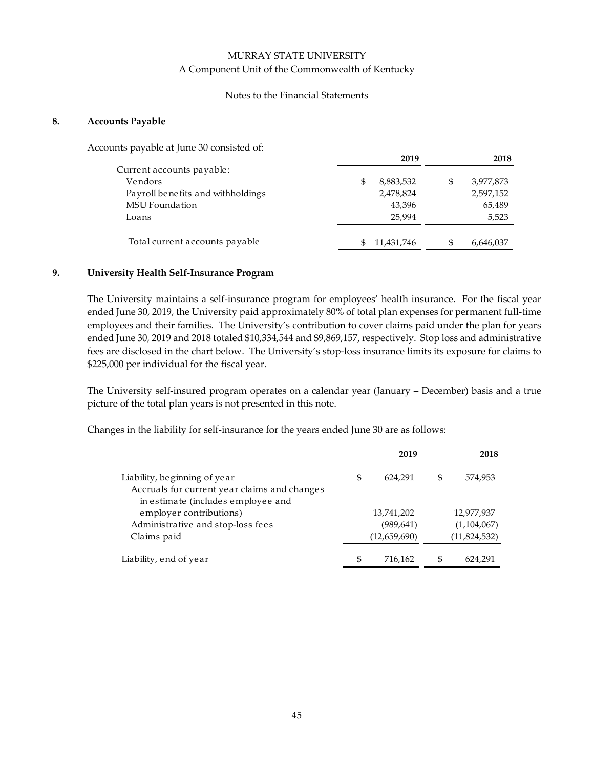MURRAY STATE UNIVERSITY
A Component Unit of the Commonwealth of Kentucky

Notes to the Financial Statements

## 8. Accounts Payable

Accounts payable at June 30 consisted of:

| | 2019 | 2018 |
|---|---|---|
| Current accounts payable: | | |
| Vendors | $ 8,883,532 | $ 3,977,873 |
| Payroll benefits and withholdings | 2,478,824 | 2,597,152 |
| MSU Foundation | 43,396 | 65,489 |
| Loans | 25,994 | 5,523 |
| Total current accounts payable | $ 11,431,746 | $ 6,646,037 |

## 9. University Health Self-Insurance Program

The University maintains a self-insurance program for employees' health insurance. For the fiscal year ended June 30, 2019, the University paid approximately 80% of total plan expenses for permanent full-time employees and their families. The University's contribution to cover claims paid under the plan for years ended June 30, 2019 and 2018 totaled $10,334,544 and $9,869,157, respectively. Stop loss and administrative fees are disclosed in the chart below. The University's stop-loss insurance limits its exposure for claims to $225,000 per individual for the fiscal year.

The University self-insured program operates on a calendar year (January – December) basis and a true picture of the total plan years is not presented in this note.

Changes in the liability for self-insurance for the years ended June 30 are as follows:

| | 2019 | 2018 |
|---|---|---|
| Liability, beginning of year | $ 624,291 | $ 574,953 |
| Accruals for current year claims and changes in estimate (includes employee and employer contributions) | 13,741,202 | 12,977,937 |
| Administrative and stop-loss fees | (989,641) | (1,104,067) |
| Claims paid | (12,659,690) | (11,824,532) |
| Liability, end of year | $ 716,162 | $ 624,291 |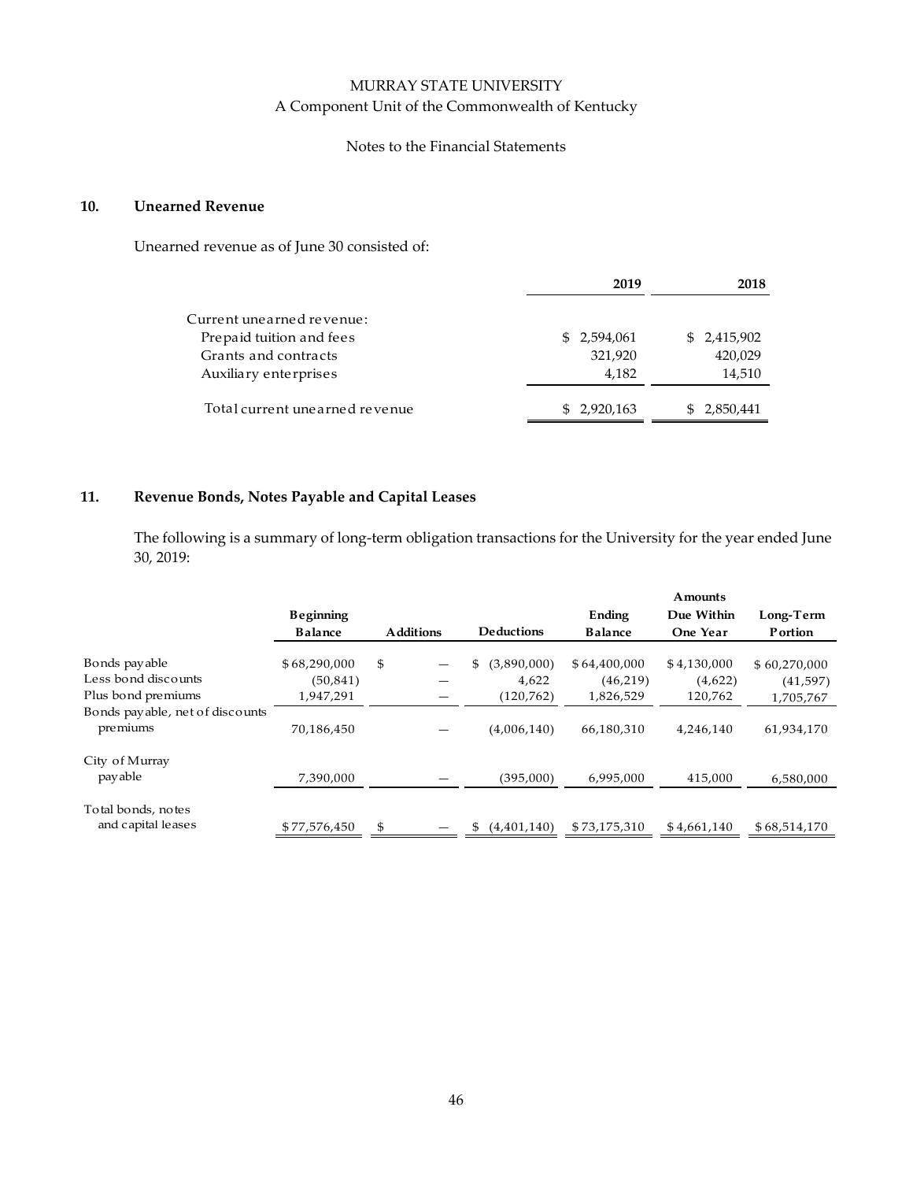MURRAY STATE UNIVERSITY

A Component Unit of the Commonwealth of Kentucky

Notes to the Financial Statements

## 10. Unearned Revenue

Unearned revenue as of June 30 consisted of:

| | 2019 | 2018 |
|---|---|---|
| Current unearned revenue: | | |
| Prepaid tuition and fees | $ 2,594,061 | $ 2,415,902 |
| Grants and contracts | 321,920 | 420,029 |
| Auxiliary enterprises | 4,182 | 14,510 |
| Total current unearned revenue | $ 2,920,163 | $ 2,850,441 |

## 11. Revenue Bonds, Notes Payable and Capital Leases

The following is a summary of long-term obligation transactions for the University for the year ended June 30, 2019:

| | Beginning Balance | Additions | Deductions | Ending Balance | Amounts Due Within One Year | Long-Term Portion |
|---|---|---|---|---|---|---|
| Bonds payable | $ 68,290,000 | $ — | $ (3,890,000) | $ 64,400,000 | $ 4,130,000 | $ 60,270,000 |
| Less bond discounts | (50,841) | — | 4,622 | (46,219) | (4,622) | (41,597) |
| Plus bond premiums | 1,947,291 | — | (120,762) | 1,826,529 | 120,762 | 1,705,767 |
| Bonds payable, net of discounts premiums | 70,186,450 | — | (4,006,140) | 66,180,310 | 4,246,140 | 61,934,170 |
| City of Murray payable | 7,390,000 | — | (395,000) | 6,995,000 | 415,000 | 6,580,000 |
| Total bonds, notes and capital leases | $ 77,576,450 | $ — | $ (4,401,140) | $ 73,175,310 | $ 4,661,140 | $ 68,514,170 |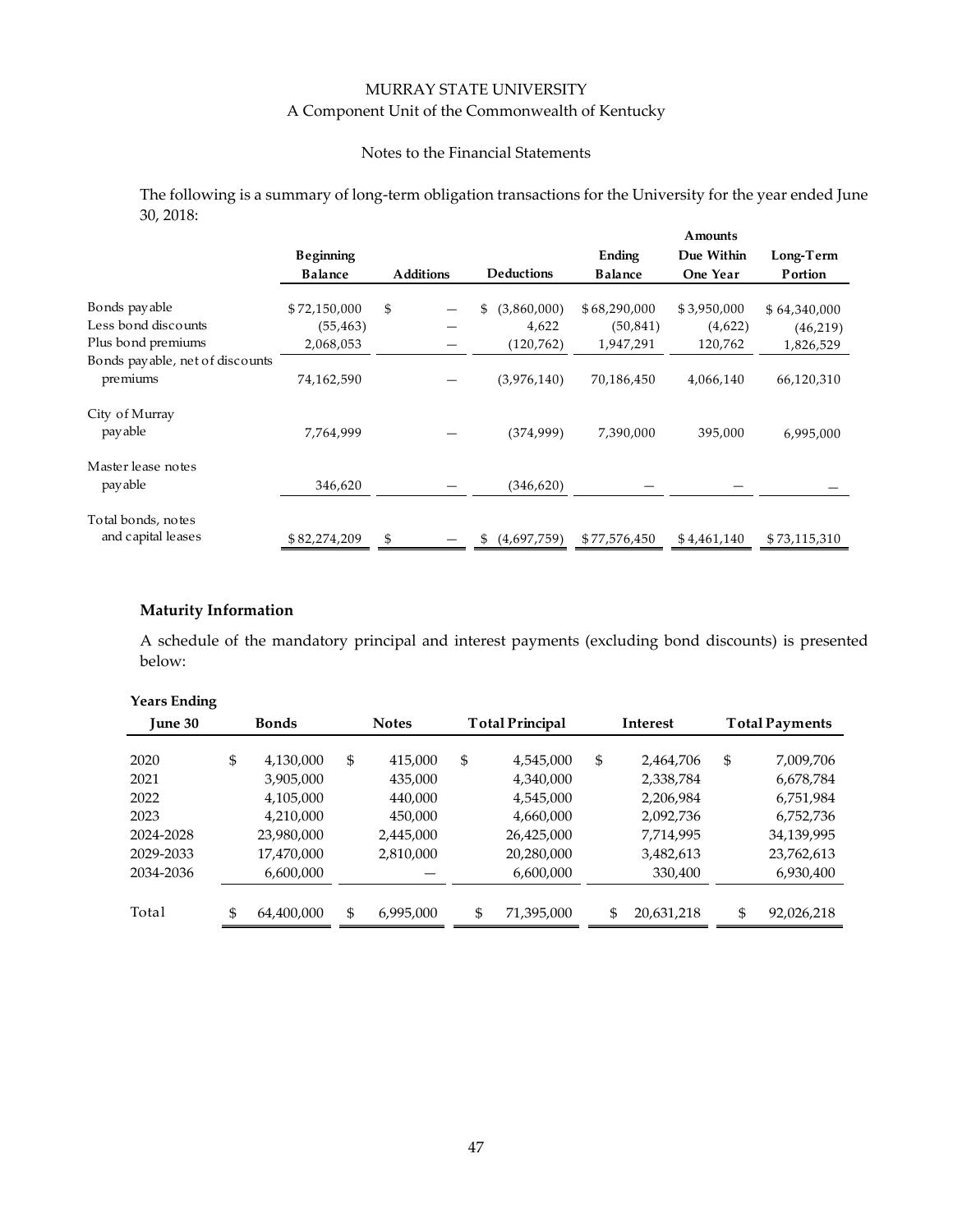MURRAY STATE UNIVERSITY
A Component Unit of the Commonwealth of Kentucky

Notes to the Financial Statements

The following is a summary of long-term obligation transactions for the University for the year ended June 30, 2018:

| | Beginning Balance | Additions | Deductions | Ending Balance | Amounts Due Within One Year | Long-Term Portion |
|---|---|---|---|---|---|---|
| Bonds payable | $ 72,150,000 | $ — | $ (3,860,000) | $ 68,290,000 | $ 3,950,000 | $ 64,340,000 |
| Less bond discounts | (55,463) | — | 4,622 | (50,841) | (4,622) | (46,219) |
| Plus bond premiums | 2,068,053 | — | (120,762) | 1,947,291 | 120,762 | 1,826,529 |
| Bonds payable, net of discounts premiums | 74,162,590 | — | (3,976,140) | 70,186,450 | 4,066,140 | 66,120,310 |
| City of Murray payable | 7,764,999 | — | (374,999) | 7,390,000 | 395,000 | 6,995,000 |
| Master lease notes payable | 346,620 | — | (346,620) | — | — | — |
| Total bonds, notes and capital leases | $ 82,274,209 | $ — | $ (4,697,759) | $ 77,576,450 | $ 4,461,140 | $ 73,115,310 |

**Maturity Information**

A schedule of the mandatory principal and interest payments (excluding bond discounts) is presented below:

| Years Ending June 30 | Bonds | Notes | Total Principal | Interest | Total Payments |
|---|---|---|---|---|---|
| 2020 | $ 4,130,000 | $ 415,000 | $ 4,545,000 | $ 2,464,706 | $ 7,009,706 |
| 2021 | 3,905,000 | 435,000 | 4,340,000 | 2,338,784 | 6,678,784 |
| 2022 | 4,105,000 | 440,000 | 4,545,000 | 2,206,984 | 6,751,984 |
| 2023 | 4,210,000 | 450,000 | 4,660,000 | 2,092,736 | 6,752,736 |
| 2024-2028 | 23,980,000 | 2,445,000 | 26,425,000 | 7,714,995 | 34,139,995 |
| 2029-2033 | 17,470,000 | 2,810,000 | 20,280,000 | 3,482,613 | 23,762,613 |
| 2034-2036 | 6,600,000 | — | 6,600,000 | 330,400 | 6,930,400 |
| Total | $ 64,400,000 | $ 6,995,000 | $ 71,395,000 | $ 20,631,218 | $ 92,026,218 |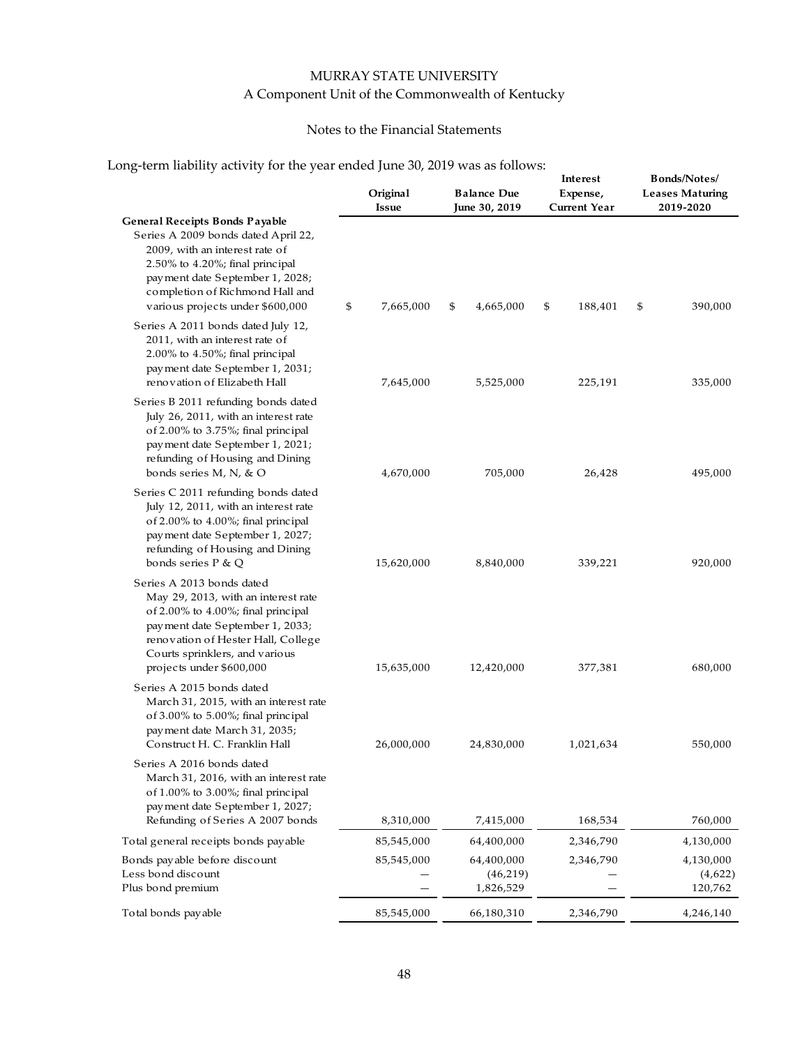MURRAY STATE UNIVERSITY

A Component Unit of the Commonwealth of Kentucky

Notes to the Financial Statements

Long-term liability activity for the year ended June 30, 2019 was as follows:

| | Original Issue | Balance Due June 30, 2019 | Interest Expense, Current Year | Bonds/Notes/ Leases Maturing 2019-2020 |
|---|---|---|---|---|
| **General Receipts Bonds Payable** | | | | |
| Series A 2009 bonds dated April 22, 2009, with an interest rate of 2.50% to 4.20%; final principal payment date September 1, 2028; completion of Richmond Hall and various projects under $600,000 | $ 7,665,000 | $ 4,665,000 | $ 188,401 | $ 390,000 |
| Series A 2011 bonds dated July 12, 2011, with an interest rate of 2.00% to 4.50%; final principal payment date September 1, 2031; renovation of Elizabeth Hall | 7,645,000 | 5,525,000 | 225,191 | 335,000 |
| Series B 2011 refunding bonds dated July 26, 2011, with an interest rate of 2.00% to 3.75%; final principal payment date September 1, 2021; refunding of Housing and Dining bonds series M, N, & O | 4,670,000 | 705,000 | 26,428 | 495,000 |
| Series C 2011 refunding bonds dated July 12, 2011, with an interest rate of 2.00% to 4.00%; final principal payment date September 1, 2027; refunding of Housing and Dining bonds series P & Q | 15,620,000 | 8,840,000 | 339,221 | 920,000 |
| Series A 2013 bonds dated May 29, 2013, with an interest rate of 2.00% to 4.00%; final principal payment date September 1, 2033; renovation of Hester Hall, College Courts sprinklers, and various projects under $600,000 | 15,635,000 | 12,420,000 | 377,381 | 680,000 |
| Series A 2015 bonds dated March 31, 2015, with an interest rate of 3.00% to 5.00%; final principal payment date March 31, 2035; Construct H. C. Franklin Hall | 26,000,000 | 24,830,000 | 1,021,634 | 550,000 |
| Series A 2016 bonds dated March 31, 2016, with an interest rate of 1.00% to 3.00%; final principal payment date September 1, 2027; Refunding of Series A 2007 bonds | 8,310,000 | 7,415,000 | 168,534 | 760,000 |
| Total general receipts bonds payable | 85,545,000 | 64,400,000 | 2,346,790 | 4,130,000 |
| Bonds payable before discount | 85,545,000 | 64,400,000 | 2,346,790 | 4,130,000 |
| Less bond discount | — | (46,219) | — | (4,622) |
| Plus bond premium | — | 1,826,529 | — | 120,762 |
| Total bonds payable | 85,545,000 | 66,180,310 | 2,346,790 | 4,246,140 |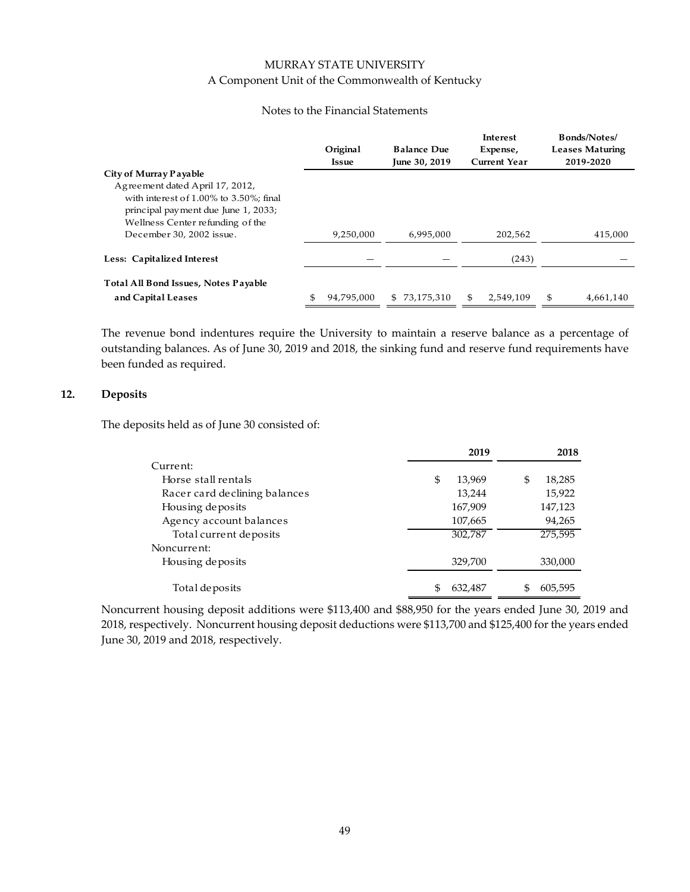| | Original Issue | Balance Due June 30, 2019 | Interest Expense, Current Year | Bonds/Notes/ Leases Maturing 2019-2020 |
|---|---|---|---|---|
| **City of Murray Payable** | | | | |
| Agreement dated April 17, 2012, with interest of 1.00% to 3.50%; final principal payment due June 1, 2033; Wellness Center refunding of the December 30, 2002 issue. | 9,250,000 | 6,995,000 | 202,562 | 415,000 |
| **Less: Capitalized Interest** | — | — | (243) | — |
| **Total All Bond Issues, Notes Payable and Capital Leases** | $ 94,795,000 | $ 73,175,310 | $ 2,549,109 | $ 4,661,140 |

The revenue bond indentures require the University to maintain a reserve balance as a percentage of outstanding balances. As of June 30, 2019 and 2018, the sinking fund and reserve fund requirements have been funded as required.

## 12. Deposits

The deposits held as of June 30 consisted of:

| | 2019 | 2018 |
|---|---|---|
| Current: | | |
| Horse stall rentals | $ 13,969 | $ 18,285 |
| Racer card declining balances | 13,244 | 15,922 |
| Housing deposits | 167,909 | 147,123 |
| Agency account balances | 107,665 | 94,265 |
| Total current deposits | 302,787 | 275,595 |
| Noncurrent: | | |
| Housing deposits | 329,700 | 330,000 |
| Total deposits | $ 632,487 | $ 605,595 |

Noncurrent housing deposit additions were $113,400 and $88,950 for the years ended June 30, 2019 and 2018, respectively. Noncurrent housing deposit deductions were $113,700 and $125,400 for the years ended June 30, 2019 and 2018, respectively.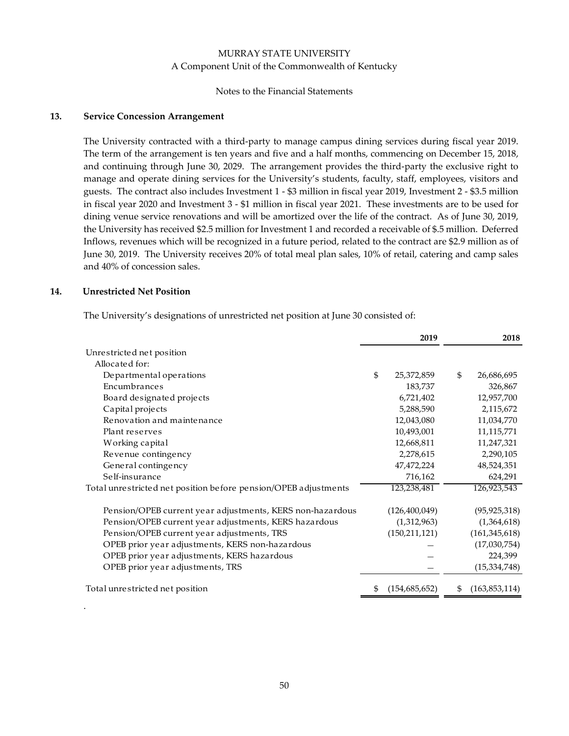MURRAY STATE UNIVERSITY
A Component Unit of the Commonwealth of Kentucky

Notes to the Financial Statements

## 13. Service Concession Arrangement

The University contracted with a third-party to manage campus dining services during fiscal year 2019. The term of the arrangement is ten years and five and a half months, commencing on December 15, 2018, and continuing through June 30, 2029. The arrangement provides the third-party the exclusive right to manage and operate dining services for the University's students, faculty, staff, employees, visitors and guests. The contract also includes Investment 1 - $3 million in fiscal year 2019, Investment 2 - $3.5 million in fiscal year 2020 and Investment 3 - $1 million in fiscal year 2021. These investments are to be used for dining venue service renovations and will be amortized over the life of the contract. As of June 30, 2019, the University has received $2.5 million for Investment 1 and recorded a receivable of $.5 million. Deferred Inflows, revenues which will be recognized in a future period, related to the contract are $2.9 million as of June 30, 2019. The University receives 20% of total meal plan sales, 10% of retail, catering and camp sales and 40% of concession sales.

## 14. Unrestricted Net Position

The University's designations of unrestricted net position at June 30 consisted of:

| | 2019 | 2018 |
|---|---|---|
| Unrestricted net position | | |
| Allocated for: | | |
| Departmental operations | $ 25,372,859 | $ 26,686,695 |
| Encumbrances | 183,737 | 326,867 |
| Board designated projects | 6,721,402 | 12,957,700 |
| Capital projects | 5,288,590 | 2,115,672 |
| Renovation and maintenance | 12,043,080 | 11,034,770 |
| Plant reserves | 10,493,001 | 11,115,771 |
| Working capital | 12,668,811 | 11,247,321 |
| Revenue contingency | 2,278,615 | 2,290,105 |
| General contingency | 47,472,224 | 48,524,351 |
| Self-insurance | 716,162 | 624,291 |
| Total unrestricted net position before pension/OPEB adjustments | 123,238,481 | 126,923,543 |
| Pension/OPEB current year adjustments, KERS non-hazardous | (126,400,049) | (95,925,318) |
| Pension/OPEB current year adjustments, KERS hazardous | (1,312,963) | (1,364,618) |
| Pension/OPEB current year adjustments, TRS | (150,211,121) | (161,345,618) |
| OPEB prior year adjustments, KERS non-hazardous | — | (17,030,754) |
| OPEB prior year adjustments, KERS hazardous | — | 224,399 |
| OPEB prior year adjustments, TRS | — | (15,334,748) |
| Total unrestricted net position | $ (154,685,652) | $ (163,853,114) |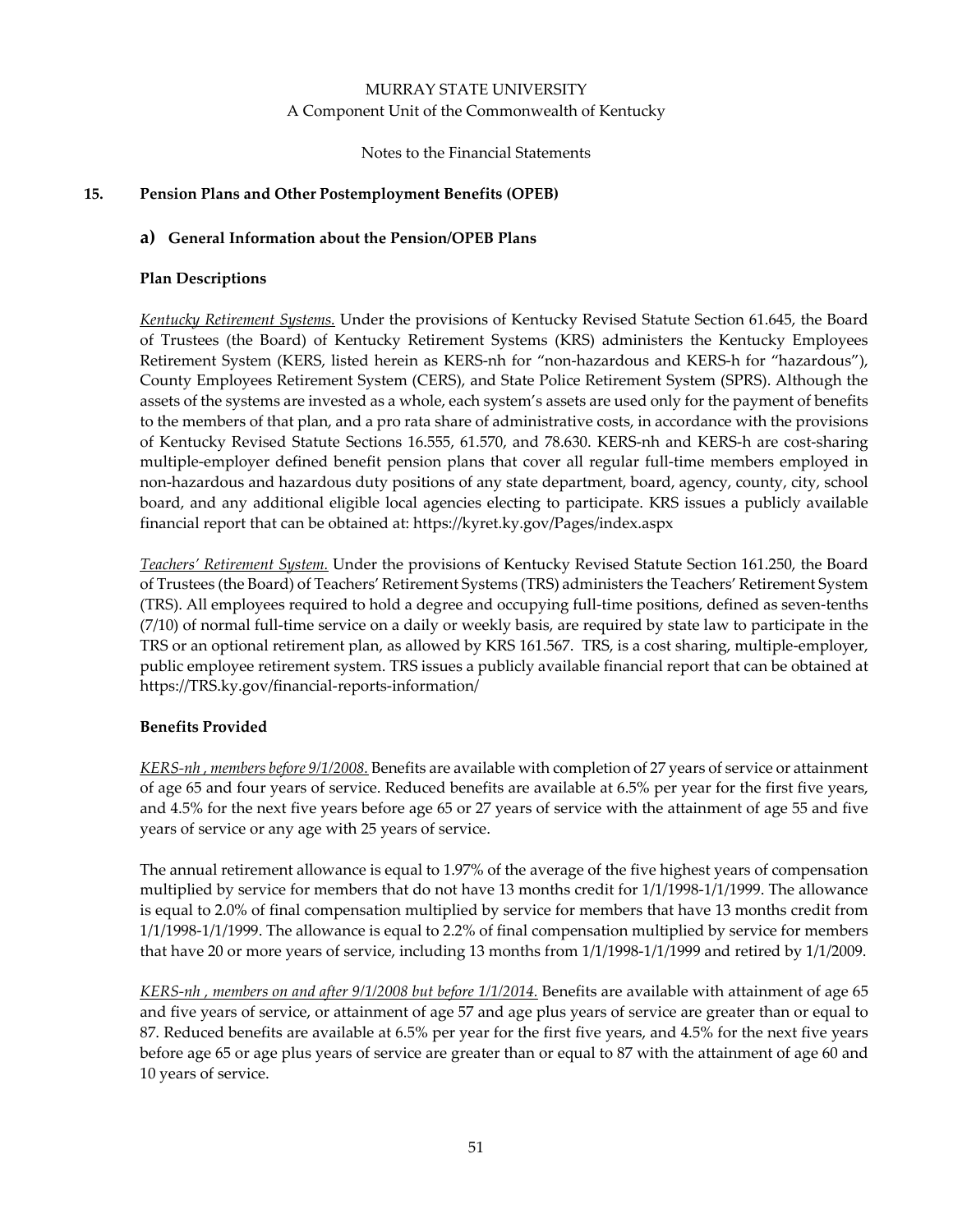## 15. Pension Plans and Other Postemployment Benefits (OPEB)

### a) General Information about the Pension/OPEB Plans

**Plan Descriptions**

_Kentucky Retirement Systems._ Under the provisions of Kentucky Revised Statute Section 61.645, the Board of Trustees (the Board) of Kentucky Retirement Systems (KRS) administers the Kentucky Employees Retirement System (KERS, listed herein as KERS-nh for "non-hazardous and KERS-h for "hazardous"), County Employees Retirement System (CERS), and State Police Retirement System (SPRS). Although the assets of the systems are invested as a whole, each system's assets are used only for the payment of benefits to the members of that plan, and a pro rata share of administrative costs, in accordance with the provisions of Kentucky Revised Statute Sections 16.555, 61.570, and 78.630. KERS-nh and KERS-h are cost-sharing multiple-employer defined benefit pension plans that cover all regular full-time members employed in non-hazardous and hazardous duty positions of any state department, board, agency, county, city, school board, and any additional eligible local agencies electing to participate. KRS issues a publicly available financial report that can be obtained at: https://kyret.ky.gov/Pages/index.aspx

_Teachers' Retirement System._ Under the provisions of Kentucky Revised Statute Section 161.250, the Board of Trustees (the Board) of Teachers' Retirement Systems (TRS) administers the Teachers' Retirement System (TRS). All employees required to hold a degree and occupying full-time positions, defined as seven-tenths (7/10) of normal full-time service on a daily or weekly basis, are required by state law to participate in the TRS or an optional retirement plan, as allowed by KRS 161.567. TRS, is a cost sharing, multiple-employer, public employee retirement system. TRS issues a publicly available financial report that can be obtained at https://TRS.ky.gov/financial-reports-information/

**Benefits Provided**

_KERS-nh , members before 9/1/2008._ Benefits are available with completion of 27 years of service or attainment of age 65 and four years of service. Reduced benefits are available at 6.5% per year for the first five years, and 4.5% for the next five years before age 65 or 27 years of service with the attainment of age 55 and five years of service or any age with 25 years of service.

The annual retirement allowance is equal to 1.97% of the average of the five highest years of compensation multiplied by service for members that do not have 13 months credit for 1/1/1998-1/1/1999. The allowance is equal to 2.0% of final compensation multiplied by service for members that have 13 months credit from 1/1/1998-1/1/1999. The allowance is equal to 2.2% of final compensation multiplied by service for members that have 20 or more years of service, including 13 months from 1/1/1998-1/1/1999 and retired by 1/1/2009.

_KERS-nh , members on and after 9/1/2008 but before 1/1/2014._ Benefits are available with attainment of age 65 and five years of service, or attainment of age 57 and age plus years of service are greater than or equal to 87. Reduced benefits are available at 6.5% per year for the first five years, and 4.5% for the next five years before age 65 or age plus years of service are greater than or equal to 87 with the attainment of age 60 and 10 years of service.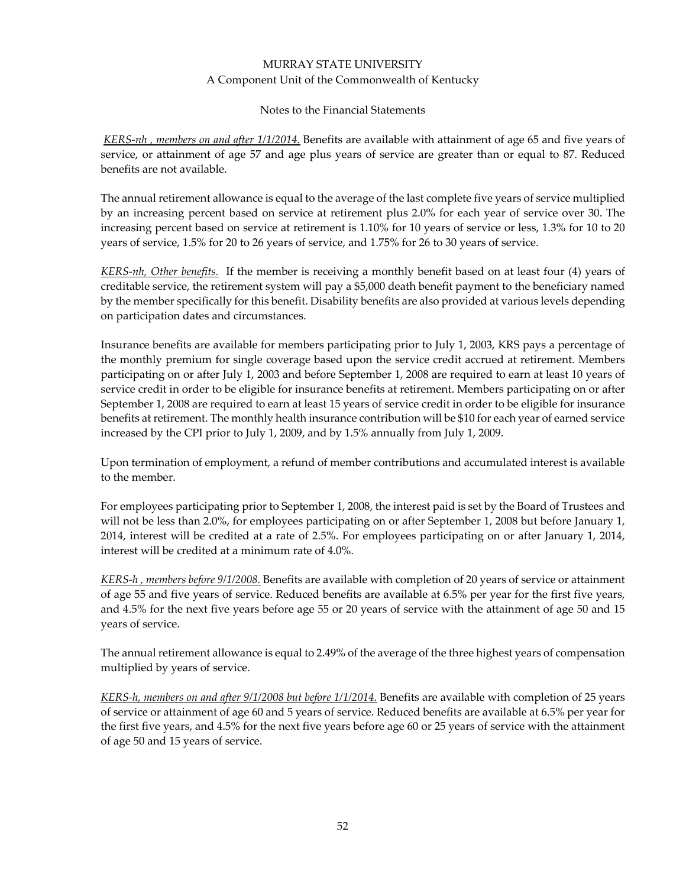*KERS-nh , members on and after 1/1/2014.* Benefits are available with attainment of age 65 and five years of service, or attainment of age 57 and age plus years of service are greater than or equal to 87. Reduced benefits are not available.

The annual retirement allowance is equal to the average of the last complete five years of service multiplied by an increasing percent based on service at retirement plus 2.0% for each year of service over 30. The increasing percent based on service at retirement is 1.10% for 10 years of service or less, 1.3% for 10 to 20 years of service, 1.5% for 20 to 26 years of service, and 1.75% for 26 to 30 years of service.

*KERS-nh, Other benefits.* If the member is receiving a monthly benefit based on at least four (4) years of creditable service, the retirement system will pay a $5,000 death benefit payment to the beneficiary named by the member specifically for this benefit. Disability benefits are also provided at various levels depending on participation dates and circumstances.

Insurance benefits are available for members participating prior to July 1, 2003, KRS pays a percentage of the monthly premium for single coverage based upon the service credit accrued at retirement. Members participating on or after July 1, 2003 and before September 1, 2008 are required to earn at least 10 years of service credit in order to be eligible for insurance benefits at retirement. Members participating on or after September 1, 2008 are required to earn at least 15 years of service credit in order to be eligible for insurance benefits at retirement. The monthly health insurance contribution will be $10 for each year of earned service increased by the CPI prior to July 1, 2009, and by 1.5% annually from July 1, 2009.

Upon termination of employment, a refund of member contributions and accumulated interest is available to the member.

For employees participating prior to September 1, 2008, the interest paid is set by the Board of Trustees and will not be less than 2.0%, for employees participating on or after September 1, 2008 but before January 1, 2014, interest will be credited at a rate of 2.5%. For employees participating on or after January 1, 2014, interest will be credited at a minimum rate of 4.0%.

*KERS-h , members before 9/1/2008.* Benefits are available with completion of 20 years of service or attainment of age 55 and five years of service. Reduced benefits are available at 6.5% per year for the first five years, and 4.5% for the next five years before age 55 or 20 years of service with the attainment of age 50 and 15 years of service.

The annual retirement allowance is equal to 2.49% of the average of the three highest years of compensation multiplied by years of service.

*KERS-h, members on and after 9/1/2008 but before 1/1/2014.* Benefits are available with completion of 25 years of service or attainment of age 60 and 5 years of service. Reduced benefits are available at 6.5% per year for the first five years, and 4.5% for the next five years before age 60 or 25 years of service with the attainment of age 50 and 15 years of service.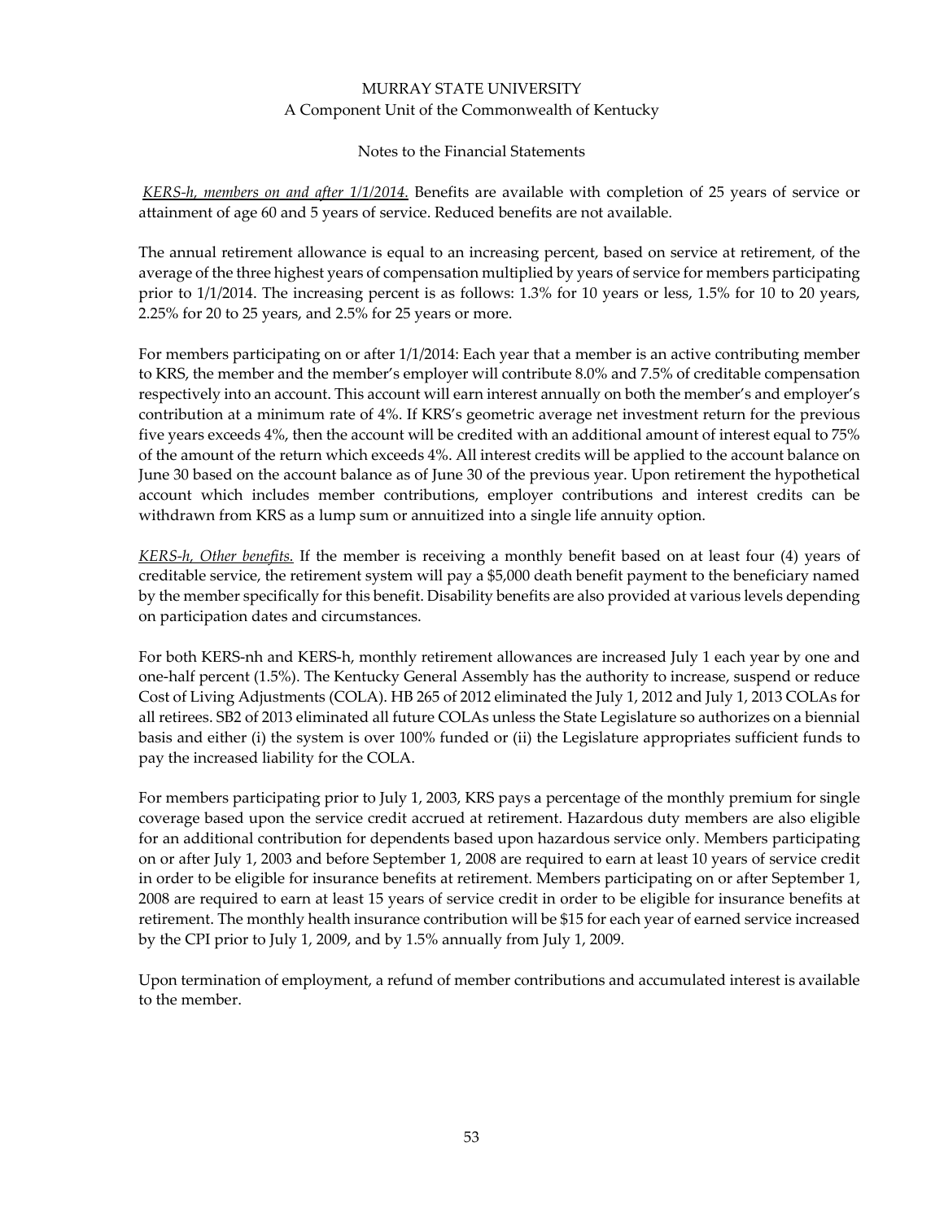*KERS-h, members on and after 1/1/2014.* Benefits are available with completion of 25 years of service or attainment of age 60 and 5 years of service. Reduced benefits are not available.

The annual retirement allowance is equal to an increasing percent, based on service at retirement, of the average of the three highest years of compensation multiplied by years of service for members participating prior to 1/1/2014. The increasing percent is as follows: 1.3% for 10 years or less, 1.5% for 10 to 20 years, 2.25% for 20 to 25 years, and 2.5% for 25 years or more.

For members participating on or after 1/1/2014: Each year that a member is an active contributing member to KRS, the member and the member's employer will contribute 8.0% and 7.5% of creditable compensation respectively into an account. This account will earn interest annually on both the member's and employer's contribution at a minimum rate of 4%. If KRS's geometric average net investment return for the previous five years exceeds 4%, then the account will be credited with an additional amount of interest equal to 75% of the amount of the return which exceeds 4%. All interest credits will be applied to the account balance on June 30 based on the account balance as of June 30 of the previous year. Upon retirement the hypothetical account which includes member contributions, employer contributions and interest credits can be withdrawn from KRS as a lump sum or annuitized into a single life annuity option.

*KERS-h, Other benefits.* If the member is receiving a monthly benefit based on at least four (4) years of creditable service, the retirement system will pay a $5,000 death benefit payment to the beneficiary named by the member specifically for this benefit. Disability benefits are also provided at various levels depending on participation dates and circumstances.

For both KERS-nh and KERS-h, monthly retirement allowances are increased July 1 each year by one and one-half percent (1.5%). The Kentucky General Assembly has the authority to increase, suspend or reduce Cost of Living Adjustments (COLA). HB 265 of 2012 eliminated the July 1, 2012 and July 1, 2013 COLAs for all retirees. SB2 of 2013 eliminated all future COLAs unless the State Legislature so authorizes on a biennial basis and either (i) the system is over 100% funded or (ii) the Legislature appropriates sufficient funds to pay the increased liability for the COLA.

For members participating prior to July 1, 2003, KRS pays a percentage of the monthly premium for single coverage based upon the service credit accrued at retirement. Hazardous duty members are also eligible for an additional contribution for dependents based upon hazardous service only. Members participating on or after July 1, 2003 and before September 1, 2008 are required to earn at least 10 years of service credit in order to be eligible for insurance benefits at retirement. Members participating on or after September 1, 2008 are required to earn at least 15 years of service credit in order to be eligible for insurance benefits at retirement. The monthly health insurance contribution will be $15 for each year of earned service increased by the CPI prior to July 1, 2009, and by 1.5% annually from July 1, 2009.

Upon termination of employment, a refund of member contributions and accumulated interest is available to the member.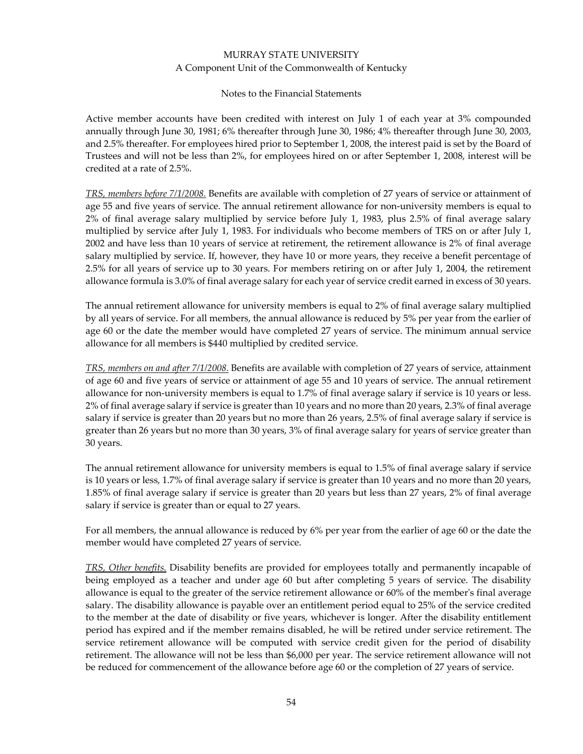Active member accounts have been credited with interest on July 1 of each year at 3% compounded annually through June 30, 1981; 6% thereafter through June 30, 1986; 4% thereafter through June 30, 2003, and 2.5% thereafter. For employees hired prior to September 1, 2008, the interest paid is set by the Board of Trustees and will not be less than 2%, for employees hired on or after September 1, 2008, interest will be credited at a rate of 2.5%.

_TRS, members before 7/1/2008._ Benefits are available with completion of 27 years of service or attainment of age 55 and five years of service. The annual retirement allowance for non-university members is equal to 2% of final average salary multiplied by service before July 1, 1983, plus 2.5% of final average salary multiplied by service after July 1, 1983. For individuals who become members of TRS on or after July 1, 2002 and have less than 10 years of service at retirement, the retirement allowance is 2% of final average salary multiplied by service. If, however, they have 10 or more years, they receive a benefit percentage of 2.5% for all years of service up to 30 years. For members retiring on or after July 1, 2004, the retirement allowance formula is 3.0% of final average salary for each year of service credit earned in excess of 30 years.

The annual retirement allowance for university members is equal to 2% of final average salary multiplied by all years of service. For all members, the annual allowance is reduced by 5% per year from the earlier of age 60 or the date the member would have completed 27 years of service. The minimum annual service allowance for all members is $440 multiplied by credited service.

_TRS, members on and after 7/1/2008._ Benefits are available with completion of 27 years of service, attainment of age 60 and five years of service or attainment of age 55 and 10 years of service. The annual retirement allowance for non-university members is equal to 1.7% of final average salary if service is 10 years or less. 2% of final average salary if service is greater than 10 years and no more than 20 years, 2.3% of final average salary if service is greater than 20 years but no more than 26 years, 2.5% of final average salary if service is greater than 26 years but no more than 30 years, 3% of final average salary for years of service greater than 30 years.

The annual retirement allowance for university members is equal to 1.5% of final average salary if service is 10 years or less, 1.7% of final average salary if service is greater than 10 years and no more than 20 years, 1.85% of final average salary if service is greater than 20 years but less than 27 years, 2% of final average salary if service is greater than or equal to 27 years.

For all members, the annual allowance is reduced by 6% per year from the earlier of age 60 or the date the member would have completed 27 years of service.

_TRS, Other benefits._ Disability benefits are provided for employees totally and permanently incapable of being employed as a teacher and under age 60 but after completing 5 years of service. The disability allowance is equal to the greater of the service retirement allowance or 60% of the member's final average salary. The disability allowance is payable over an entitlement period equal to 25% of the service credited to the member at the date of disability or five years, whichever is longer. After the disability entitlement period has expired and if the member remains disabled, he will be retired under service retirement. The service retirement allowance will be computed with service credit given for the period of disability retirement. The allowance will not be less than $6,000 per year. The service retirement allowance will not be reduced for commencement of the allowance before age 60 or the completion of 27 years of service.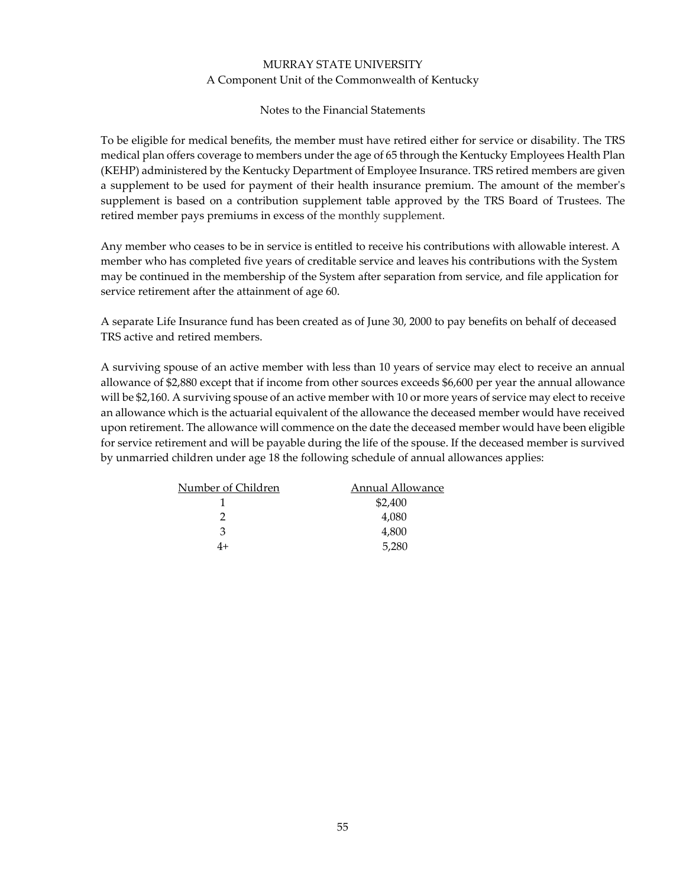To be eligible for medical benefits, the member must have retired either for service or disability. The TRS medical plan offers coverage to members under the age of 65 through the Kentucky Employees Health Plan (KEHP) administered by the Kentucky Department of Employee Insurance. TRS retired members are given a supplement to be used for payment of their health insurance premium. The amount of the member's supplement is based on a contribution supplement table approved by the TRS Board of Trustees. The retired member pays premiums in excess of the monthly supplement.

Any member who ceases to be in service is entitled to receive his contributions with allowable interest. A member who has completed five years of creditable service and leaves his contributions with the System may be continued in the membership of the System after separation from service, and file application for service retirement after the attainment of age 60.

A separate Life Insurance fund has been created as of June 30, 2000 to pay benefits on behalf of deceased TRS active and retired members.

A surviving spouse of an active member with less than 10 years of service may elect to receive an annual allowance of $2,880 except that if income from other sources exceeds $6,600 per year the annual allowance will be $2,160. A surviving spouse of an active member with 10 or more years of service may elect to receive an allowance which is the actuarial equivalent of the allowance the deceased member would have received upon retirement. The allowance will commence on the date the deceased member would have been eligible for service retirement and will be payable during the life of the spouse. If the deceased member is survived by unmarried children under age 18 the following schedule of annual allowances applies:

| Number of Children | Annual Allowance |
|---|---|
| 1 | $2,400 |
| 2 | 4,080 |
| 3 | 4,800 |
| 4+ | 5,280 |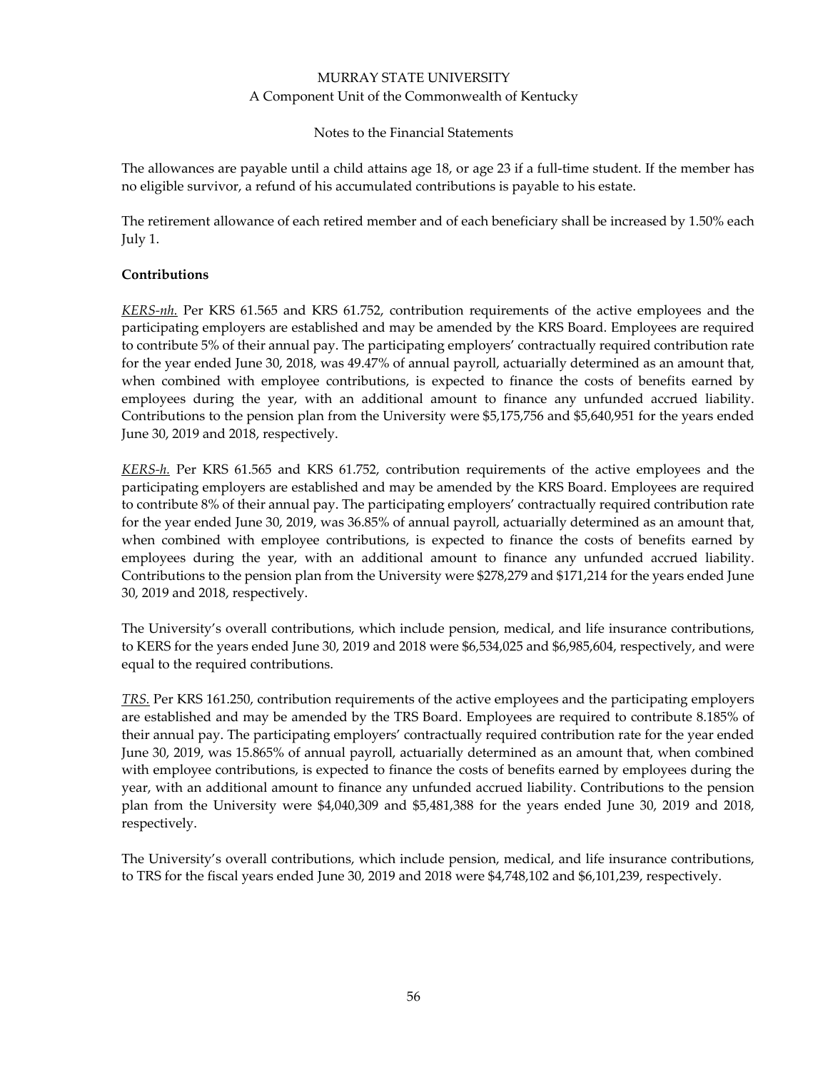The allowances are payable until a child attains age 18, or age 23 if a full-time student. If the member has no eligible survivor, a refund of his accumulated contributions is payable to his estate.

The retirement allowance of each retired member and of each beneficiary shall be increased by 1.50% each July 1.

**Contributions**

*KERS-nh.* Per KRS 61.565 and KRS 61.752, contribution requirements of the active employees and the participating employers are established and may be amended by the KRS Board. Employees are required to contribute 5% of their annual pay. The participating employers' contractually required contribution rate for the year ended June 30, 2018, was 49.47% of annual payroll, actuarially determined as an amount that, when combined with employee contributions, is expected to finance the costs of benefits earned by employees during the year, with an additional amount to finance any unfunded accrued liability. Contributions to the pension plan from the University were $5,175,756 and $5,640,951 for the years ended June 30, 2019 and 2018, respectively.

*KERS-h.* Per KRS 61.565 and KRS 61.752, contribution requirements of the active employees and the participating employers are established and may be amended by the KRS Board. Employees are required to contribute 8% of their annual pay. The participating employers' contractually required contribution rate for the year ended June 30, 2019, was 36.85% of annual payroll, actuarially determined as an amount that, when combined with employee contributions, is expected to finance the costs of benefits earned by employees during the year, with an additional amount to finance any unfunded accrued liability. Contributions to the pension plan from the University were $278,279 and $171,214 for the years ended June 30, 2019 and 2018, respectively.

The University's overall contributions, which include pension, medical, and life insurance contributions, to KERS for the years ended June 30, 2019 and 2018 were $6,534,025 and $6,985,604, respectively, and were equal to the required contributions.

*TRS.* Per KRS 161.250, contribution requirements of the active employees and the participating employers are established and may be amended by the TRS Board. Employees are required to contribute 8.185% of their annual pay. The participating employers' contractually required contribution rate for the year ended June 30, 2019, was 15.865% of annual payroll, actuarially determined as an amount that, when combined with employee contributions, is expected to finance the costs of benefits earned by employees during the year, with an additional amount to finance any unfunded accrued liability. Contributions to the pension plan from the University were $4,040,309 and $5,481,388 for the years ended June 30, 2019 and 2018, respectively.

The University's overall contributions, which include pension, medical, and life insurance contributions, to TRS for the fiscal years ended June 30, 2019 and 2018 were $4,748,102 and $6,101,239, respectively.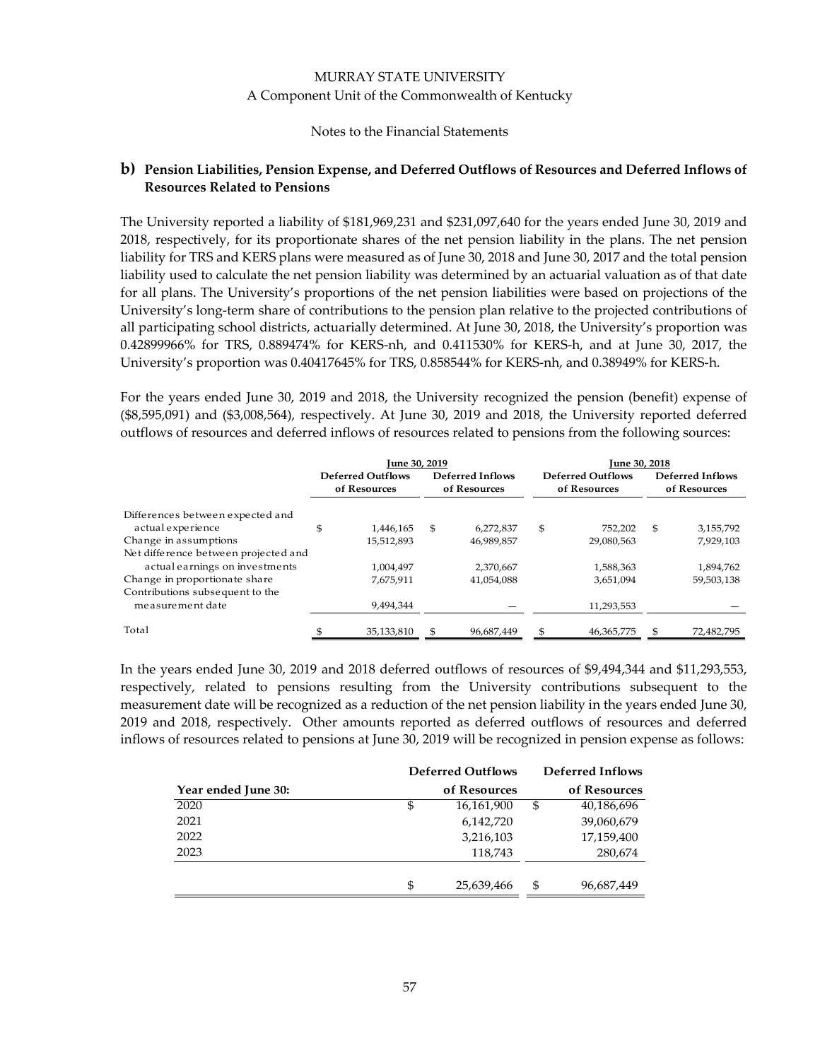## b) Pension Liabilities, Pension Expense, and Deferred Outflows of Resources and Deferred Inflows of Resources Related to Pensions

The University reported a liability of $181,969,231 and $231,097,640 for the years ended June 30, 2019 and 2018, respectively, for its proportionate shares of the net pension liability in the plans. The net pension liability for TRS and KERS plans were measured as of June 30, 2018 and June 30, 2017 and the total pension liability used to calculate the net pension liability was determined by an actuarial valuation as of that date for all plans. The University's proportions of the net pension liabilities were based on projections of the University's long-term share of contributions to the pension plan relative to the projected contributions of all participating school districts, actuarially determined. At June 30, 2018, the University's proportion was 0.42899966% for TRS, 0.889474% for KERS-nh, and 0.411530% for KERS-h, and at June 30, 2017, the University's proportion was 0.40417645% for TRS, 0.858544% for KERS-nh, and 0.38949% for KERS-h.

For the years ended June 30, 2019 and 2018, the University recognized the pension (benefit) expense of ($8,595,091) and ($3,008,564), respectively. At June 30, 2019 and 2018, the University reported deferred outflows of resources and deferred inflows of resources related to pensions from the following sources:

| | June 30, 2019 | | June 30, 2018 | |
|---|---|---|---|---|
| | Deferred Outflows of Resources | Deferred Inflows of Resources | Deferred Outflows of Resources | Deferred Inflows of Resources |
| Differences between expected and actual experience | $ 1,446,165 | $ 6,272,837 | $ 752,202 | $ 3,155,792 |
| Change in assumptions | 15,512,893 | 46,989,857 | 29,080,563 | 7,929,103 |
| Net difference between projected and actual earnings on investments | 1,004,497 | 2,370,667 | 1,588,363 | 1,894,762 |
| Change in proportionate share | 7,675,911 | 41,054,088 | 3,651,094 | 59,503,138 |
| Contributions subsequent to the measurement date | 9,494,344 | — | 11,293,553 | — |
| Total | $ 35,133,810 | $ 96,687,449 | $ 46,365,775 | $ 72,482,795 |

In the years ended June 30, 2019 and 2018 deferred outflows of resources of $9,494,344 and $11,293,553, respectively, related to pensions resulting from the University contributions subsequent to the measurement date will be recognized as a reduction of the net pension liability in the years ended June 30, 2019 and 2018, respectively. Other amounts reported as deferred outflows of resources and deferred inflows of resources related to pensions at June 30, 2019 will be recognized in pension expense as follows:

| Year ended June 30: | Deferred Outflows of Resources | Deferred Inflows of Resources |
|---|---|---|
| 2020 | $ 16,161,900 | $ 40,186,696 |
| 2021 | 6,142,720 | 39,060,679 |
| 2022 | 3,216,103 | 17,159,400 |
| 2023 | 118,743 | 280,674 |
| | $ 25,639,466 | $ 96,687,449 |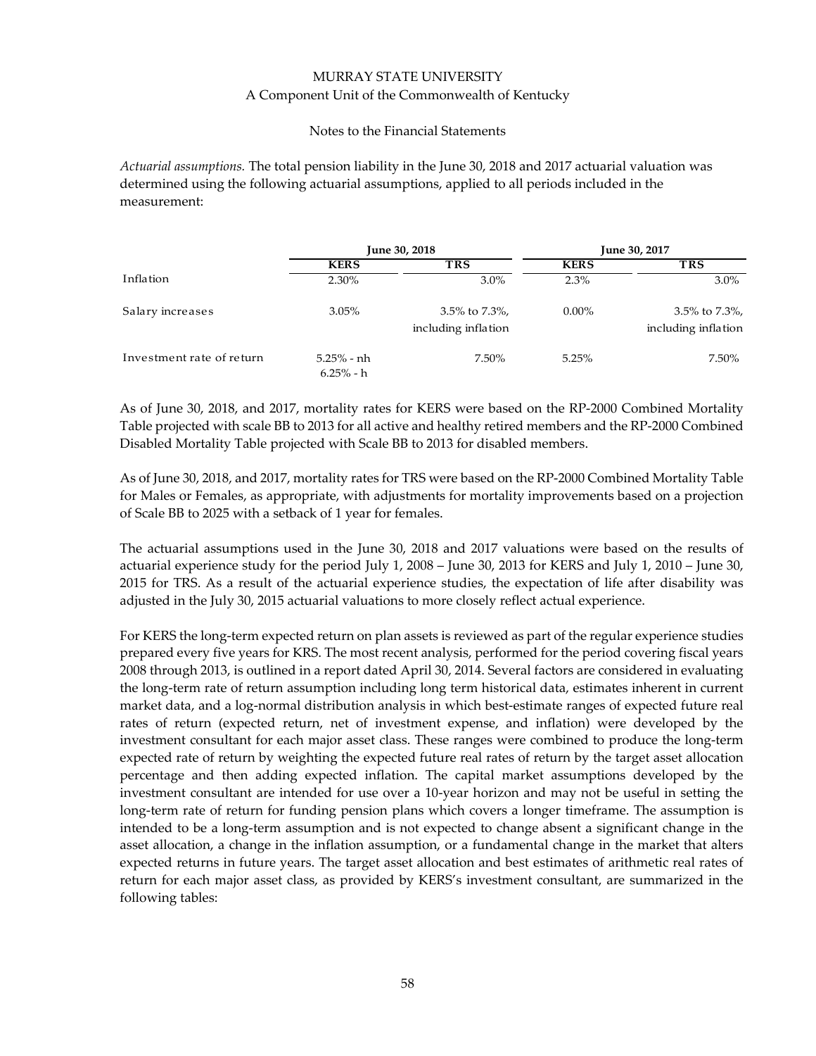MURRAY STATE UNIVERSITY
A Component Unit of the Commonwealth of Kentucky

Notes to the Financial Statements

*Actuarial assumptions.* The total pension liability in the June 30, 2018 and 2017 actuarial valuation was determined using the following actuarial assumptions, applied to all periods included in the measurement:

| | June 30, 2018 | | June 30, 2017 | |
|---|---|---|---|---|
| | **KERS** | **TRS** | **KERS** | **TRS** |
| Inflation | 2.30% | 3.0% | 2.3% | 3.0% |
| Salary increases | 3.05% | 3.5% to 7.3%, including inflation | 0.00% | 3.5% to 7.3%, including inflation |
| Investment rate of return | 5.25% - nh<br>6.25% - h | 7.50% | 5.25% | 7.50% |

As of June 30, 2018, and 2017, mortality rates for KERS were based on the RP-2000 Combined Mortality Table projected with scale BB to 2013 for all active and healthy retired members and the RP-2000 Combined Disabled Mortality Table projected with Scale BB to 2013 for disabled members.

As of June 30, 2018, and 2017, mortality rates for TRS were based on the RP-2000 Combined Mortality Table for Males or Females, as appropriate, with adjustments for mortality improvements based on a projection of Scale BB to 2025 with a setback of 1 year for females.

The actuarial assumptions used in the June 30, 2018 and 2017 valuations were based on the results of actuarial experience study for the period July 1, 2008 – June 30, 2013 for KERS and July 1, 2010 – June 30, 2015 for TRS. As a result of the actuarial experience studies, the expectation of life after disability was adjusted in the July 30, 2015 actuarial valuations to more closely reflect actual experience.

For KERS the long-term expected return on plan assets is reviewed as part of the regular experience studies prepared every five years for KRS. The most recent analysis, performed for the period covering fiscal years 2008 through 2013, is outlined in a report dated April 30, 2014. Several factors are considered in evaluating the long-term rate of return assumption including long term historical data, estimates inherent in current market data, and a log-normal distribution analysis in which best-estimate ranges of expected future real rates of return (expected return, net of investment expense, and inflation) were developed by the investment consultant for each major asset class. These ranges were combined to produce the long-term expected rate of return by weighting the expected future real rates of return by the target asset allocation percentage and then adding expected inflation. The capital market assumptions developed by the investment consultant are intended for use over a 10-year horizon and may not be useful in setting the long-term rate of return for funding pension plans which covers a longer timeframe. The assumption is intended to be a long-term assumption and is not expected to change absent a significant change in the asset allocation, a change in the inflation assumption, or a fundamental change in the market that alters expected returns in future years. The target asset allocation and best estimates of arithmetic real rates of return for each major asset class, as provided by KERS's investment consultant, are summarized in the following tables: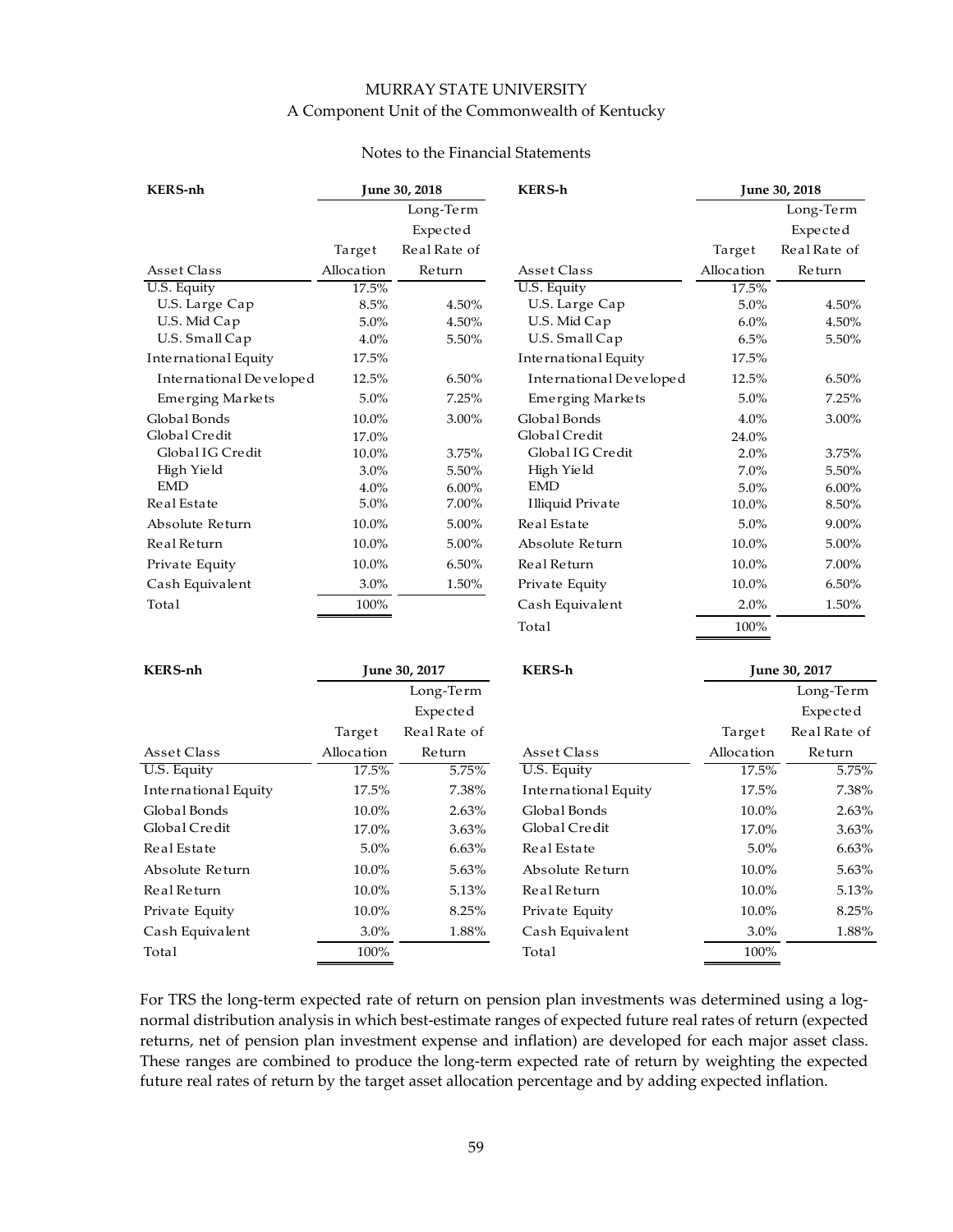MURRAY STATE UNIVERSITY

A Component Unit of the Commonwealth of Kentucky

Notes to the Financial Statements

| KERS-nh | June 30, 2018 | |
|---|---|---|
| Asset Class | Target Allocation | Long-Term Expected Real Rate of Return |
| U.S. Equity | 17.5% | |
| U.S. Large Cap | 8.5% | 4.50% |
| U.S. Mid Cap | 5.0% | 4.50% |
| U.S. Small Cap | 4.0% | 5.50% |
| International Equity | 17.5% | |
| International Developed | 12.5% | 6.50% |
| Emerging Markets | 5.0% | 7.25% |
| Global Bonds | 10.0% | 3.00% |
| Global Credit | 17.0% | |
| Global IG Credit | 10.0% | 3.75% |
| High Yield | 3.0% | 5.50% |
| EMD | 4.0% | 6.00% |
| Real Estate | 5.0% | 7.00% |
| Absolute Return | 10.0% | 5.00% |
| Real Return | 10.0% | 5.00% |
| Private Equity | 10.0% | 6.50% |
| Cash Equivalent | 3.0% | 1.50% |
| Total | 100% | |

| KERS-h | June 30, 2018 | |
|---|---|---|
| Asset Class | Target Allocation | Long-Term Expected Real Rate of Return |
| U.S. Equity | 17.5% | |
| U.S. Large Cap | 5.0% | 4.50% |
| U.S. Mid Cap | 6.0% | 4.50% |
| U.S. Small Cap | 6.5% | 5.50% |
| International Equity | 17.5% | |
| International Developed | 12.5% | 6.50% |
| Emerging Markets | 5.0% | 7.25% |
| Global Bonds | 4.0% | 3.00% |
| Global Credit | 24.0% | |
| Global IG Credit | 2.0% | 3.75% |
| High Yield | 7.0% | 5.50% |
| EMD | 5.0% | 6.00% |
| Illiquid Private | 10.0% | 8.50% |
| Real Estate | 5.0% | 9.00% |
| Absolute Return | 10.0% | 5.00% |
| Real Return | 10.0% | 7.00% |
| Private Equity | 10.0% | 6.50% |
| Cash Equivalent | 2.0% | 1.50% |
| Total | 100% | |

| KERS-nh | June 30, 2017 | |
|---|---|---|
| Asset Class | Target Allocation | Long-Term Expected Real Rate of Return |
| U.S. Equity | 17.5% | 5.75% |
| International Equity | 17.5% | 7.38% |
| Global Bonds | 10.0% | 2.63% |
| Global Credit | 17.0% | 3.63% |
| Real Estate | 5.0% | 6.63% |
| Absolute Return | 10.0% | 5.63% |
| Real Return | 10.0% | 5.13% |
| Private Equity | 10.0% | 8.25% |
| Cash Equivalent | 3.0% | 1.88% |
| Total | 100% | |

| KERS-h | June 30, 2017 | |
|---|---|---|
| Asset Class | Target Allocation | Long-Term Expected Real Rate of Return |
| U.S. Equity | 17.5% | 5.75% |
| International Equity | 17.5% | 7.38% |
| Global Bonds | 10.0% | 2.63% |
| Global Credit | 17.0% | 3.63% |
| Real Estate | 5.0% | 6.63% |
| Absolute Return | 10.0% | 5.63% |
| Real Return | 10.0% | 5.13% |
| Private Equity | 10.0% | 8.25% |
| Cash Equivalent | 3.0% | 1.88% |
| Total | 100% | |

For TRS the long-term expected rate of return on pension plan investments was determined using a log-normal distribution analysis in which best-estimate ranges of expected future real rates of return (expected returns, net of pension plan investment expense and inflation) are developed for each major asset class. These ranges are combined to produce the long-term expected rate of return by weighting the expected future real rates of return by the target asset allocation percentage and by adding expected inflation.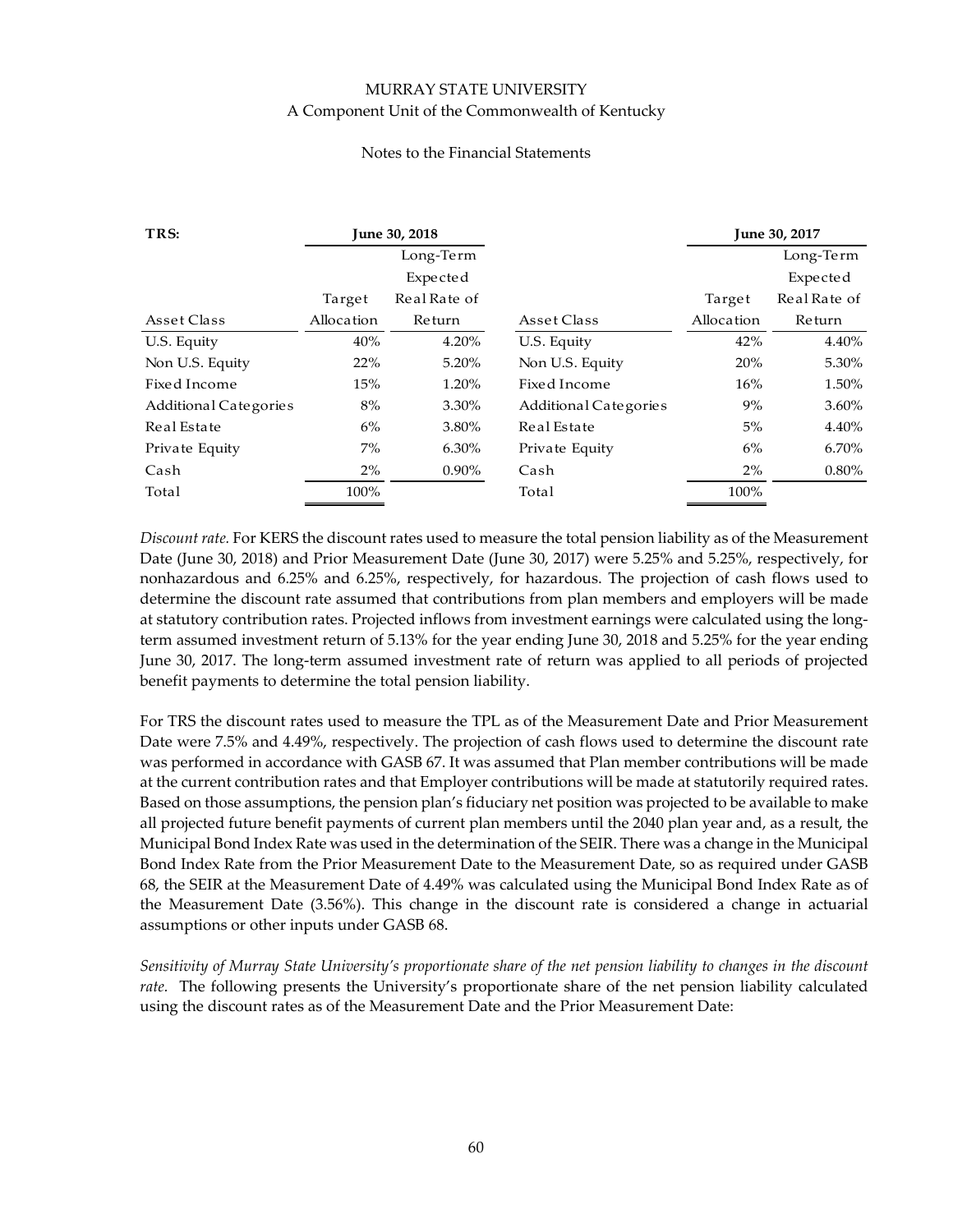**TRS:**

| Asset Class | June 30, 2018 Target Allocation | June 30, 2018 Long-Term Expected Real Rate of Return | Asset Class | June 30, 2017 Target Allocation | June 30, 2017 Long-Term Expected Real Rate of Return |
|---|---|---|---|---|---|
| U.S. Equity | 40% | 4.20% | U.S. Equity | 42% | 4.40% |
| Non U.S. Equity | 22% | 5.20% | Non U.S. Equity | 20% | 5.30% |
| Fixed Income | 15% | 1.20% | Fixed Income | 16% | 1.50% |
| Additional Categories | 8% | 3.30% | Additional Categories | 9% | 3.60% |
| Real Estate | 6% | 3.80% | Real Estate | 5% | 4.40% |
| Private Equity | 7% | 6.30% | Private Equity | 6% | 6.70% |
| Cash | 2% | 0.90% | Cash | 2% | 0.80% |
| Total | 100% | | Total | 100% | |

*Discount rate.* For KERS the discount rates used to measure the total pension liability as of the Measurement Date (June 30, 2018) and Prior Measurement Date (June 30, 2017) were 5.25% and 5.25%, respectively, for nonhazardous and 6.25% and 6.25%, respectively, for hazardous. The projection of cash flows used to determine the discount rate assumed that contributions from plan members and employers will be made at statutory contribution rates. Projected inflows from investment earnings were calculated using the long-term assumed investment return of 5.13% for the year ending June 30, 2018 and 5.25% for the year ending June 30, 2017. The long-term assumed investment rate of return was applied to all periods of projected benefit payments to determine the total pension liability.

For TRS the discount rates used to measure the TPL as of the Measurement Date and Prior Measurement Date were 7.5% and 4.49%, respectively. The projection of cash flows used to determine the discount rate was performed in accordance with GASB 67. It was assumed that Plan member contributions will be made at the current contribution rates and that Employer contributions will be made at statutorily required rates. Based on those assumptions, the pension plan's fiduciary net position was projected to be available to make all projected future benefit payments of current plan members until the 2040 plan year and, as a result, the Municipal Bond Index Rate was used in the determination of the SEIR. There was a change in the Municipal Bond Index Rate from the Prior Measurement Date to the Measurement Date, so as required under GASB 68, the SEIR at the Measurement Date of 4.49% was calculated using the Municipal Bond Index Rate as of the Measurement Date (3.56%). This change in the discount rate is considered a change in actuarial assumptions or other inputs under GASB 68.

*Sensitivity of Murray State University's proportionate share of the net pension liability to changes in the discount rate.* The following presents the University's proportionate share of the net pension liability calculated using the discount rates as of the Measurement Date and the Prior Measurement Date: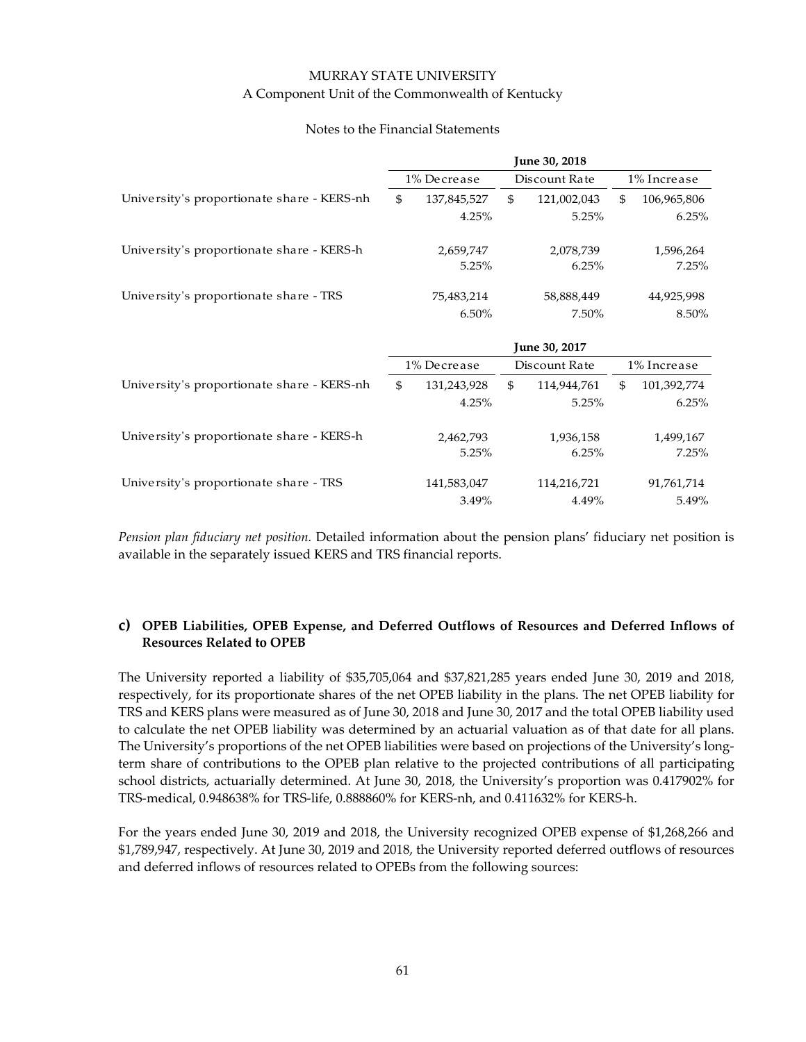|  | June 30, 2018 |  |  |
|---|---|---|---|
|  | 1% Decrease | Discount Rate | 1% Increase |
| University's proportionate share - KERS-nh | $ 137,845,527 | $ 121,002,043 | $ 106,965,806 |
|  | 4.25% | 5.25% | 6.25% |
| University's proportionate share - KERS-h | 2,659,747 | 2,078,739 | 1,596,264 |
|  | 5.25% | 6.25% | 7.25% |
| University's proportionate share - TRS | 75,483,214 | 58,888,449 | 44,925,998 |
|  | 6.50% | 7.50% | 8.50% |

|  | June 30, 2017 |  |  |
|---|---|---|---|
|  | 1% Decrease | Discount Rate | 1% Increase |
| University's proportionate share - KERS-nh | $ 131,243,928 | $ 114,944,761 | $ 101,392,774 |
|  | 4.25% | 5.25% | 6.25% |
| University's proportionate share - KERS-h | 2,462,793 | 1,936,158 | 1,499,167 |
|  | 5.25% | 6.25% | 7.25% |
| University's proportionate share - TRS | 141,583,047 | 114,216,721 | 91,761,714 |
|  | 3.49% | 4.49% | 5.49% |

*Pension plan fiduciary net position.* Detailed information about the pension plans' fiduciary net position is available in the separately issued KERS and TRS financial reports.

### c) OPEB Liabilities, OPEB Expense, and Deferred Outflows of Resources and Deferred Inflows of Resources Related to OPEB

The University reported a liability of $35,705,064 and $37,821,285 years ended June 30, 2019 and 2018, respectively, for its proportionate shares of the net OPEB liability in the plans. The net OPEB liability for TRS and KERS plans were measured as of June 30, 2018 and June 30, 2017 and the total OPEB liability used to calculate the net OPEB liability was determined by an actuarial valuation as of that date for all plans. The University's proportions of the net OPEB liabilities were based on projections of the University's long-term share of contributions to the OPEB plan relative to the projected contributions of all participating school districts, actuarially determined. At June 30, 2018, the University's proportion was 0.417902% for TRS-medical, 0.948638% for TRS-life, 0.888860% for KERS-nh, and 0.411632% for KERS-h.

For the years ended June 30, 2019 and 2018, the University recognized OPEB expense of $1,268,266 and $1,789,947, respectively. At June 30, 2019 and 2018, the University reported deferred outflows of resources and deferred inflows of resources related to OPEBs from the following sources: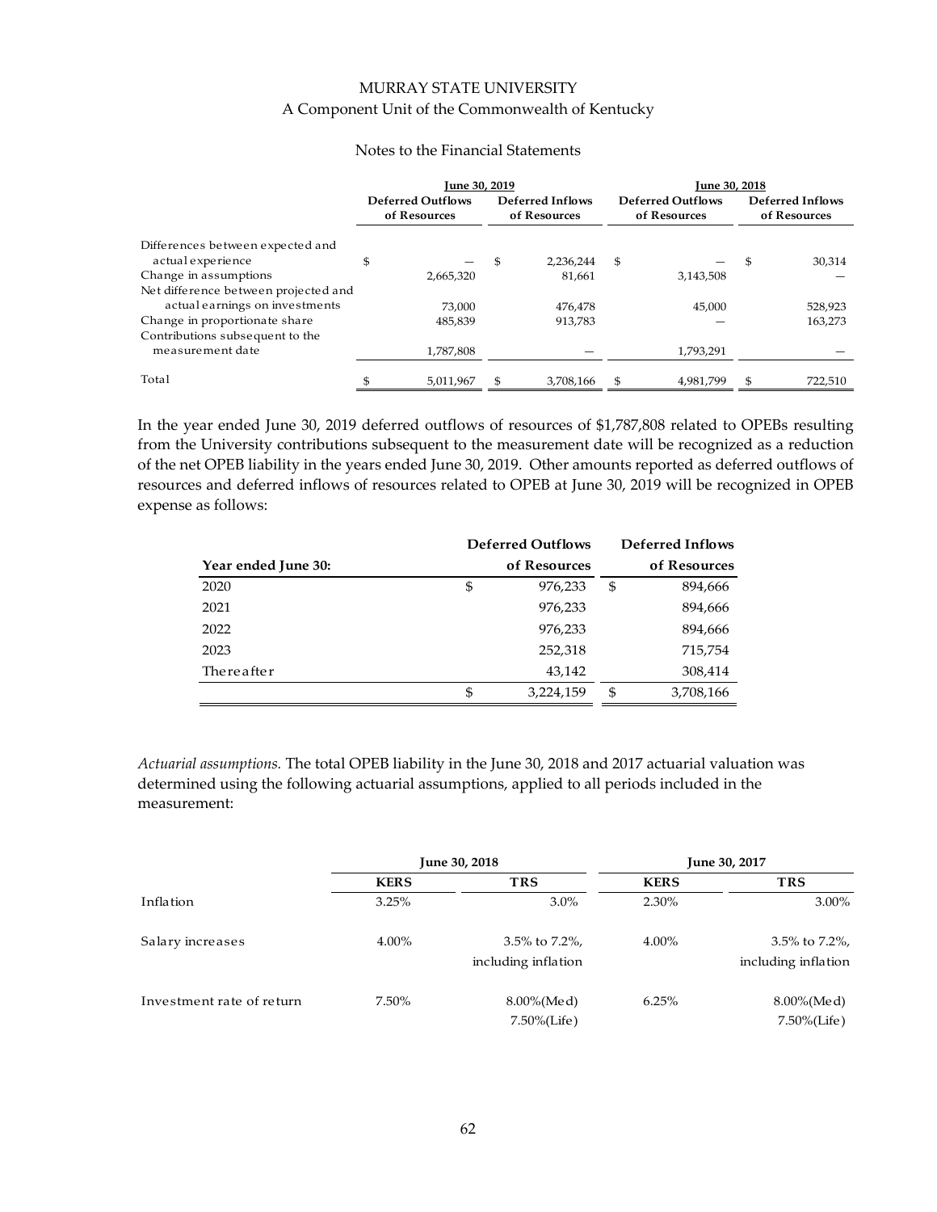MURRAY STATE UNIVERSITY
A Component Unit of the Commonwealth of Kentucky

Notes to the Financial Statements

| | June 30, 2019 | | June 30, 2018 | |
|---|---|---|---|---|
| | Deferred Outflows of Resources | Deferred Inflows of Resources | Deferred Outflows of Resources | Deferred Inflows of Resources |
| Differences between expected and actual experience | $ — | $ 2,236,244 | $ — | $ 30,314 |
| Change in assumptions | 2,665,320 | 81,661 | 3,143,508 | — |
| Net difference between projected and actual earnings on investments | 73,000 | 476,478 | 45,000 | 528,923 |
| Change in proportionate share | 485,839 | 913,783 | — | 163,273 |
| Contributions subsequent to the measurement date | 1,787,808 | — | 1,793,291 | — |
| Total | $ 5,011,967 | $ 3,708,166 | $ 4,981,799 | $ 722,510 |

In the year ended June 30, 2019 deferred outflows of resources of $1,787,808 related to OPEBs resulting from the University contributions subsequent to the measurement date will be recognized as a reduction of the net OPEB liability in the years ended June 30, 2019. Other amounts reported as deferred outflows of resources and deferred inflows of resources related to OPEB at June 30, 2019 will be recognized in OPEB expense as follows:

| Year ended June 30: | Deferred Outflows of Resources | Deferred Inflows of Resources |
|---|---|---|
| 2020 | $ 976,233 | $ 894,666 |
| 2021 | 976,233 | 894,666 |
| 2022 | 976,233 | 894,666 |
| 2023 | 252,318 | 715,754 |
| Thereafter | 43,142 | 308,414 |
| | $ 3,224,159 | $ 3,708,166 |

*Actuarial assumptions.* The total OPEB liability in the June 30, 2018 and 2017 actuarial valuation was determined using the following actuarial assumptions, applied to all periods included in the measurement:

| | June 30, 2018 | | June 30, 2017 | |
|---|---|---|---|---|
| | KERS | TRS | KERS | TRS |
| Inflation | 3.25% | 3.0% | 2.30% | 3.00% |
| Salary increases | 4.00% | 3.5% to 7.2%, including inflation | 4.00% | 3.5% to 7.2%, including inflation |
| Investment rate of return | 7.50% | 8.00%(Med) 7.50%(Life) | 6.25% | 8.00%(Med) 7.50%(Life) |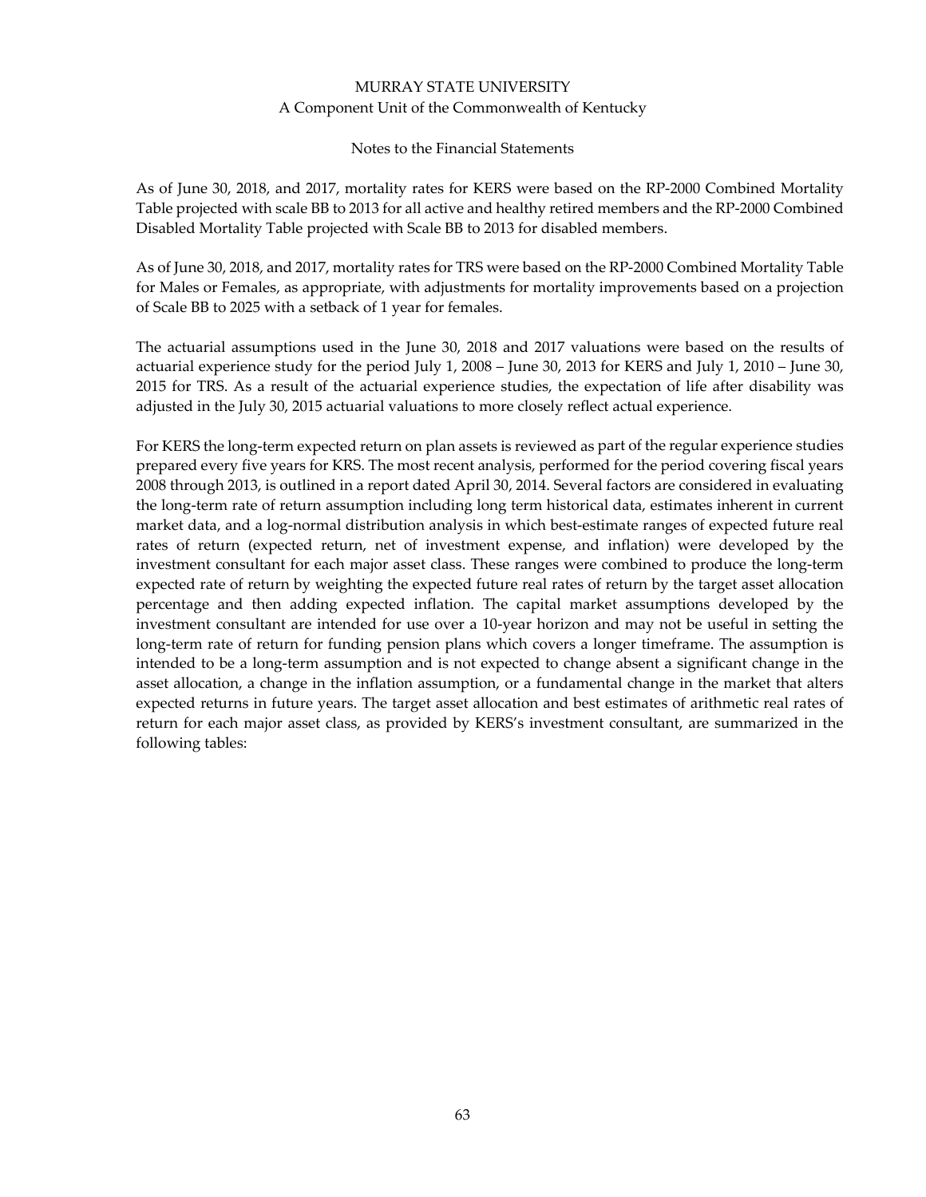As of June 30, 2018, and 2017, mortality rates for KERS were based on the RP-2000 Combined Mortality Table projected with scale BB to 2013 for all active and healthy retired members and the RP-2000 Combined Disabled Mortality Table projected with Scale BB to 2013 for disabled members.

As of June 30, 2018, and 2017, mortality rates for TRS were based on the RP-2000 Combined Mortality Table for Males or Females, as appropriate, with adjustments for mortality improvements based on a projection of Scale BB to 2025 with a setback of 1 year for females.

The actuarial assumptions used in the June 30, 2018 and 2017 valuations were based on the results of actuarial experience study for the period July 1, 2008 – June 30, 2013 for KERS and July 1, 2010 – June 30, 2015 for TRS. As a result of the actuarial experience studies, the expectation of life after disability was adjusted in the July 30, 2015 actuarial valuations to more closely reflect actual experience.

For KERS the long-term expected return on plan assets is reviewed as part of the regular experience studies prepared every five years for KRS. The most recent analysis, performed for the period covering fiscal years 2008 through 2013, is outlined in a report dated April 30, 2014. Several factors are considered in evaluating the long-term rate of return assumption including long term historical data, estimates inherent in current market data, and a log-normal distribution analysis in which best-estimate ranges of expected future real rates of return (expected return, net of investment expense, and inflation) were developed by the investment consultant for each major asset class. These ranges were combined to produce the long-term expected rate of return by weighting the expected future real rates of return by the target asset allocation percentage and then adding expected inflation. The capital market assumptions developed by the investment consultant are intended for use over a 10-year horizon and may not be useful in setting the long-term rate of return for funding pension plans which covers a longer timeframe. The assumption is intended to be a long-term assumption and is not expected to change absent a significant change in the asset allocation, a change in the inflation assumption, or a fundamental change in the market that alters expected returns in future years. The target asset allocation and best estimates of arithmetic real rates of return for each major asset class, as provided by KERS's investment consultant, are summarized in the following tables: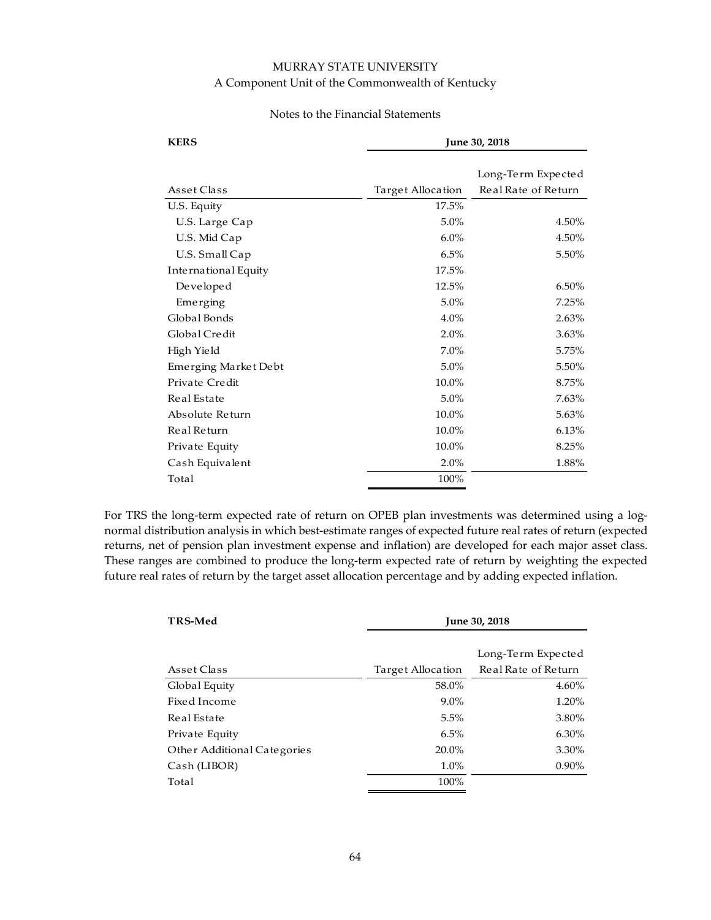MURRAY STATE UNIVERSITY
A Component Unit of the Commonwealth of Kentucky

Notes to the Financial Statements

| KERS | June 30, 2018 | |
|---|---|---|
| Asset Class | Target Allocation | Long-Term Expected Real Rate of Return |
| U.S. Equity | 17.5% | |
| U.S. Large Cap | 5.0% | 4.50% |
| U.S. Mid Cap | 6.0% | 4.50% |
| U.S. Small Cap | 6.5% | 5.50% |
| International Equity | 17.5% | |
| Developed | 12.5% | 6.50% |
| Emerging | 5.0% | 7.25% |
| Global Bonds | 4.0% | 2.63% |
| Global Credit | 2.0% | 3.63% |
| High Yield | 7.0% | 5.75% |
| Emerging Market Debt | 5.0% | 5.50% |
| Private Credit | 10.0% | 8.75% |
| Real Estate | 5.0% | 7.63% |
| Absolute Return | 10.0% | 5.63% |
| Real Return | 10.0% | 6.13% |
| Private Equity | 10.0% | 8.25% |
| Cash Equivalent | 2.0% | 1.88% |
| Total | 100% | |

For TRS the long-term expected rate of return on OPEB plan investments was determined using a log-normal distribution analysis in which best-estimate ranges of expected future real rates of return (expected returns, net of pension plan investment expense and inflation) are developed for each major asset class. These ranges are combined to produce the long-term expected rate of return by weighting the expected future real rates of return by the target asset allocation percentage and by adding expected inflation.

| TRS-Med | June 30, 2018 | |
|---|---|---|
| Asset Class | Target Allocation | Long-Term Expected Real Rate of Return |
| Global Equity | 58.0% | 4.60% |
| Fixed Income | 9.0% | 1.20% |
| Real Estate | 5.5% | 3.80% |
| Private Equity | 6.5% | 6.30% |
| Other Additional Categories | 20.0% | 3.30% |
| Cash (LIBOR) | 1.0% | 0.90% |
| Total | 100% | |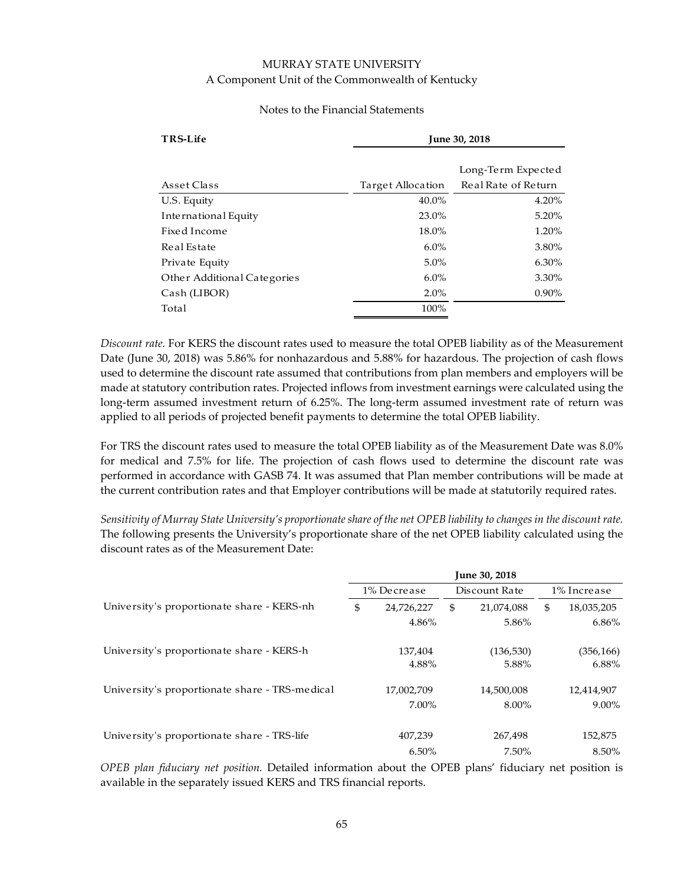MURRAY STATE UNIVERSITY
A Component Unit of the Commonwealth of Kentucky

Notes to the Financial Statements

| **TRS-Life** | **June 30, 2018** | |
|---|---|---|
| Asset Class | Target Allocation | Long-Term Expected Real Rate of Return |
| U.S. Equity | 40.0% | 4.20% |
| International Equity | 23.0% | 5.20% |
| Fixed Income | 18.0% | 1.20% |
| Real Estate | 6.0% | 3.80% |
| Private Equity | 5.0% | 6.30% |
| Other Additional Categories | 6.0% | 3.30% |
| Cash (LIBOR) | 2.0% | 0.90% |
| Total | 100% | |

*Discount rate.* For KERS the discount rates used to measure the total OPEB liability as of the Measurement Date (June 30, 2018) was 5.86% for nonhazardous and 5.88% for hazardous. The projection of cash flows used to determine the discount rate assumed that contributions from plan members and employers will be made at statutory contribution rates. Projected inflows from investment earnings were calculated using the long-term assumed investment return of 6.25%. The long-term assumed investment rate of return was applied to all periods of projected benefit payments to determine the total OPEB liability.

For TRS the discount rates used to measure the total OPEB liability as of the Measurement Date was 8.0% for medical and 7.5% for life. The projection of cash flows used to determine the discount rate was performed in accordance with GASB 74. It was assumed that Plan member contributions will be made at the current contribution rates and that Employer contributions will be made at statutorily required rates.

*Sensitivity of Murray State University's proportionate share of the net OPEB liability to changes in the discount rate.* The following presents the University's proportionate share of the net OPEB liability calculated using the discount rates as of the Measurement Date:

| | **June 30, 2018** | | |
|---|---|---|---|
| | 1% Decrease | Discount Rate | 1% Increase |
| University's proportionate share - KERS-nh | $ 24,726,227 | $ 21,074,088 | $ 18,035,205 |
| | 4.86% | 5.86% | 6.86% |
| University's proportionate share - KERS-h | 137,404 | (136,530) | (356,166) |
| | 4.88% | 5.88% | 6.88% |
| University's proportionate share - TRS-medical | 17,002,709 | 14,500,008 | 12,414,907 |
| | 7.00% | 8.00% | 9.00% |
| University's proportionate share - TRS-life | 407,239 | 267,498 | 152,875 |
| | 6.50% | 7.50% | 8.50% |

*OPEB plan fiduciary net position.* Detailed information about the OPEB plans' fiduciary net position is available in the separately issued KERS and TRS financial reports.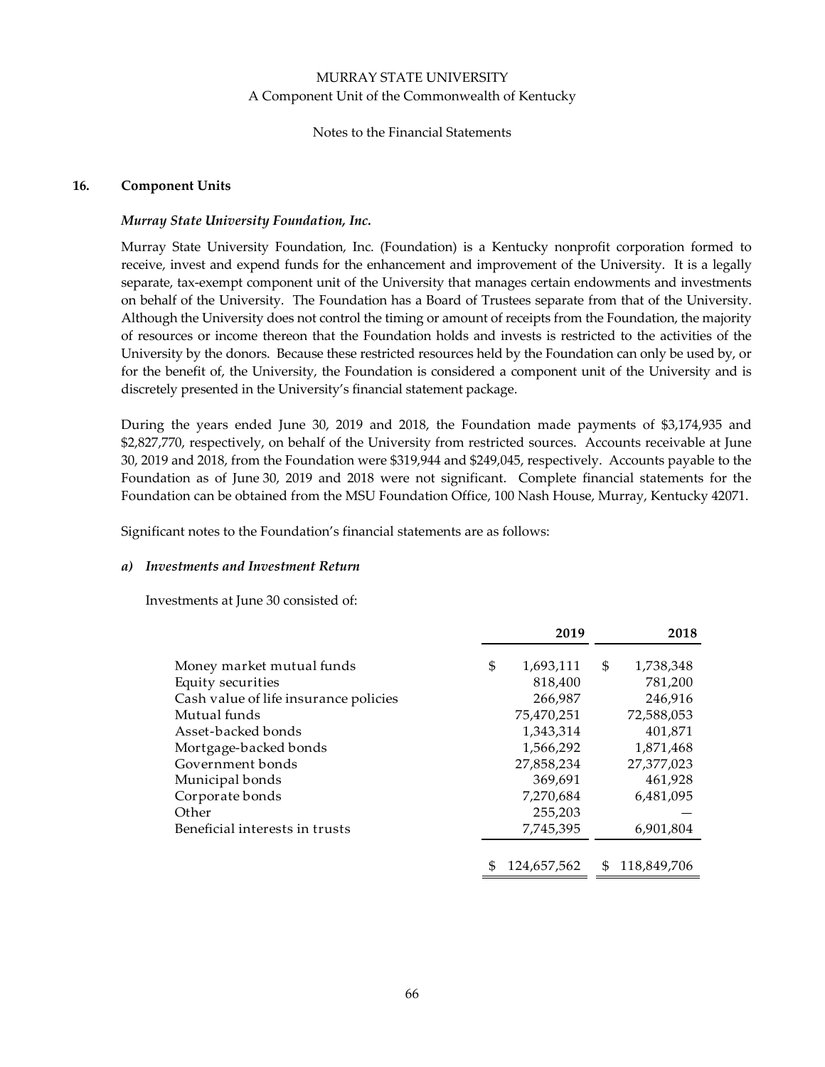## 16. Component Units

### *Murray State University Foundation, Inc.*

Murray State University Foundation, Inc. (Foundation) is a Kentucky nonprofit corporation formed to receive, invest and expend funds for the enhancement and improvement of the University. It is a legally separate, tax-exempt component unit of the University that manages certain endowments and investments on behalf of the University. The Foundation has a Board of Trustees separate from that of the University. Although the University does not control the timing or amount of receipts from the Foundation, the majority of resources or income thereon that the Foundation holds and invests is restricted to the activities of the University by the donors. Because these restricted resources held by the Foundation can only be used by, or for the benefit of, the University, the Foundation is considered a component unit of the University and is discretely presented in the University's financial statement package.

During the years ended June 30, 2019 and 2018, the Foundation made payments of $3,174,935 and $2,827,770, respectively, on behalf of the University from restricted sources. Accounts receivable at June 30, 2019 and 2018, from the Foundation were $319,944 and $249,045, respectively. Accounts payable to the Foundation as of June 30, 2019 and 2018 were not significant. Complete financial statements for the Foundation can be obtained from the MSU Foundation Office, 100 Nash House, Murray, Kentucky 42071.

Significant notes to the Foundation's financial statements are as follows:

#### *a) Investments and Investment Return*

Investments at June 30 consisted of:

| | 2019 | 2018 |
|---|---|---|
| Money market mutual funds | $ 1,693,111 | $ 1,738,348 |
| Equity securities | 818,400 | 781,200 |
| Cash value of life insurance policies | 266,987 | 246,916 |
| Mutual funds | 75,470,251 | 72,588,053 |
| Asset-backed bonds | 1,343,314 | 401,871 |
| Mortgage-backed bonds | 1,566,292 | 1,871,468 |
| Government bonds | 27,858,234 | 27,377,023 |
| Municipal bonds | 369,691 | 461,928 |
| Corporate bonds | 7,270,684 | 6,481,095 |
| Other | 255,203 | — |
| Beneficial interests in trusts | 7,745,395 | 6,901,804 |
| | $ 124,657,562 | $ 118,849,706 |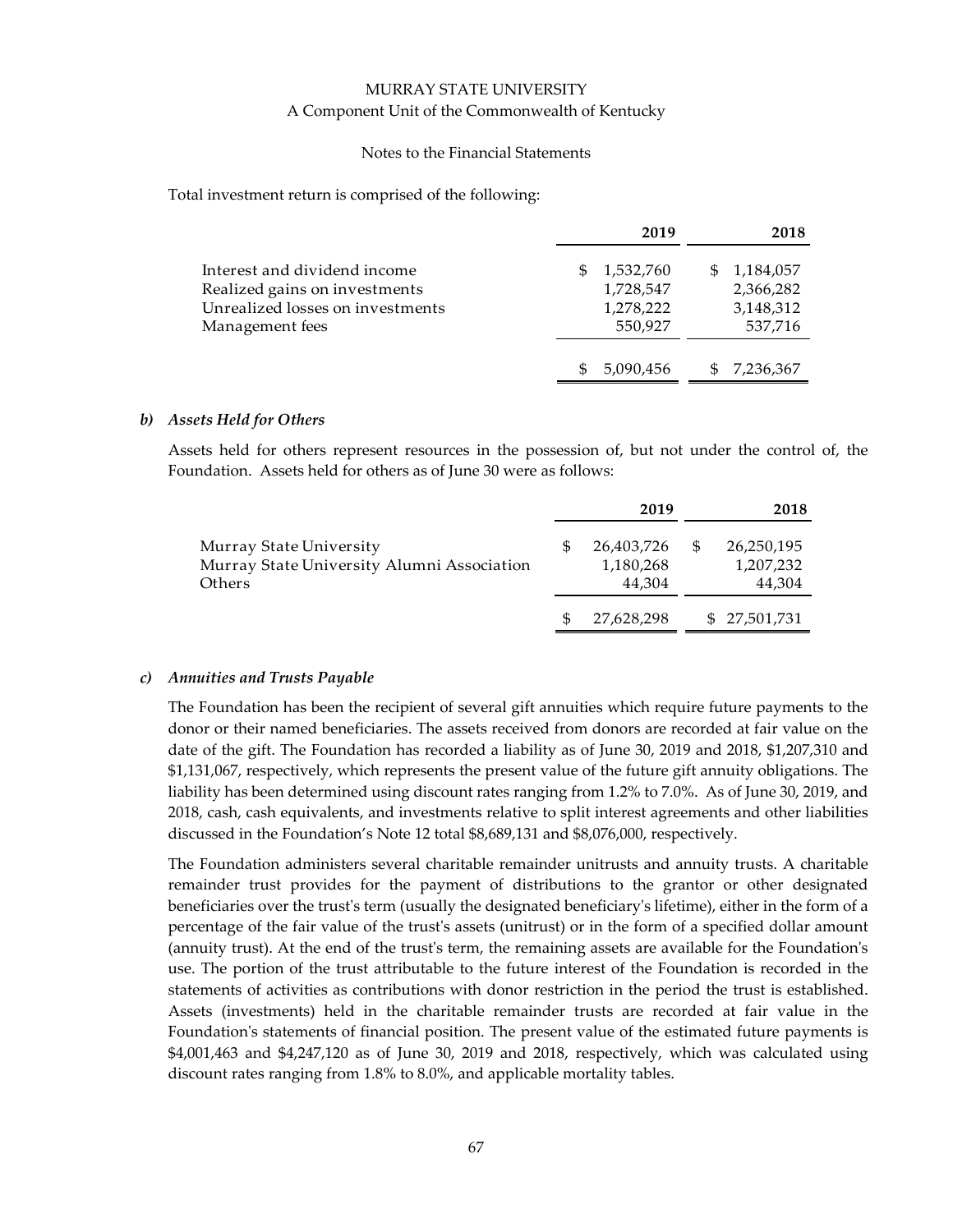Total investment return is comprised of the following:

| | 2019 | 2018 |
|---|---|---|
| Interest and dividend income | $ 1,532,760 | $ 1,184,057 |
| Realized gains on investments | 1,728,547 | 2,366,282 |
| Unrealized losses on investments | 1,278,222 | 3,148,312 |
| Management fees | 550,927 | 537,716 |
| | $ 5,090,456 | $ 7,236,367 |

### *b) Assets Held for Others*

Assets held for others represent resources in the possession of, but not under the control of, the Foundation. Assets held for others as of June 30 were as follows:

| | 2019 | 2018 |
|---|---|---|
| Murray State University | $ 26,403,726 | $ 26,250,195 |
| Murray State University Alumni Association | 1,180,268 | 1,207,232 |
| Others | 44,304 | 44,304 |
| | $ 27,628,298 | $ 27,501,731 |

### *c) Annuities and Trusts Payable*

The Foundation has been the recipient of several gift annuities which require future payments to the donor or their named beneficiaries. The assets received from donors are recorded at fair value on the date of the gift. The Foundation has recorded a liability as of June 30, 2019 and 2018, $1,207,310 and $1,131,067, respectively, which represents the present value of the future gift annuity obligations. The liability has been determined using discount rates ranging from 1.2% to 7.0%. As of June 30, 2019, and 2018, cash, cash equivalents, and investments relative to split interest agreements and other liabilities discussed in the Foundation's Note 12 total $8,689,131 and $8,076,000, respectively.

The Foundation administers several charitable remainder unitrusts and annuity trusts. A charitable remainder trust provides for the payment of distributions to the grantor or other designated beneficiaries over the trust's term (usually the designated beneficiary's lifetime), either in the form of a percentage of the fair value of the trust's assets (unitrust) or in the form of a specified dollar amount (annuity trust). At the end of the trust's term, the remaining assets are available for the Foundation's use. The portion of the trust attributable to the future interest of the Foundation is recorded in the statements of activities as contributions with donor restriction in the period the trust is established. Assets (investments) held in the charitable remainder trusts are recorded at fair value in the Foundation's statements of financial position. The present value of the estimated future payments is $4,001,463 and $4,247,120 as of June 30, 2019 and 2018, respectively, which was calculated using discount rates ranging from 1.8% to 8.0%, and applicable mortality tables.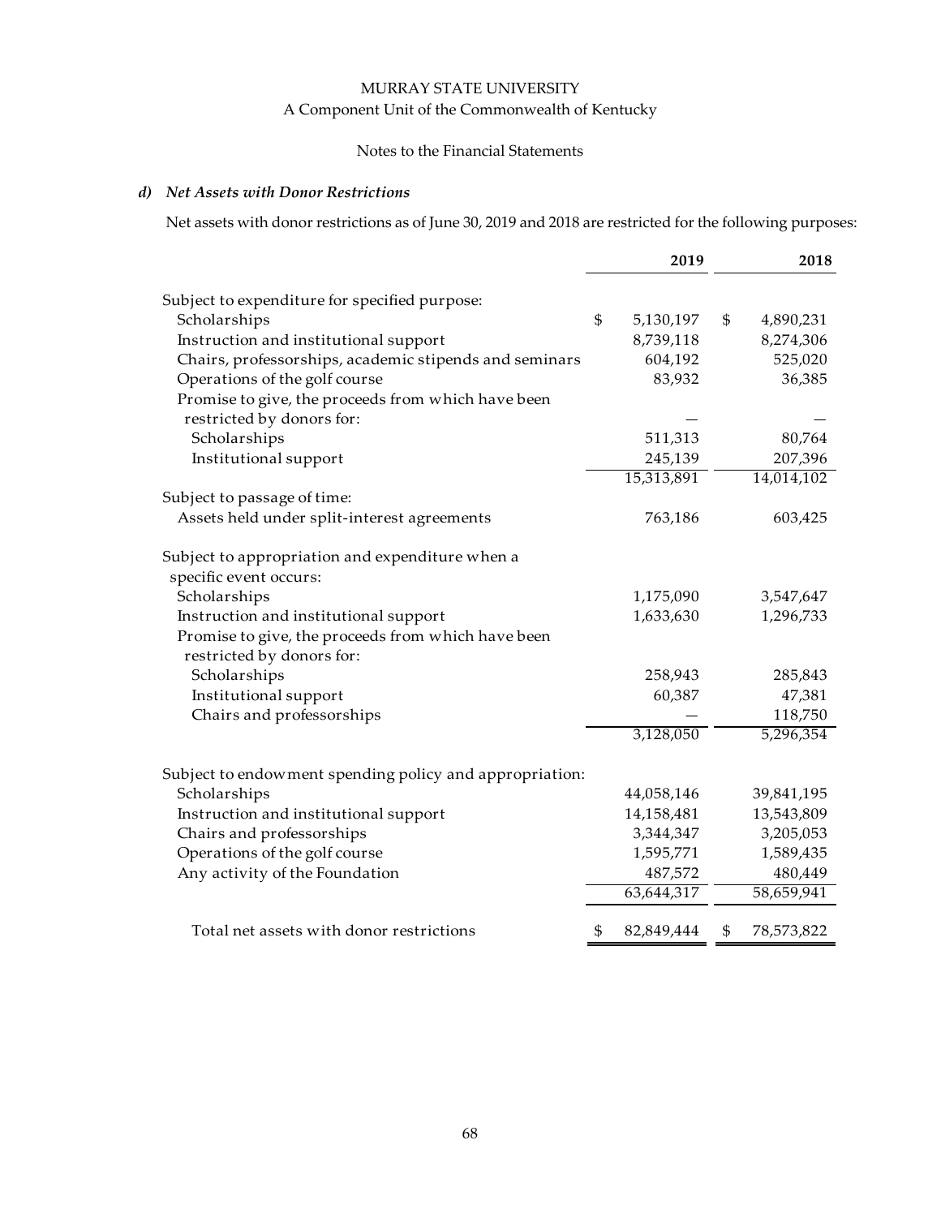MURRAY STATE UNIVERSITY
A Component Unit of the Commonwealth of Kentucky

Notes to the Financial Statements

### *d) Net Assets with Donor Restrictions*

Net assets with donor restrictions as of June 30, 2019 and 2018 are restricted for the following purposes:

| | 2019 | 2018 |
|---|---|---|
| Subject to expenditure for specified purpose: | | |
| Scholarships | $ 5,130,197 | $ 4,890,231 |
| Instruction and institutional support | 8,739,118 | 8,274,306 |
| Chairs, professorships, academic stipends and seminars | 604,192 | 525,020 |
| Operations of the golf course | 83,932 | 36,385 |
| Promise to give, the proceeds from which have been restricted by donors for: | — | — |
| Scholarships | 511,313 | 80,764 |
| Institutional support | 245,139 | 207,396 |
| | 15,313,891 | 14,014,102 |
| Subject to passage of time: | | |
| Assets held under split-interest agreements | 763,186 | 603,425 |
| Subject to appropriation and expenditure when a specific event occurs: | | |
| Scholarships | 1,175,090 | 3,547,647 |
| Instruction and institutional support | 1,633,630 | 1,296,733 |
| Promise to give, the proceeds from which have been restricted by donors for: | | |
| Scholarships | 258,943 | 285,843 |
| Institutional support | 60,387 | 47,381 |
| Chairs and professorships | — | 118,750 |
| | 3,128,050 | 5,296,354 |
| Subject to endowment spending policy and appropriation: | | |
| Scholarships | 44,058,146 | 39,841,195 |
| Instruction and institutional support | 14,158,481 | 13,543,809 |
| Chairs and professorships | 3,344,347 | 3,205,053 |
| Operations of the golf course | 1,595,771 | 1,589,435 |
| Any activity of the Foundation | 487,572 | 480,449 |
| | 63,644,317 | 58,659,941 |
| Total net assets with donor restrictions | $ 82,849,444 | $ 78,573,822 |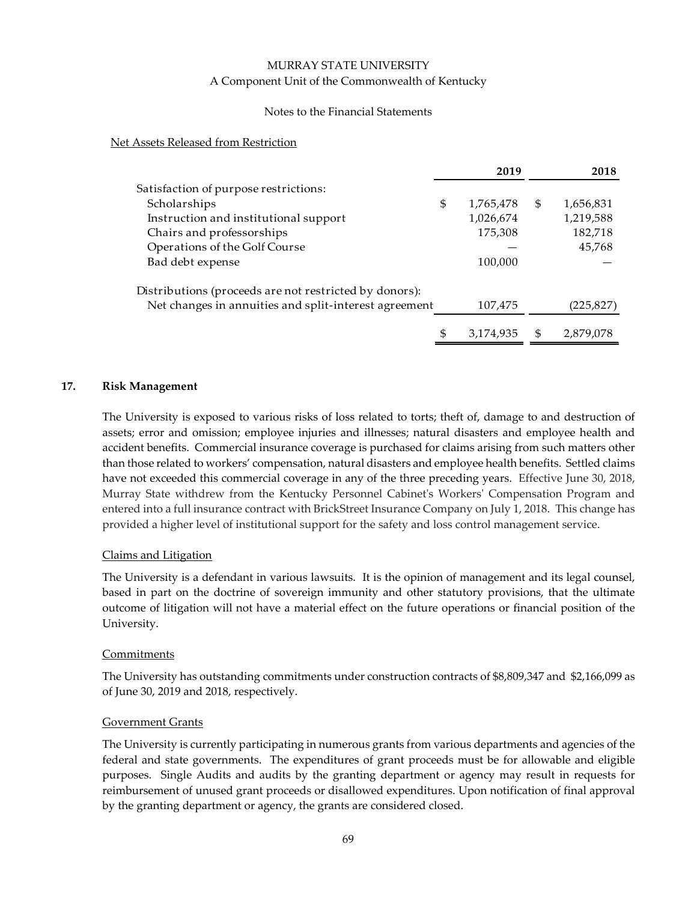Net Assets Released from Restriction

| | 2019 | 2018 |
|---|---|---|
| Satisfaction of purpose restrictions: | | |
| Scholarships | $ 1,765,478 | $ 1,656,831 |
| Instruction and institutional support | 1,026,674 | 1,219,588 |
| Chairs and professorships | 175,308 | 182,718 |
| Operations of the Golf Course | — | 45,768 |
| Bad debt expense | 100,000 | — |
| Distributions (proceeds are not restricted by donors): | | |
| Net changes in annuities and split-interest agreement | 107,475 | (225,827) |
| | $ 3,174,935 | $ 2,879,078 |

## 17. Risk Management

The University is exposed to various risks of loss related to torts; theft of, damage to and destruction of assets; error and omission; employee injuries and illnesses; natural disasters and employee health and accident benefits. Commercial insurance coverage is purchased for claims arising from such matters other than those related to workers' compensation, natural disasters and employee health benefits. Settled claims have not exceeded this commercial coverage in any of the three preceding years. Effective June 30, 2018, Murray State withdrew from the Kentucky Personnel Cabinet's Workers' Compensation Program and entered into a full insurance contract with BrickStreet Insurance Company on July 1, 2018. This change has provided a higher level of institutional support for the safety and loss control management service.

Claims and Litigation

The University is a defendant in various lawsuits. It is the opinion of management and its legal counsel, based in part on the doctrine of sovereign immunity and other statutory provisions, that the ultimate outcome of litigation will not have a material effect on the future operations or financial position of the University.

Commitments

The University has outstanding commitments under construction contracts of $8,809,347 and $2,166,099 as of June 30, 2019 and 2018, respectively.

Government Grants

The University is currently participating in numerous grants from various departments and agencies of the federal and state governments. The expenditures of grant proceeds must be for allowable and eligible purposes. Single Audits and audits by the granting department or agency may result in requests for reimbursement of unused grant proceeds or disallowed expenditures. Upon notification of final approval by the granting department or agency, the grants are considered closed.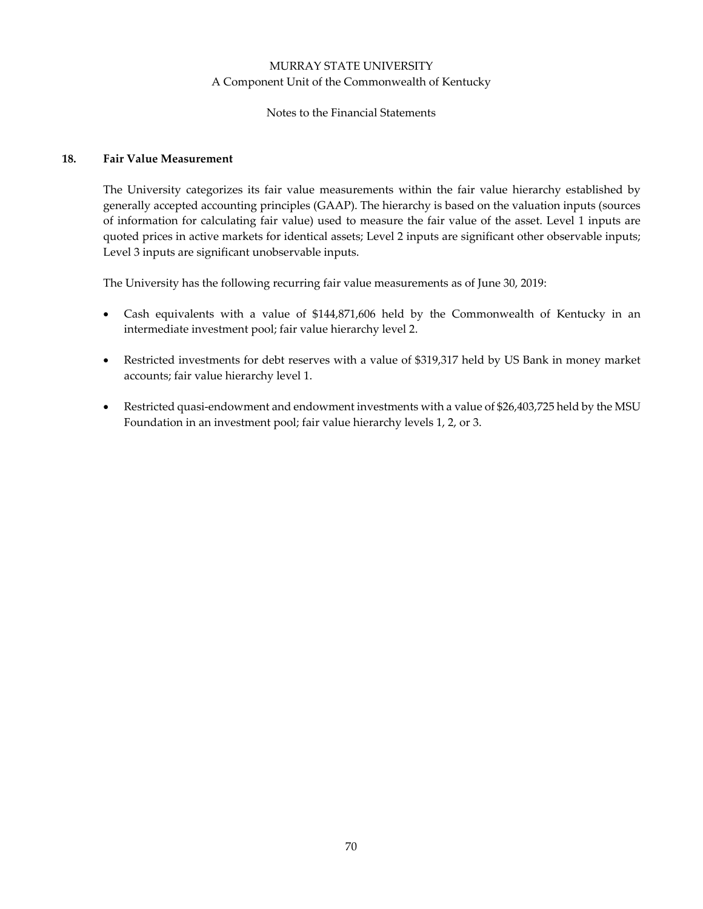## 18. Fair Value Measurement

The University categorizes its fair value measurements within the fair value hierarchy established by generally accepted accounting principles (GAAP). The hierarchy is based on the valuation inputs (sources of information for calculating fair value) used to measure the fair value of the asset. Level 1 inputs are quoted prices in active markets for identical assets; Level 2 inputs are significant other observable inputs; Level 3 inputs are significant unobservable inputs.

The University has the following recurring fair value measurements as of June 30, 2019:

- Cash equivalents with a value of $144,871,606 held by the Commonwealth of Kentucky in an intermediate investment pool; fair value hierarchy level 2.
- Restricted investments for debt reserves with a value of $319,317 held by US Bank in money market accounts; fair value hierarchy level 1.
- Restricted quasi-endowment and endowment investments with a value of $26,403,725 held by the MSU Foundation in an investment pool; fair value hierarchy levels 1, 2, or 3.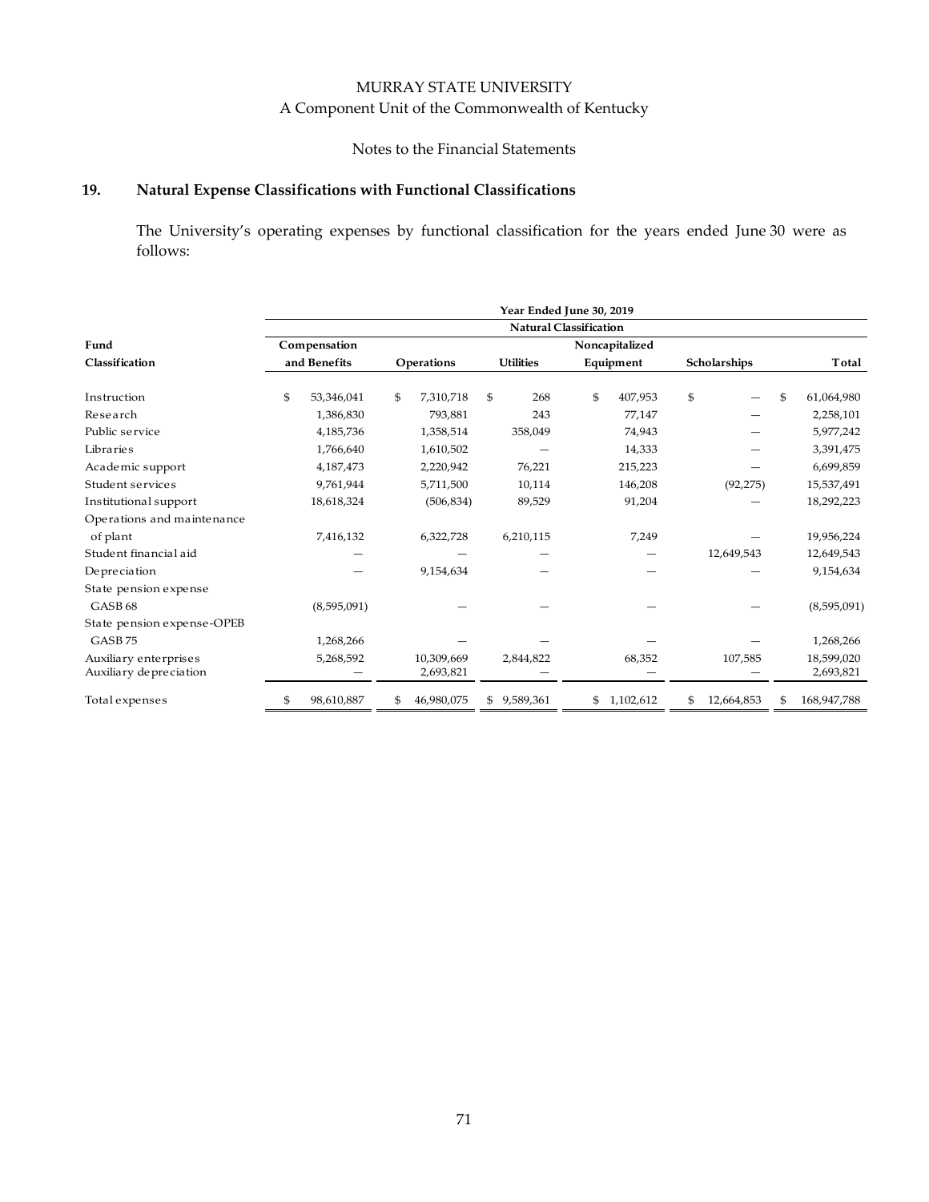MURRAY STATE UNIVERSITY
A Component Unit of the Commonwealth of Kentucky

Notes to the Financial Statements

## 19. Natural Expense Classifications with Functional Classifications

The University's operating expenses by functional classification for the years ended June 30 were as follows:

| | Year Ended June 30, 2019 | | | | | |
|---|---|---|---|---|---|---|
| | Natural Classification | | | | | |
| **Fund Classification** | **Compensation and Benefits** | **Operations** | **Utilities** | **Noncapitalized Equipment** | **Scholarships** | **Total** |
| Instruction | $ 53,346,041 | $ 7,310,718 | $ 268 | $ 407,953 | $ — | $ 61,064,980 |
| Research | 1,386,830 | 793,881 | 243 | 77,147 | — | 2,258,101 |
| Public service | 4,185,736 | 1,358,514 | 358,049 | 74,943 | — | 5,977,242 |
| Libraries | 1,766,640 | 1,610,502 | — | 14,333 | — | 3,391,475 |
| Academic support | 4,187,473 | 2,220,942 | 76,221 | 215,223 | — | 6,699,859 |
| Student services | 9,761,944 | 5,711,500 | 10,114 | 146,208 | (92,275) | 15,537,491 |
| Institutional support | 18,618,324 | (506,834) | 89,529 | 91,204 | — | 18,292,223 |
| Operations and maintenance of plant | 7,416,132 | 6,322,728 | 6,210,115 | 7,249 | — | 19,956,224 |
| Student financial aid | — | — | — | — | 12,649,543 | 12,649,543 |
| Depreciation | — | 9,154,634 | — | — | — | 9,154,634 |
| State pension expense GASB 68 | (8,595,091) | — | — | — | — | (8,595,091) |
| State pension expense-OPEB GASB 75 | 1,268,266 | — | — | — | — | 1,268,266 |
| Auxiliary enterprises | 5,268,592 | 10,309,669 | 2,844,822 | 68,352 | 107,585 | 18,599,020 |
| Auxiliary depreciation | — | 2,693,821 | — | — | — | 2,693,821 |
| Total expenses | $ 98,610,887 | $ 46,980,075 | $ 9,589,361 | $ 1,102,612 | $ 12,664,853 | $ 168,947,788 |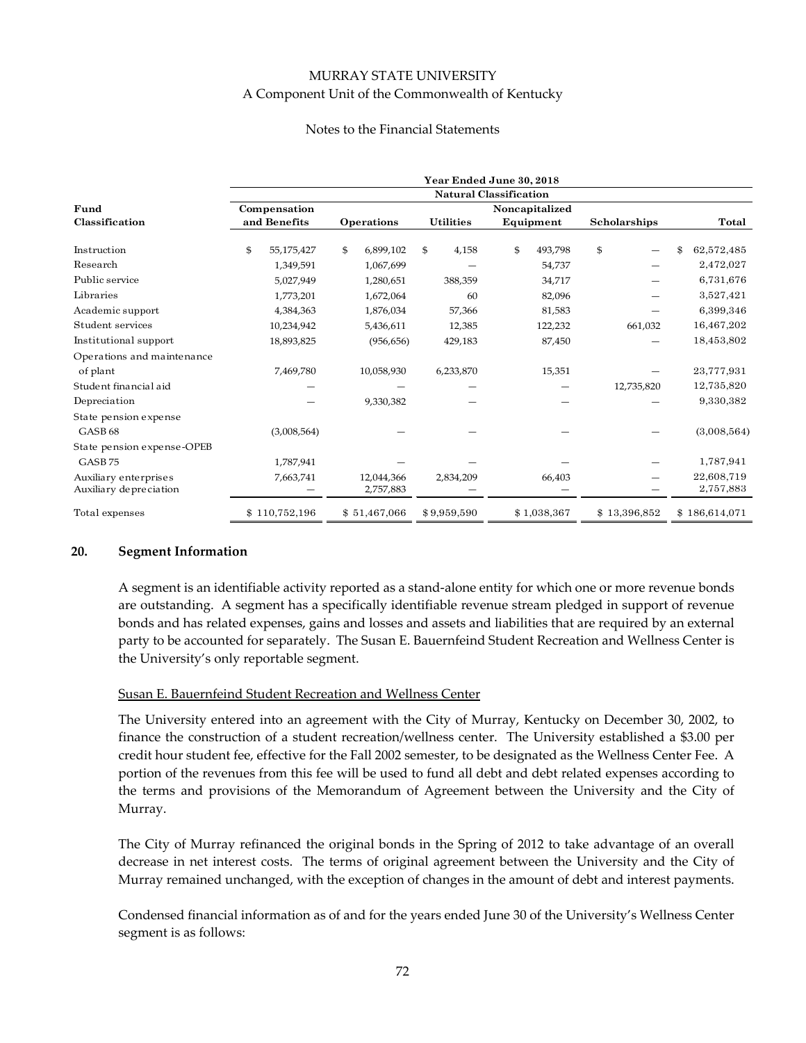MURRAY STATE UNIVERSITY

A Component Unit of the Commonwealth of Kentucky

Notes to the Financial Statements

| | Year Ended June 30, 2018 | | | | | |
|---|---|---|---|---|---|---|
| | Natural Classification | | | | | |
| **Fund Classification** | **Compensation and Benefits** | **Operations** | **Utilities** | **Noncapitalized Equipment** | **Scholarships** | **Total** |
| Instruction | $ 55,175,427 | $ 6,899,102 | $ 4,158 | $ 493,798 | $ — | $ 62,572,485 |
| Research | 1,349,591 | 1,067,699 | — | 54,737 | — | 2,472,027 |
| Public service | 5,027,949 | 1,280,651 | 388,359 | 34,717 | — | 6,731,676 |
| Libraries | 1,773,201 | 1,672,064 | 60 | 82,096 | — | 3,527,421 |
| Academic support | 4,384,363 | 1,876,034 | 57,366 | 81,583 | — | 6,399,346 |
| Student services | 10,234,942 | 5,436,611 | 12,385 | 122,232 | 661,032 | 16,467,202 |
| Institutional support | 18,893,825 | (956,656) | 429,183 | 87,450 | — | 18,453,802 |
| Operations and maintenance of plant | 7,469,780 | 10,058,930 | 6,233,870 | 15,351 | — | 23,777,931 |
| Student financial aid | — | — | — | — | 12,735,820 | 12,735,820 |
| Depreciation | — | 9,330,382 | — | — | — | 9,330,382 |
| State pension expense GASB 68 | (3,008,564) | — | — | — | — | (3,008,564) |
| State pension expense-OPEB GASB 75 | 1,787,941 | — | — | — | — | 1,787,941 |
| Auxiliary enterprises | 7,663,741 | 12,044,366 | 2,834,209 | 66,403 | — | 22,608,719 |
| Auxiliary depreciation | — | 2,757,883 | — | — | — | 2,757,883 |
| Total expenses | $ 110,752,196 | $ 51,467,066 | $ 9,959,590 | $ 1,038,367 | $ 13,396,852 | $ 186,614,071 |

## 20. Segment Information

A segment is an identifiable activity reported as a stand-alone entity for which one or more revenue bonds are outstanding. A segment has a specifically identifiable revenue stream pledged in support of revenue bonds and has related expenses, gains and losses and assets and liabilities that are required by an external party to be accounted for separately. The Susan E. Bauernfeind Student Recreation and Wellness Center is the University's only reportable segment.

### Susan E. Bauernfeind Student Recreation and Wellness Center

The University entered into an agreement with the City of Murray, Kentucky on December 30, 2002, to finance the construction of a student recreation/wellness center. The University established a $3.00 per credit hour student fee, effective for the Fall 2002 semester, to be designated as the Wellness Center Fee. A portion of the revenues from this fee will be used to fund all debt and debt related expenses according to the terms and provisions of the Memorandum of Agreement between the University and the City of Murray.

The City of Murray refinanced the original bonds in the Spring of 2012 to take advantage of an overall decrease in net interest costs. The terms of original agreement between the University and the City of Murray remained unchanged, with the exception of changes in the amount of debt and interest payments.

Condensed financial information as of and for the years ended June 30 of the University's Wellness Center segment is as follows: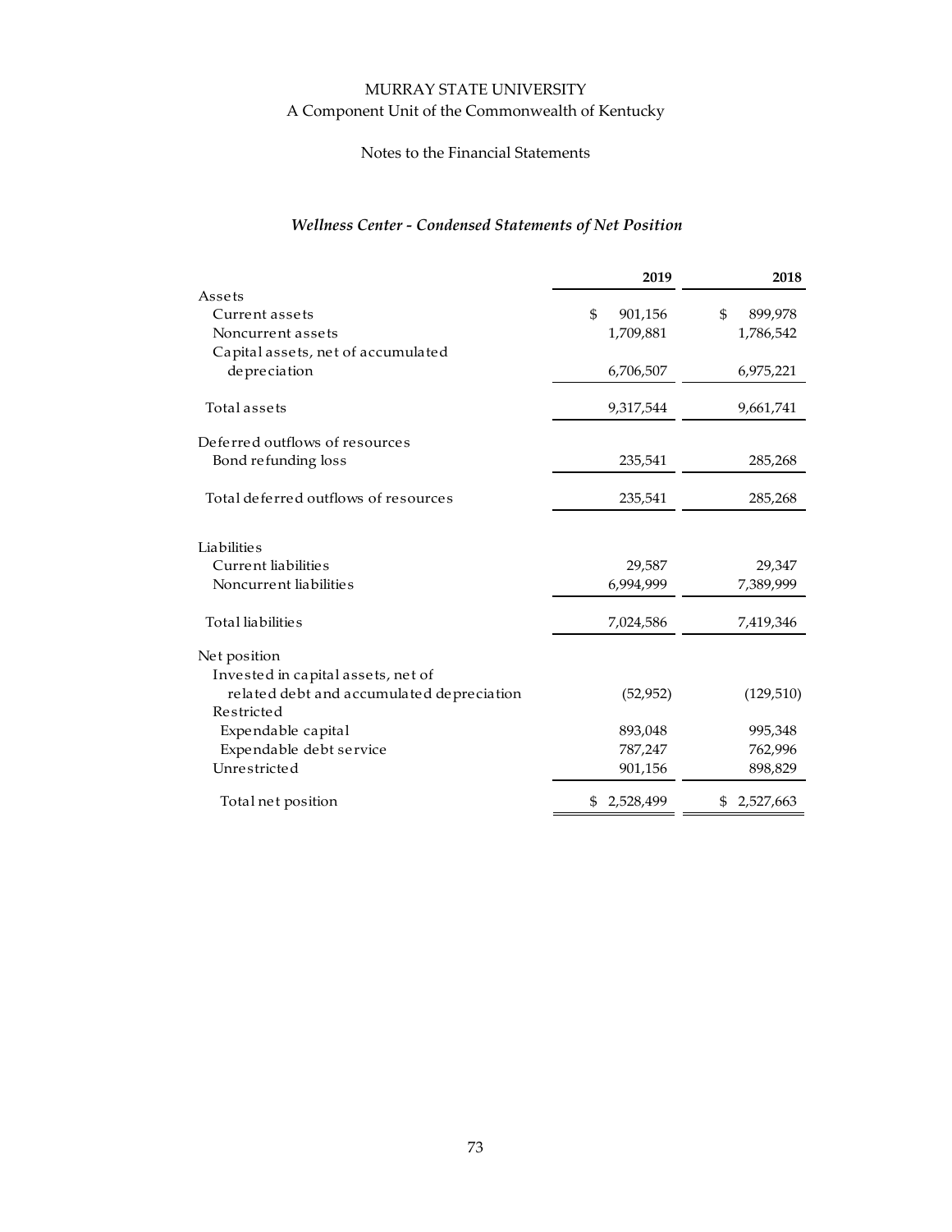MURRAY STATE UNIVERSITY
A Component Unit of the Commonwealth of Kentucky

Notes to the Financial Statements

### *Wellness Center - Condensed Statements of Net Position*

| | 2019 | 2018 |
|---|---|---|
| Assets | | |
| Current assets | $ 901,156 | $ 899,978 |
| Noncurrent assets | 1,709,881 | 1,786,542 |
| Capital assets, net of accumulated depreciation | 6,706,507 | 6,975,221 |
| Total assets | 9,317,544 | 9,661,741 |
| Deferred outflows of resources | | |
| Bond refunding loss | 235,541 | 285,268 |
| Total deferred outflows of resources | 235,541 | 285,268 |
| Liabilities | | |
| Current liabilities | 29,587 | 29,347 |
| Noncurrent liabilities | 6,994,999 | 7,389,999 |
| Total liabilities | 7,024,586 | 7,419,346 |
| Net position | | |
| Invested in capital assets, net of related debt and accumulated depreciation | (52,952) | (129,510) |
| Restricted | | |
| Expendable capital | 893,048 | 995,348 |
| Expendable debt service | 787,247 | 762,996 |
| Unrestricted | 901,156 | 898,829 |
| Total net position | $ 2,528,499 | $ 2,527,663 |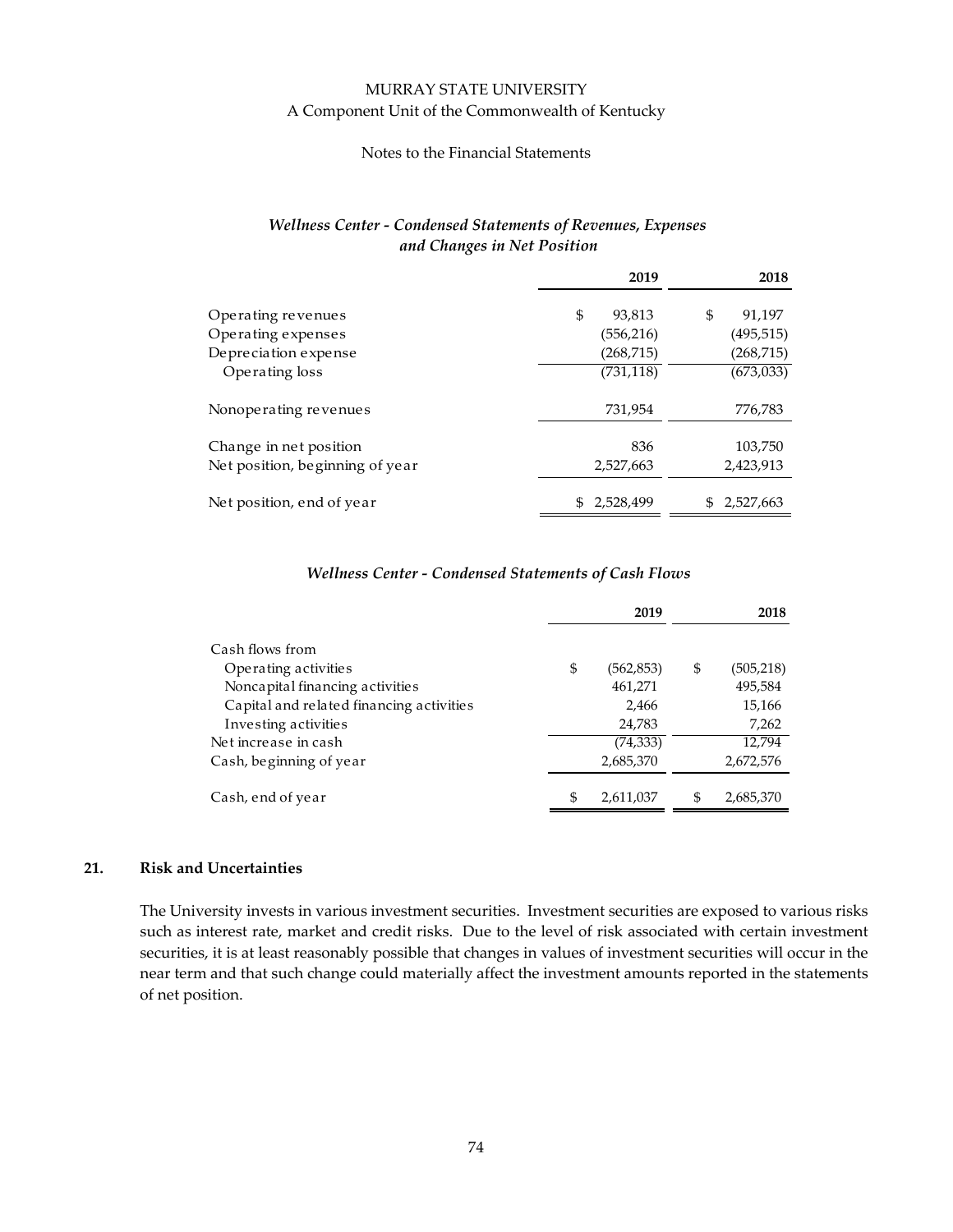### *Wellness Center - Condensed Statements of Revenues, Expenses and Changes in Net Position*

| | 2019 | 2018 |
|---|---|---|
| Operating revenues | $ 93,813 | $ 91,197 |
| Operating expenses | (556,216) | (495,515) |
| Depreciation expense | (268,715) | (268,715) |
| Operating loss | (731,118) | (673,033) |
| Nonoperating revenues | 731,954 | 776,783 |
| Change in net position | 836 | 103,750 |
| Net position, beginning of year | 2,527,663 | 2,423,913 |
| Net position, end of year | $ 2,528,499 | $ 2,527,663 |

### *Wellness Center - Condensed Statements of Cash Flows*

| | 2019 | 2018 |
|---|---|---|
| Cash flows from | | |
| Operating activities | $ (562,853) | $ (505,218) |
| Noncapital financing activities | 461,271 | 495,584 |
| Capital and related financing activities | 2,466 | 15,166 |
| Investing activities | 24,783 | 7,262 |
| Net increase in cash | (74,333) | 12,794 |
| Cash, beginning of year | 2,685,370 | 2,672,576 |
| Cash, end of year | $ 2,611,037 | $ 2,685,370 |

## 21. Risk and Uncertainties

The University invests in various investment securities. Investment securities are exposed to various risks such as interest rate, market and credit risks. Due to the level of risk associated with certain investment securities, it is at least reasonably possible that changes in values of investment securities will occur in the near term and that such change could materially affect the investment amounts reported in the statements of net position.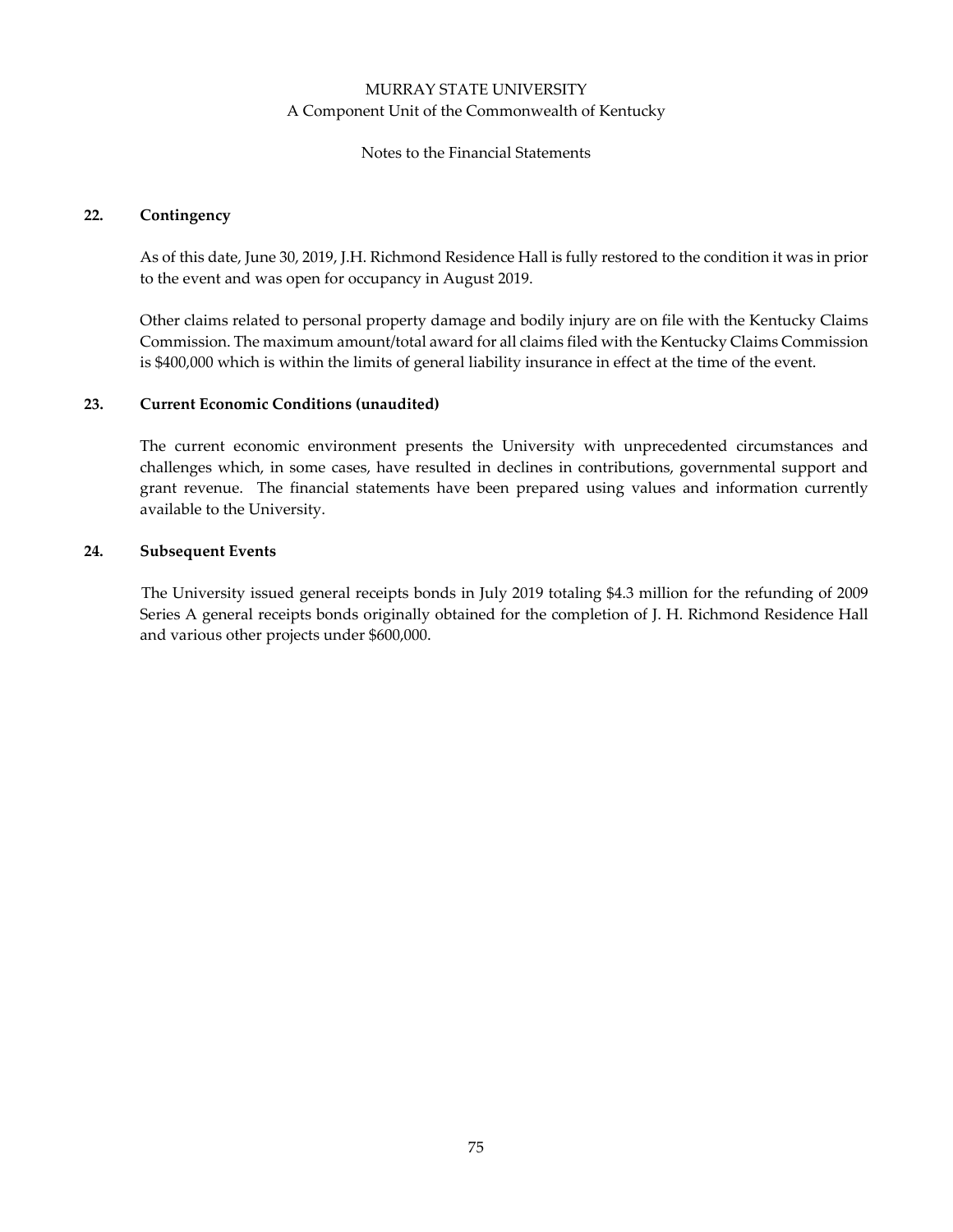## 22. Contingency

As of this date, June 30, 2019, J.H. Richmond Residence Hall is fully restored to the condition it was in prior to the event and was open for occupancy in August 2019.

Other claims related to personal property damage and bodily injury are on file with the Kentucky Claims Commission. The maximum amount/total award for all claims filed with the Kentucky Claims Commission is $400,000 which is within the limits of general liability insurance in effect at the time of the event.

## 23. Current Economic Conditions (unaudited)

The current economic environment presents the University with unprecedented circumstances and challenges which, in some cases, have resulted in declines in contributions, governmental support and grant revenue. The financial statements have been prepared using values and information currently available to the University.

## 24. Subsequent Events

The University issued general receipts bonds in July 2019 totaling $4.3 million for the refunding of 2009 Series A general receipts bonds originally obtained for the completion of J. H. Richmond Residence Hall and various other projects under $600,000.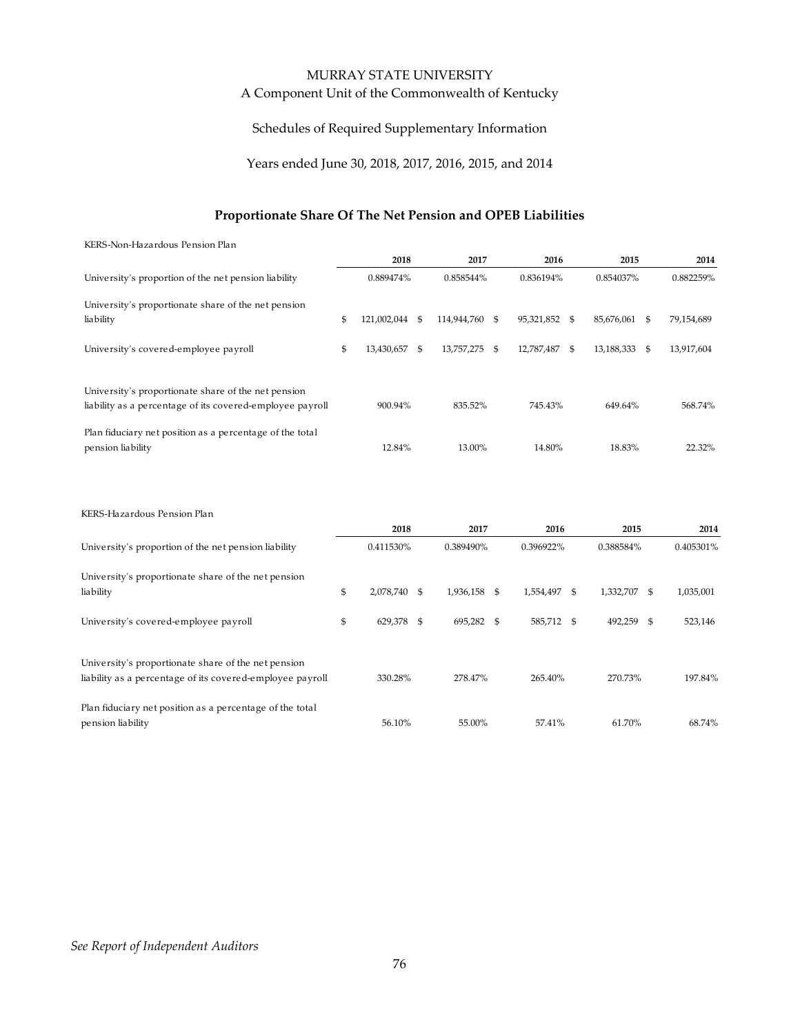# MURRAY STATE UNIVERSITY

A Component Unit of the Commonwealth of Kentucky

Schedules of Required Supplementary Information

Years ended June 30, 2018, 2017, 2016, 2015, and 2014

## Proportionate Share Of The Net Pension and OPEB Liabilities

KERS-Non-Hazardous Pension Plan

| | 2018 | 2017 | 2016 | 2015 | 2014 |
|---|---|---|---|---|---|
| University's proportion of the net pension liability | 0.889474% | 0.858544% | 0.836194% | 0.854037% | 0.882259% |
| University's proportionate share of the net pension liability | $ 121,002,044 | $ 114,944,760 | $ 95,321,852 | $ 85,676,061 | $ 79,154,689 |
| University's covered-employee payroll | $ 13,430,657 | $ 13,757,275 | $ 12,787,487 | $ 13,188,333 | $ 13,917,604 |
| University's proportionate share of the net pension liability as a percentage of its covered-employee payroll | 900.94% | 835.52% | 745.43% | 649.64% | 568.74% |
| Plan fiduciary net position as a percentage of the total pension liability | 12.84% | 13.00% | 14.80% | 18.83% | 22.32% |

KERS-Hazardous Pension Plan

| | 2018 | 2017 | 2016 | 2015 | 2014 |
|---|---|---|---|---|---|
| University's proportion of the net pension liability | 0.411530% | 0.389490% | 0.396922% | 0.388584% | 0.405301% |
| University's proportionate share of the net pension liability | $ 2,078,740 | $ 1,936,158 | $ 1,554,497 | $ 1,332,707 | $ 1,035,001 |
| University's covered-employee payroll | $ 629,378 | $ 695,282 | $ 585,712 | $ 492,259 | $ 523,146 |
| University's proportionate share of the net pension liability as a percentage of its covered-employee payroll | 330.28% | 278.47% | 265.40% | 270.73% | 197.84% |
| Plan fiduciary net position as a percentage of the total pension liability | 56.10% | 55.00% | 57.41% | 61.70% | 68.74% |

*See Report of Independent Auditors*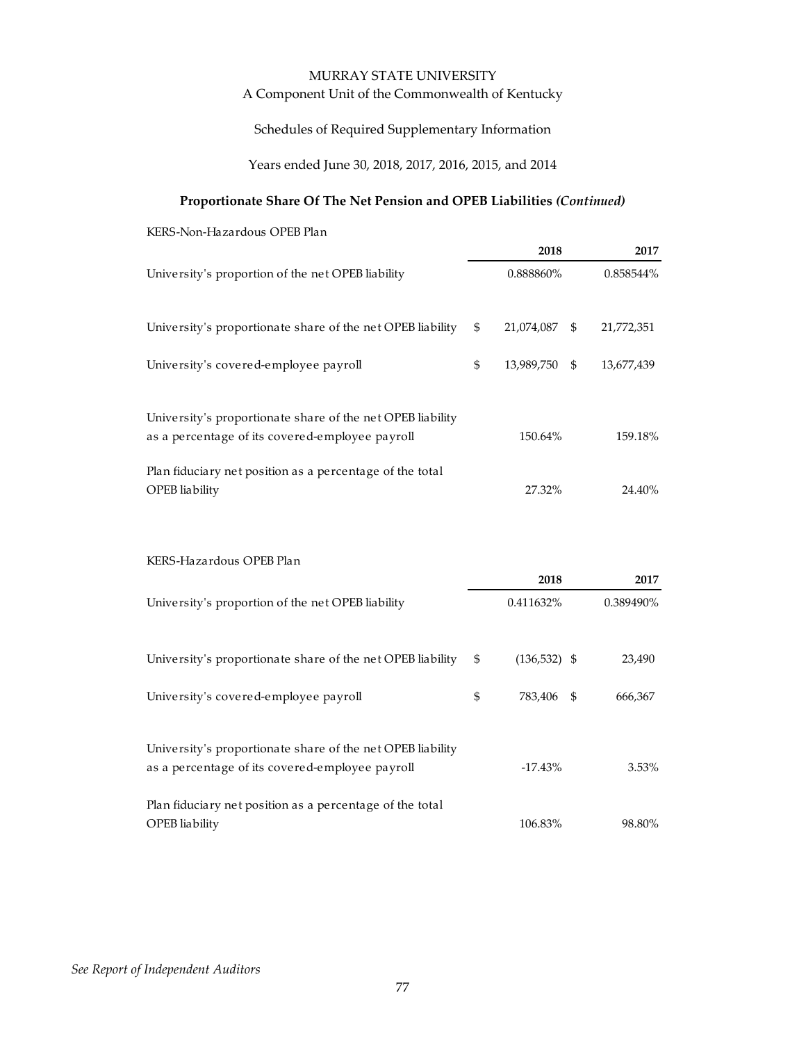MURRAY STATE UNIVERSITY

A Component Unit of the Commonwealth of Kentucky

Schedules of Required Supplementary Information

Years ended June 30, 2018, 2017, 2016, 2015, and 2014

## Proportionate Share Of The Net Pension and OPEB Liabilities *(Continued)*

KERS-Non-Hazardous OPEB Plan

| | 2018 | 2017 |
|---|---|---|
| University's proportion of the net OPEB liability | 0.888860% | 0.858544% |
| University's proportionate share of the net OPEB liability | $ 21,074,087 | $ 21,772,351 |
| University's covered-employee payroll | $ 13,989,750 | $ 13,677,439 |
| University's proportionate share of the net OPEB liability as a percentage of its covered-employee payroll | 150.64% | 159.18% |
| Plan fiduciary net position as a percentage of the total OPEB liability | 27.32% | 24.40% |

KERS-Hazardous OPEB Plan

| | 2018 | 2017 |
|---|---|---|
| University's proportion of the net OPEB liability | 0.411632% | 0.389490% |
| University's proportionate share of the net OPEB liability | $ (136,532) | $ 23,490 |
| University's covered-employee payroll | $ 783,406 | $ 666,367 |
| University's proportionate share of the net OPEB liability as a percentage of its covered-employee payroll | -17.43% | 3.53% |
| Plan fiduciary net position as a percentage of the total OPEB liability | 106.83% | 98.80% |

*See Report of Independent Auditors*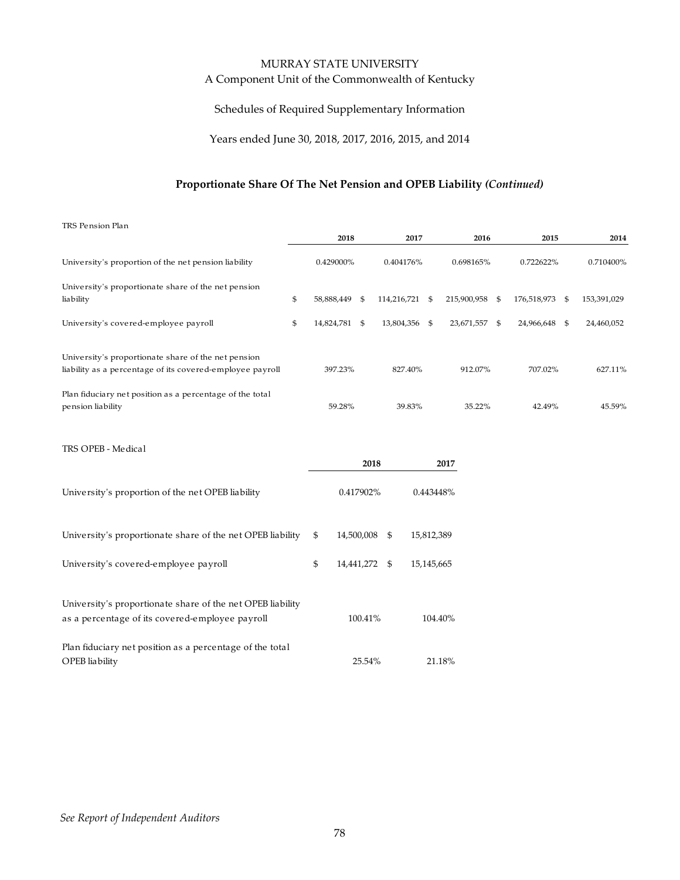# MURRAY STATE UNIVERSITY

A Component Unit of the Commonwealth of Kentucky

Schedules of Required Supplementary Information

Years ended June 30, 2018, 2017, 2016, 2015, and 2014

## Proportionate Share Of The Net Pension and OPEB Liability *(Continued)*

TRS Pension Plan

| | 2018 | 2017 | 2016 | 2015 | 2014 |
|---|---|---|---|---|---|
| University's proportion of the net pension liability | 0.429000% | 0.404176% | 0.698165% | 0.722622% | 0.710400% |
| University's proportionate share of the net pension liability | $ 58,888,449 | $ 114,216,721 | $ 215,900,958 | $ 176,518,973 | $ 153,391,029 |
| University's covered-employee payroll | $ 14,824,781 | $ 13,804,356 | $ 23,671,557 | $ 24,966,648 | $ 24,460,052 |
| University's proportionate share of the net pension liability as a percentage of its covered-employee payroll | 397.23% | 827.40% | 912.07% | 707.02% | 627.11% |
| Plan fiduciary net position as a percentage of the total pension liability | 59.28% | 39.83% | 35.22% | 42.49% | 45.59% |

TRS OPEB - Medical

| | 2018 | 2017 |
|---|---|---|
| University's proportion of the net OPEB liability | 0.417902% | 0.443448% |
| University's proportionate share of the net OPEB liability | $ 14,500,008 | $ 15,812,389 |
| University's covered-employee payroll | $ 14,441,272 | $ 15,145,665 |
| University's proportionate share of the net OPEB liability as a percentage of its covered-employee payroll | 100.41% | 104.40% |
| Plan fiduciary net position as a percentage of the total OPEB liability | 25.54% | 21.18% |

*See Report of Independent Auditors*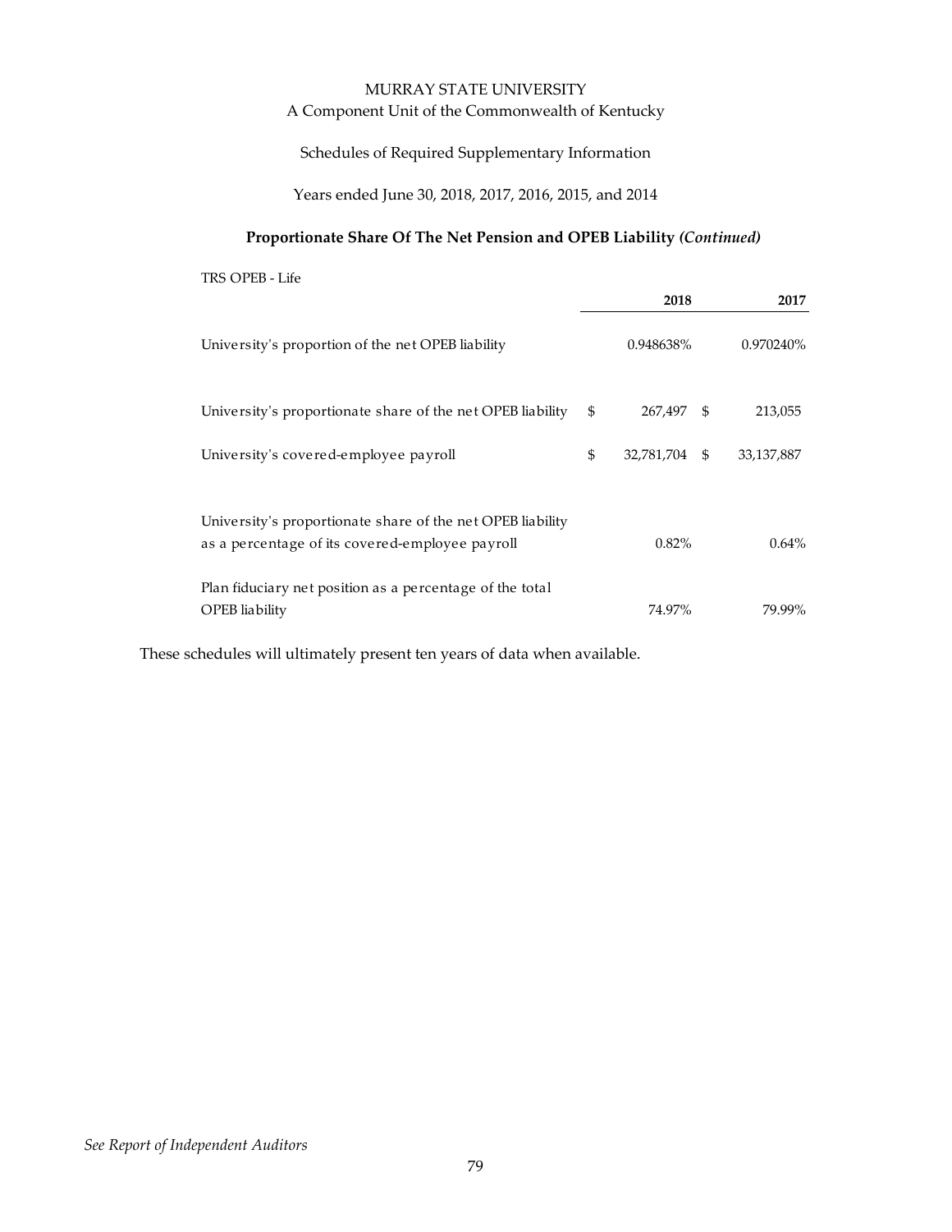# MURRAY STATE UNIVERSITY

A Component Unit of the Commonwealth of Kentucky

Schedules of Required Supplementary Information

Years ended June 30, 2018, 2017, 2016, 2015, and 2014

## Proportionate Share Of The Net Pension and OPEB Liability *(Continued)*

TRS OPEB - Life

| | 2018 | 2017 |
|---|---|---|
| University's proportion of the net OPEB liability | 0.948638% | 0.970240% |
| University's proportionate share of the net OPEB liability | $ 267,497 | $ 213,055 |
| University's covered-employee payroll | $ 32,781,704 | $ 33,137,887 |
| University's proportionate share of the net OPEB liability as a percentage of its covered-employee payroll | 0.82% | 0.64% |
| Plan fiduciary net position as a percentage of the total OPEB liability | 74.97% | 79.99% |

These schedules will ultimately present ten years of data when available.

*See Report of Independent Auditors*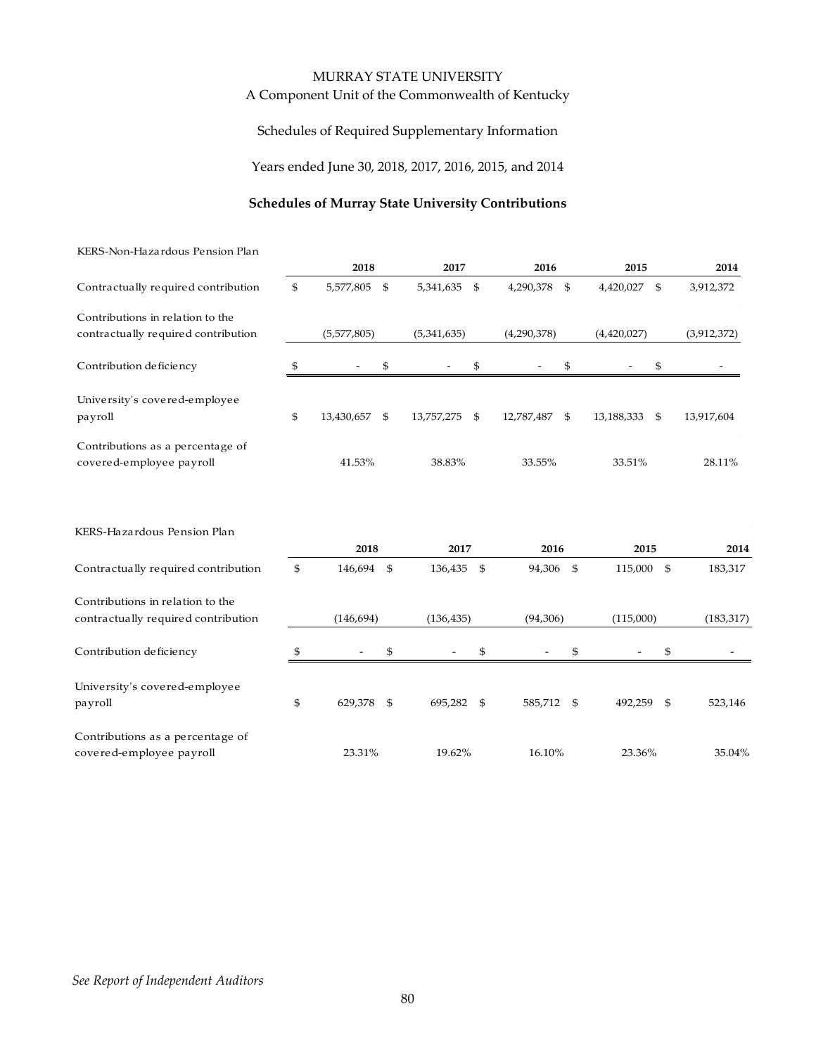MURRAY STATE UNIVERSITY

A Component Unit of the Commonwealth of Kentucky

Schedules of Required Supplementary Information

Years ended June 30, 2018, 2017, 2016, 2015, and 2014

**Schedules of Murray State University Contributions**

KERS-Non-Hazardous Pension Plan

| | 2018 | 2017 | 2016 | 2015 | 2014 |
|---|---|---|---|---|---|
| Contractually required contribution | $ 5,577,805 | $ 5,341,635 | $ 4,290,378 | $ 4,420,027 | $ 3,912,372 |
| Contributions in relation to the contractually required contribution | (5,577,805) | (5,341,635) | (4,290,378) | (4,420,027) | (3,912,372) |
| Contribution deficiency | $ - | $ - | $ - | $ - | $ - |
| University's covered-employee payroll | $ 13,430,657 | $ 13,757,275 | $ 12,787,487 | $ 13,188,333 | $ 13,917,604 |
| Contributions as a percentage of covered-employee payroll | 41.53% | 38.83% | 33.55% | 33.51% | 28.11% |

KERS-Hazardous Pension Plan

| | 2018 | 2017 | 2016 | 2015 | 2014 |
|---|---|---|---|---|---|
| Contractually required contribution | $ 146,694 | $ 136,435 | $ 94,306 | $ 115,000 | $ 183,317 |
| Contributions in relation to the contractually required contribution | (146,694) | (136,435) | (94,306) | (115,000) | (183,317) |
| Contribution deficiency | $ - | $ - | $ - | $ - | $ - |
| University's covered-employee payroll | $ 629,378 | $ 695,282 | $ 585,712 | $ 492,259 | $ 523,146 |
| Contributions as a percentage of covered-employee payroll | 23.31% | 19.62% | 16.10% | 23.36% | 35.04% |

*See Report of Independent Auditors*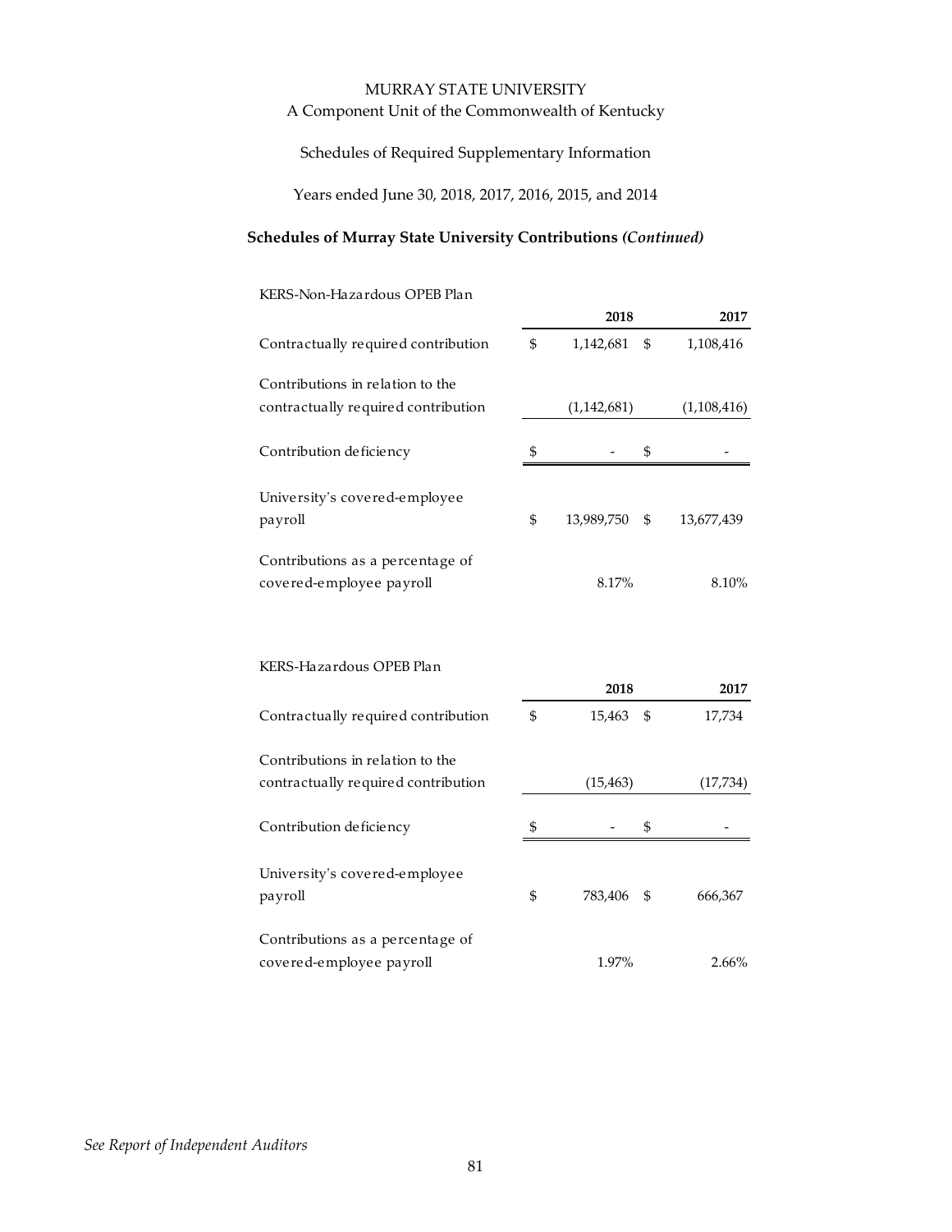MURRAY STATE UNIVERSITY

A Component Unit of the Commonwealth of Kentucky

Schedules of Required Supplementary Information

Years ended June 30, 2018, 2017, 2016, 2015, and 2014

**Schedules of Murray State University Contributions *(Continued)***

KERS-Non-Hazardous OPEB Plan

| | 2018 | 2017 |
|---|---|---|
| Contractually required contribution | $ 1,142,681 | $ 1,108,416 |
| Contributions in relation to the contractually required contribution | (1,142,681) | (1,108,416) |
| Contribution deficiency | $ - | $ - |
| University's covered-employee payroll | $ 13,989,750 | $ 13,677,439 |
| Contributions as a percentage of covered-employee payroll | 8.17% | 8.10% |

KERS-Hazardous OPEB Plan

| | 2018 | 2017 |
|---|---|---|
| Contractually required contribution | $ 15,463 | $ 17,734 |
| Contributions in relation to the contractually required contribution | (15,463) | (17,734) |
| Contribution deficiency | $ - | $ - |
| University's covered-employee payroll | $ 783,406 | $ 666,367 |
| Contributions as a percentage of covered-employee payroll | 1.97% | 2.66% |

*See Report of Independent Auditors*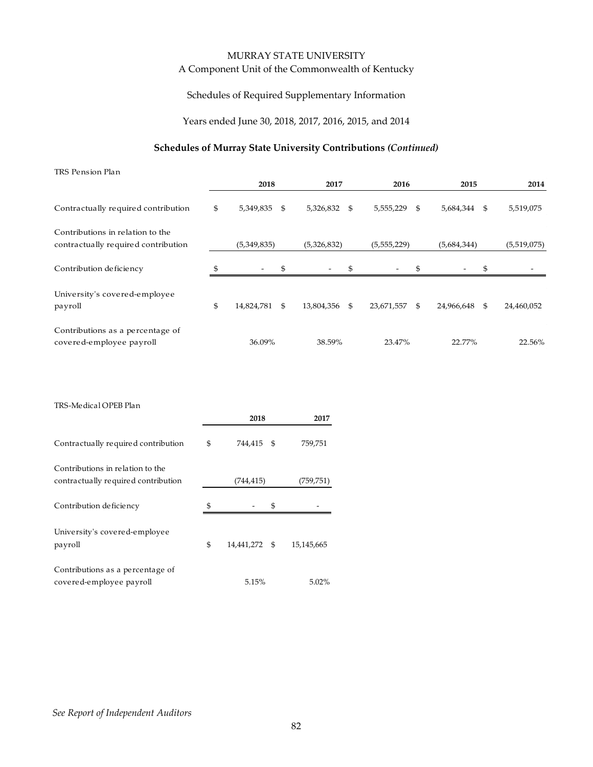MURRAY STATE UNIVERSITY

A Component Unit of the Commonwealth of Kentucky

Schedules of Required Supplementary Information

Years ended June 30, 2018, 2017, 2016, 2015, and 2014

## Schedules of Murray State University Contributions *(Continued)*

TRS Pension Plan

| | 2018 | 2017 | 2016 | 2015 | 2014 |
|---|---|---|---|---|---|
| Contractually required contribution | $ 5,349,835 | $ 5,326,832 | $ 5,555,229 | $ 5,684,344 | $ 5,519,075 |
| Contributions in relation to the contractually required contribution | (5,349,835) | (5,326,832) | (5,555,229) | (5,684,344) | (5,519,075) |
| Contribution deficiency | $ - | $ - | $ - | $ - | $ - |
| University's covered-employee payroll | $ 14,824,781 | $ 13,804,356 | $ 23,671,557 | $ 24,966,648 | $ 24,460,052 |
| Contributions as a percentage of covered-employee payroll | 36.09% | 38.59% | 23.47% | 22.77% | 22.56% |

TRS-Medical OPEB Plan

| | 2018 | 2017 |
|---|---|---|
| Contractually required contribution | $ 744,415 | $ 759,751 |
| Contributions in relation to the contractually required contribution | (744,415) | (759,751) |
| Contribution deficiency | $ - | $ - |
| University's covered-employee payroll | $ 14,441,272 | $ 15,145,665 |
| Contributions as a percentage of covered-employee payroll | 5.15% | 5.02% |

*See Report of Independent Auditors*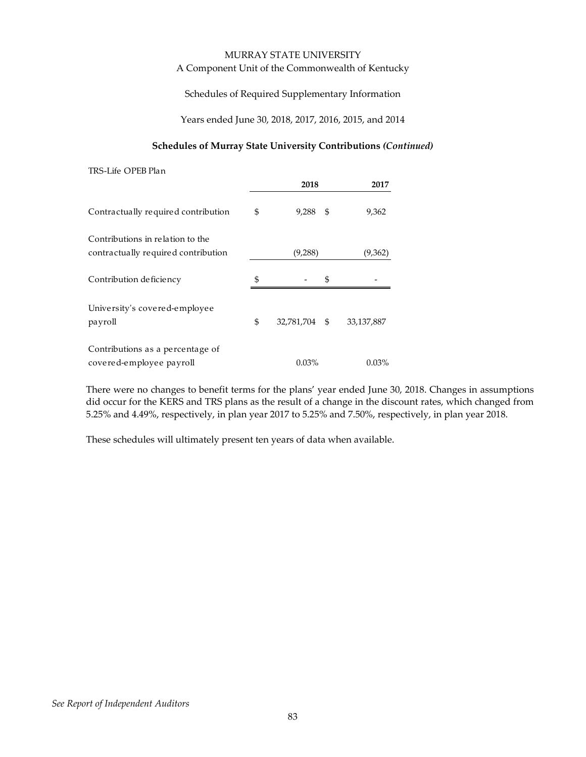MURRAY STATE UNIVERSITY

A Component Unit of the Commonwealth of Kentucky

Schedules of Required Supplementary Information

Years ended June 30, 2018, 2017, 2016, 2015, and 2014

**Schedules of Murray State University Contributions *(Continued)***

TRS-Life OPEB Plan

| | 2018 | 2017 |
|---|---|---|
| Contractually required contribution | $ 9,288 | $ 9,362 |
| Contributions in relation to the contractually required contribution | (9,288) | (9,362) |
| Contribution deficiency | $ - | $ - |
| University's covered-employee payroll | $ 32,781,704 | $ 33,137,887 |
| Contributions as a percentage of covered-employee payroll | 0.03% | 0.03% |

There were no changes to benefit terms for the plans' year ended June 30, 2018. Changes in assumptions did occur for the KERS and TRS plans as the result of a change in the discount rates, which changed from 5.25% and 4.49%, respectively, in plan year 2017 to 5.25% and 7.50%, respectively, in plan year 2018.

These schedules will ultimately present ten years of data when available.

*See Report of Independent Auditors*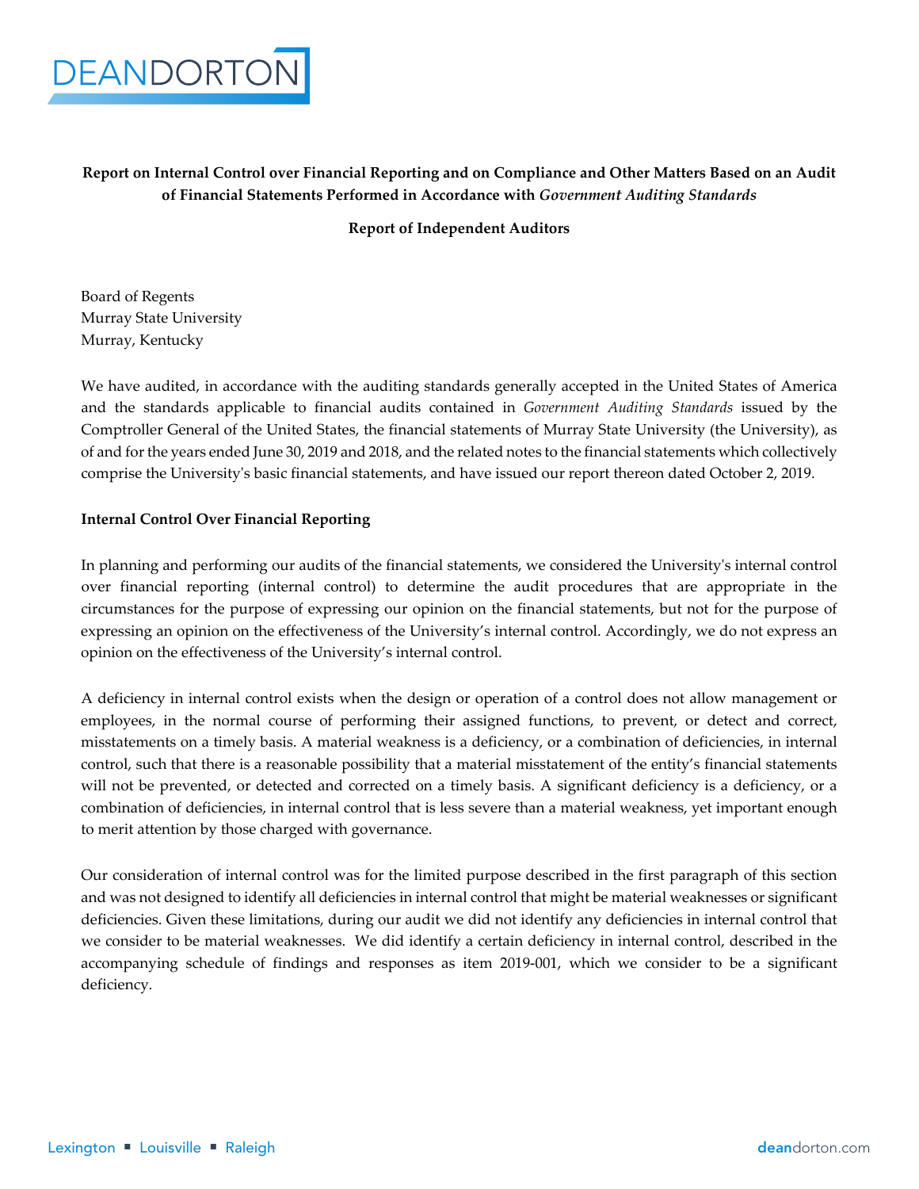**Report on Internal Control over Financial Reporting and on Compliance and Other Matters Based on an Audit of Financial Statements Performed in Accordance with *Government Auditing Standards***

**Report of Independent Auditors**

Board of Regents
Murray State University
Murray, Kentucky

We have audited, in accordance with the auditing standards generally accepted in the United States of America and the standards applicable to financial audits contained in *Government Auditing Standards* issued by the Comptroller General of the United States, the financial statements of Murray State University (the University), as of and for the years ended June 30, 2019 and 2018, and the related notes to the financial statements which collectively comprise the University's basic financial statements, and have issued our report thereon dated October 2, 2019.

**Internal Control Over Financial Reporting**

In planning and performing our audits of the financial statements, we considered the University's internal control over financial reporting (internal control) to determine the audit procedures that are appropriate in the circumstances for the purpose of expressing our opinion on the financial statements, but not for the purpose of expressing an opinion on the effectiveness of the University's internal control. Accordingly, we do not express an opinion on the effectiveness of the University's internal control.

A deficiency in internal control exists when the design or operation of a control does not allow management or employees, in the normal course of performing their assigned functions, to prevent, or detect and correct, misstatements on a timely basis. A material weakness is a deficiency, or a combination of deficiencies, in internal control, such that there is a reasonable possibility that a material misstatement of the entity's financial statements will not be prevented, or detected and corrected on a timely basis. A significant deficiency is a deficiency, or a combination of deficiencies, in internal control that is less severe than a material weakness, yet important enough to merit attention by those charged with governance.

Our consideration of internal control was for the limited purpose described in the first paragraph of this section and was not designed to identify all deficiencies in internal control that might be material weaknesses or significant deficiencies. Given these limitations, during our audit we did not identify any deficiencies in internal control that we consider to be material weaknesses. We did identify a certain deficiency in internal control, described in the accompanying schedule of findings and responses as item 2019-001, which we consider to be a significant deficiency.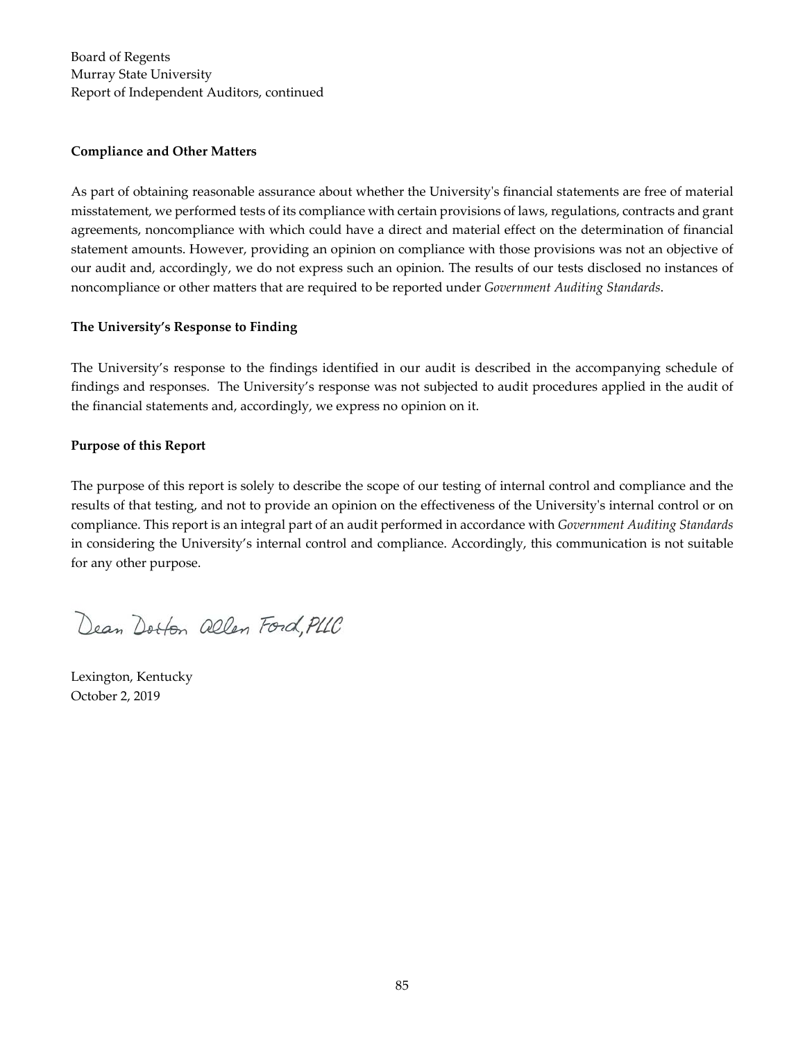Board of Regents
Murray State University
Report of Independent Auditors, continued

**Compliance and Other Matters**

As part of obtaining reasonable assurance about whether the University's financial statements are free of material misstatement, we performed tests of its compliance with certain provisions of laws, regulations, contracts and grant agreements, noncompliance with which could have a direct and material effect on the determination of financial statement amounts. However, providing an opinion on compliance with those provisions was not an objective of our audit and, accordingly, we do not express such an opinion. The results of our tests disclosed no instances of noncompliance or other matters that are required to be reported under *Government Auditing Standards*.

**The University's Response to Finding**

The University's response to the findings identified in our audit is described in the accompanying schedule of findings and responses. The University's response was not subjected to audit procedures applied in the audit of the financial statements and, accordingly, we express no opinion on it.

**Purpose of this Report**

The purpose of this report is solely to describe the scope of our testing of internal control and compliance and the results of that testing, and not to provide an opinion on the effectiveness of the University's internal control or on compliance. This report is an integral part of an audit performed in accordance with *Government Auditing Standards* in considering the University's internal control and compliance. Accordingly, this communication is not suitable for any other purpose.

Dean Dorton Allen Ford, PLLC

Lexington, Kentucky
October 2, 2019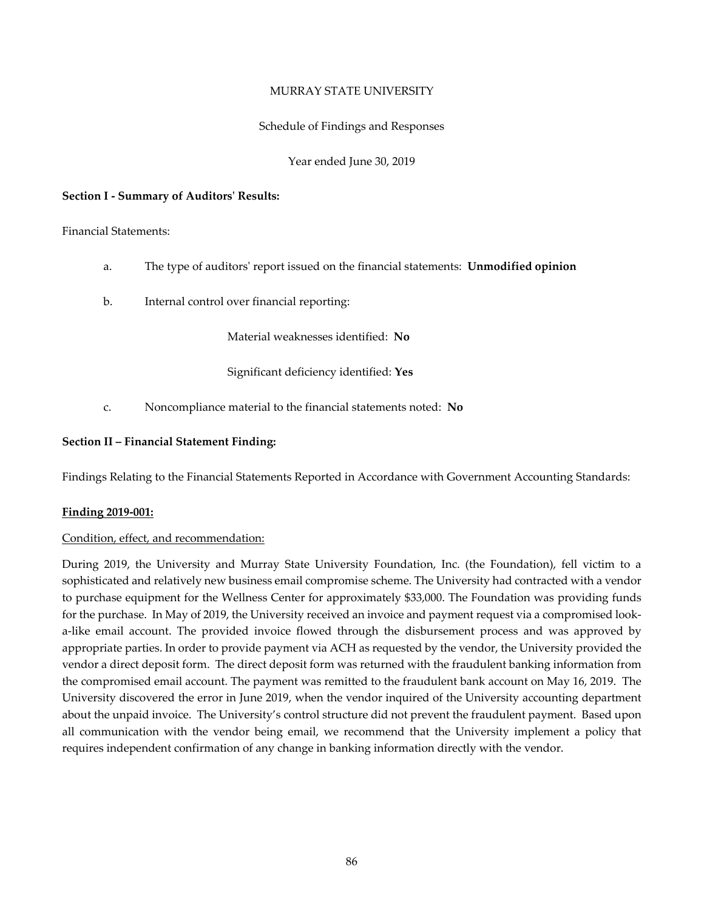MURRAY STATE UNIVERSITY

Schedule of Findings and Responses

Year ended June 30, 2019

**Section I - Summary of Auditors' Results:**

Financial Statements:

a. The type of auditors' report issued on the financial statements: **Unmodified opinion**

b. Internal control over financial reporting:

Material weaknesses identified: **No**

Significant deficiency identified: **Yes**

c. Noncompliance material to the financial statements noted: **No**

**Section II – Financial Statement Finding:**

Findings Relating to the Financial Statements Reported in Accordance with Government Accounting Standards:

**Finding 2019-001:**

Condition, effect, and recommendation:

During 2019, the University and Murray State University Foundation, Inc. (the Foundation), fell victim to a sophisticated and relatively new business email compromise scheme. The University had contracted with a vendor to purchase equipment for the Wellness Center for approximately $33,000. The Foundation was providing funds for the purchase. In May of 2019, the University received an invoice and payment request via a compromised look-a-like email account. The provided invoice flowed through the disbursement process and was approved by appropriate parties. In order to provide payment via ACH as requested by the vendor, the University provided the vendor a direct deposit form. The direct deposit form was returned with the fraudulent banking information from the compromised email account. The payment was remitted to the fraudulent bank account on May 16, 2019. The University discovered the error in June 2019, when the vendor inquired of the University accounting department about the unpaid invoice. The University's control structure did not prevent the fraudulent payment. Based upon all communication with the vendor being email, we recommend that the University implement a policy that requires independent confirmation of any change in banking information directly with the vendor.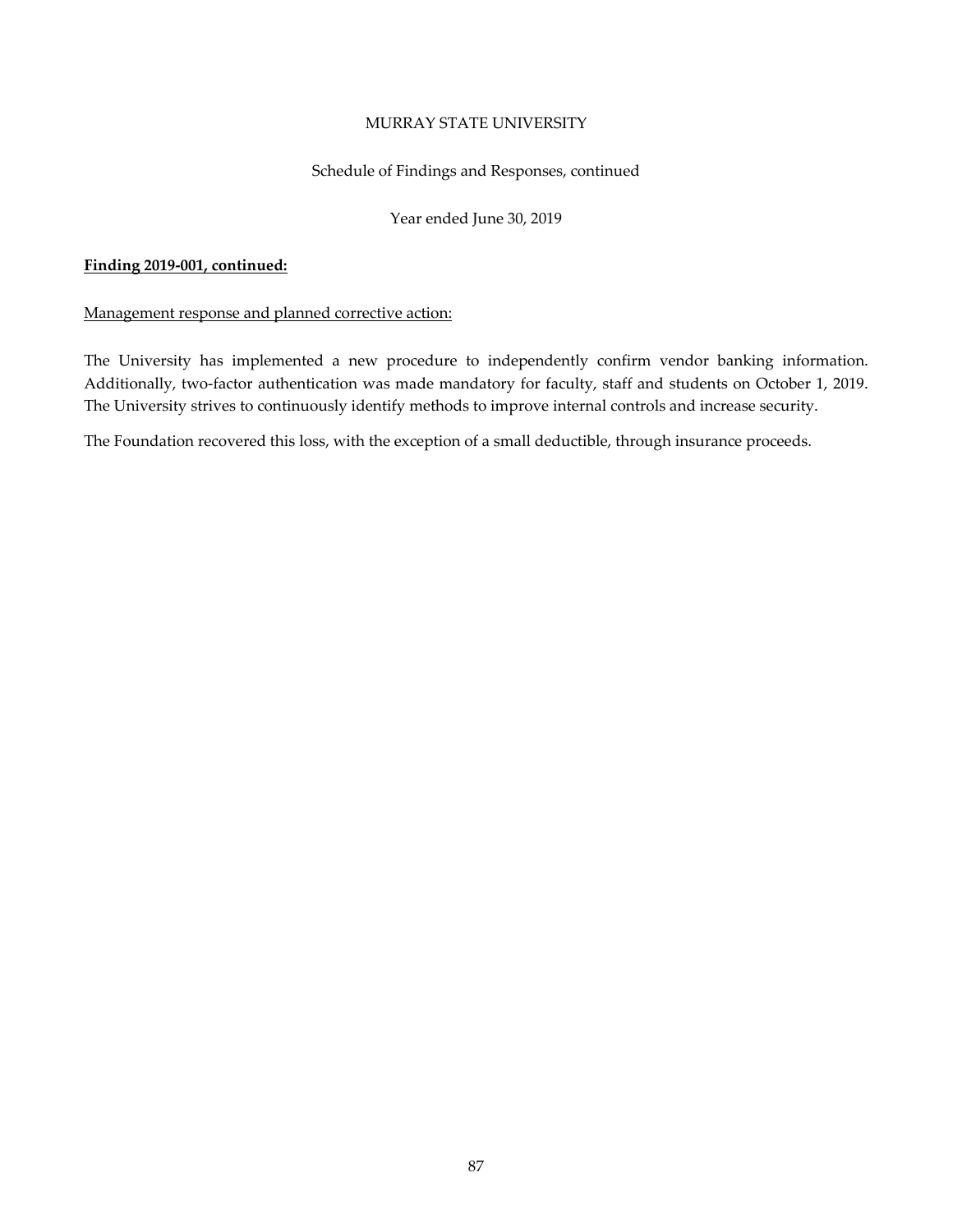MURRAY STATE UNIVERSITY

Schedule of Findings and Responses, continued

Year ended June 30, 2019

**Finding 2019-001, continued:**

Management response and planned corrective action:

The University has implemented a new procedure to independently confirm vendor banking information. Additionally, two-factor authentication was made mandatory for faculty, staff and students on October 1, 2019. The University strives to continuously identify methods to improve internal controls and increase security.

The Foundation recovered this loss, with the exception of a small deductible, through insurance proceeds.